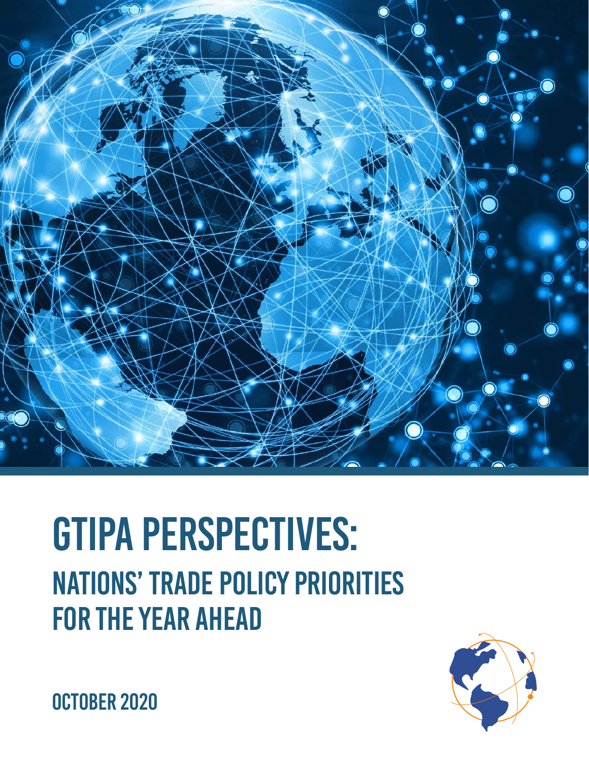# GTIPA PERSPECTIVES:

## NATIONS' TRADE POLICY PRIORITIES FOR THE YEAR AHEAD

OCTOBER 2020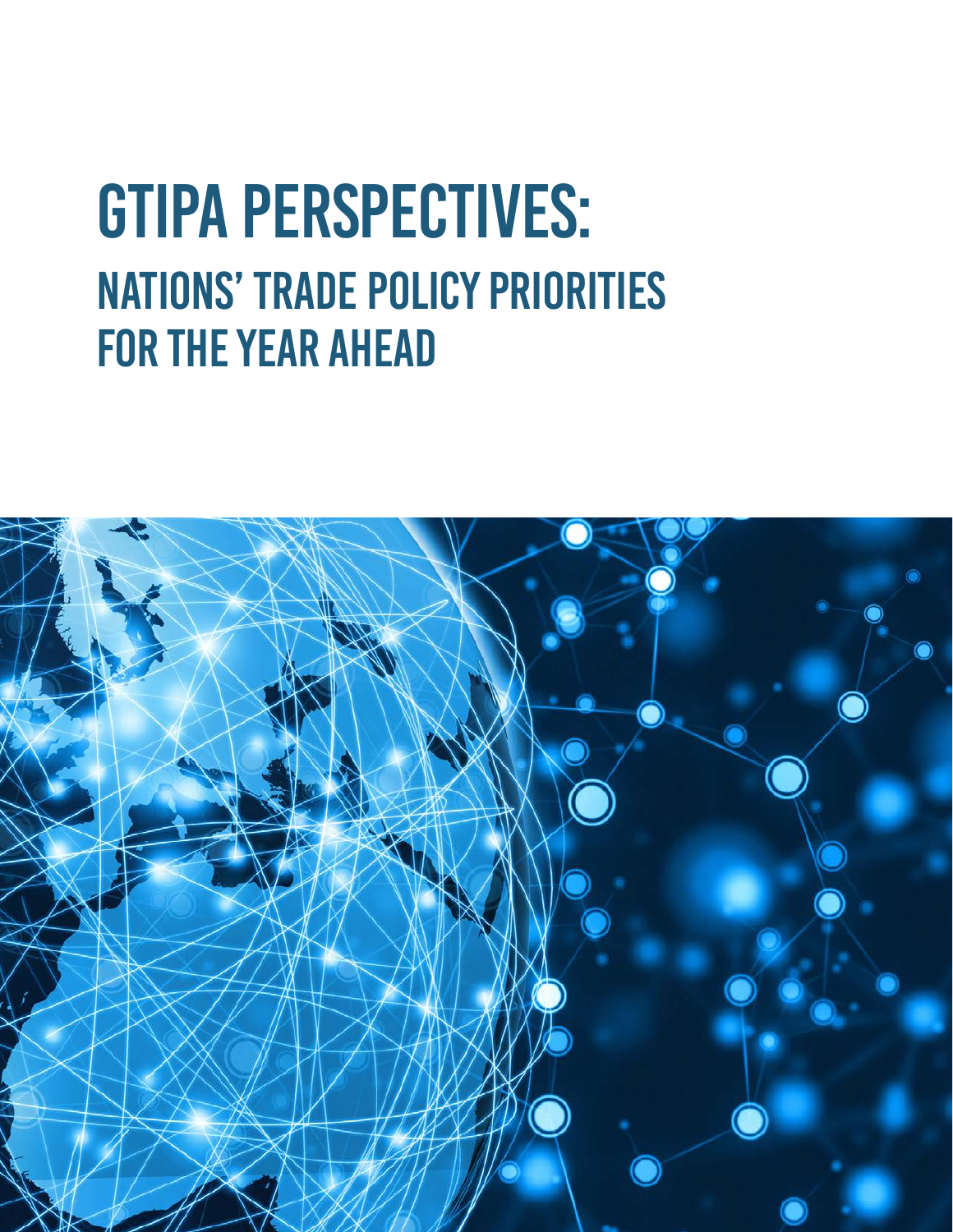# GTIPA PERSPECTIVES:

## NATIONS' TRADE POLICY PRIORITIES FOR THE YEAR AHEAD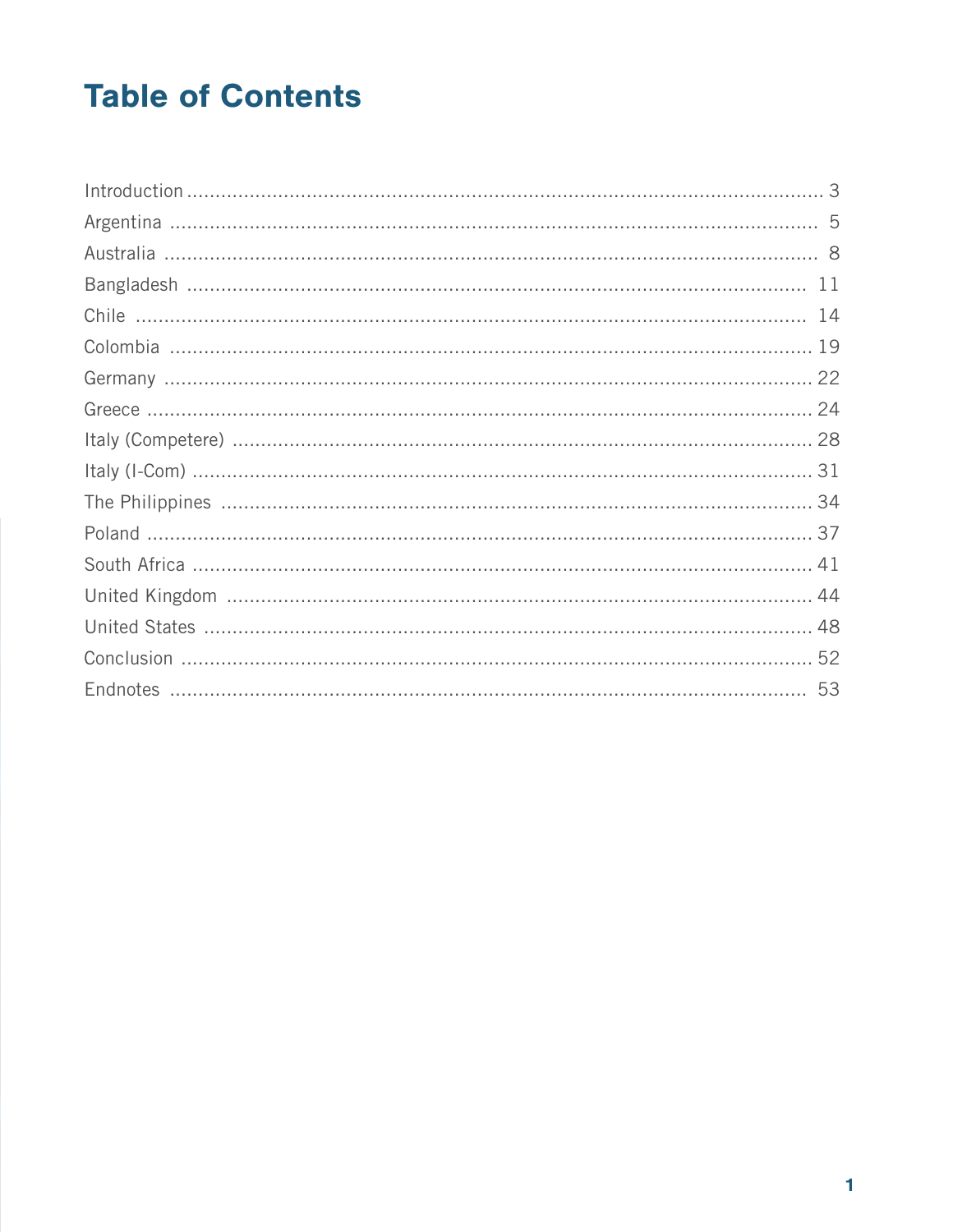# Table of Contents

| | |
|---|---|
| Introduction | 3 |
| Argentina | 5 |
| Australia | 8 |
| Bangladesh | 11 |
| Chile | 14 |
| Colombia | 19 |
| Germany | 22 |
| Greece | 24 |
| Italy (Competere) | 28 |
| Italy (I-Com) | 31 |
| The Philippines | 34 |
| Poland | 37 |
| South Africa | 41 |
| United Kingdom | 44 |
| United States | 48 |
| Conclusion | 52 |
| Endnotes | 53 |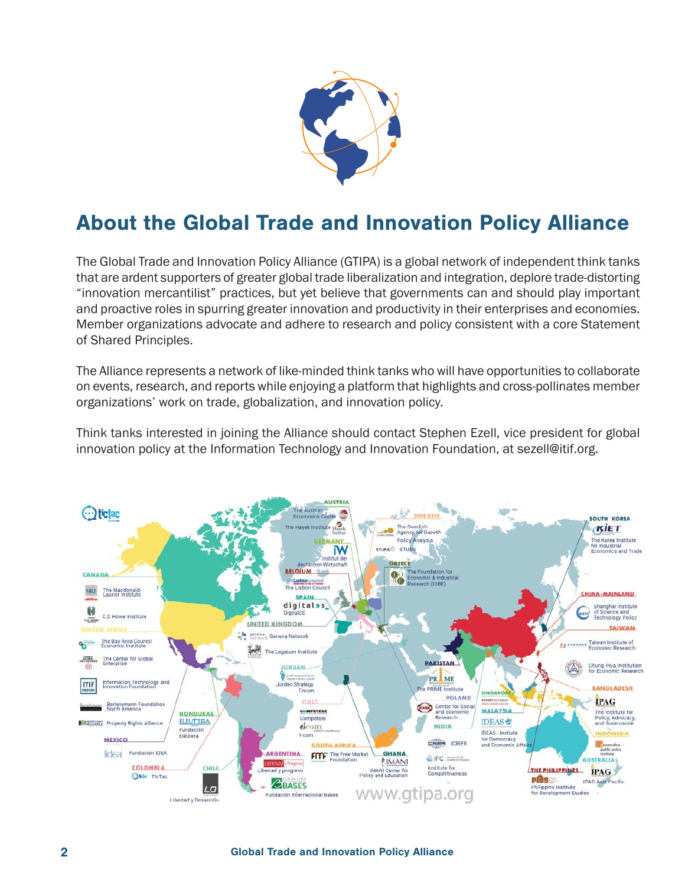## About the Global Trade and Innovation Policy Alliance

The Global Trade and Innovation Policy Alliance (GTIPA) is a global network of independent think tanks that are ardent supporters of greater global trade liberalization and integration, deplore trade-distorting "innovation mercantilist" practices, but yet believe that governments can and should play important and proactive roles in spurring greater innovation and productivity in their enterprises and economies. Member organizations advocate and adhere to research and policy consistent with a core Statement of Shared Principles.

The Alliance represents a network of like-minded think tanks who will have opportunities to collaborate on events, research, and reports while enjoying a platform that highlights and cross-pollinates member organizations' work on trade, globalization, and innovation policy.

Think tanks interested in joining the Alliance should contact Stephen Ezell, vice president for global innovation policy at the Information Technology and Innovation Foundation, at sezell@itif.org.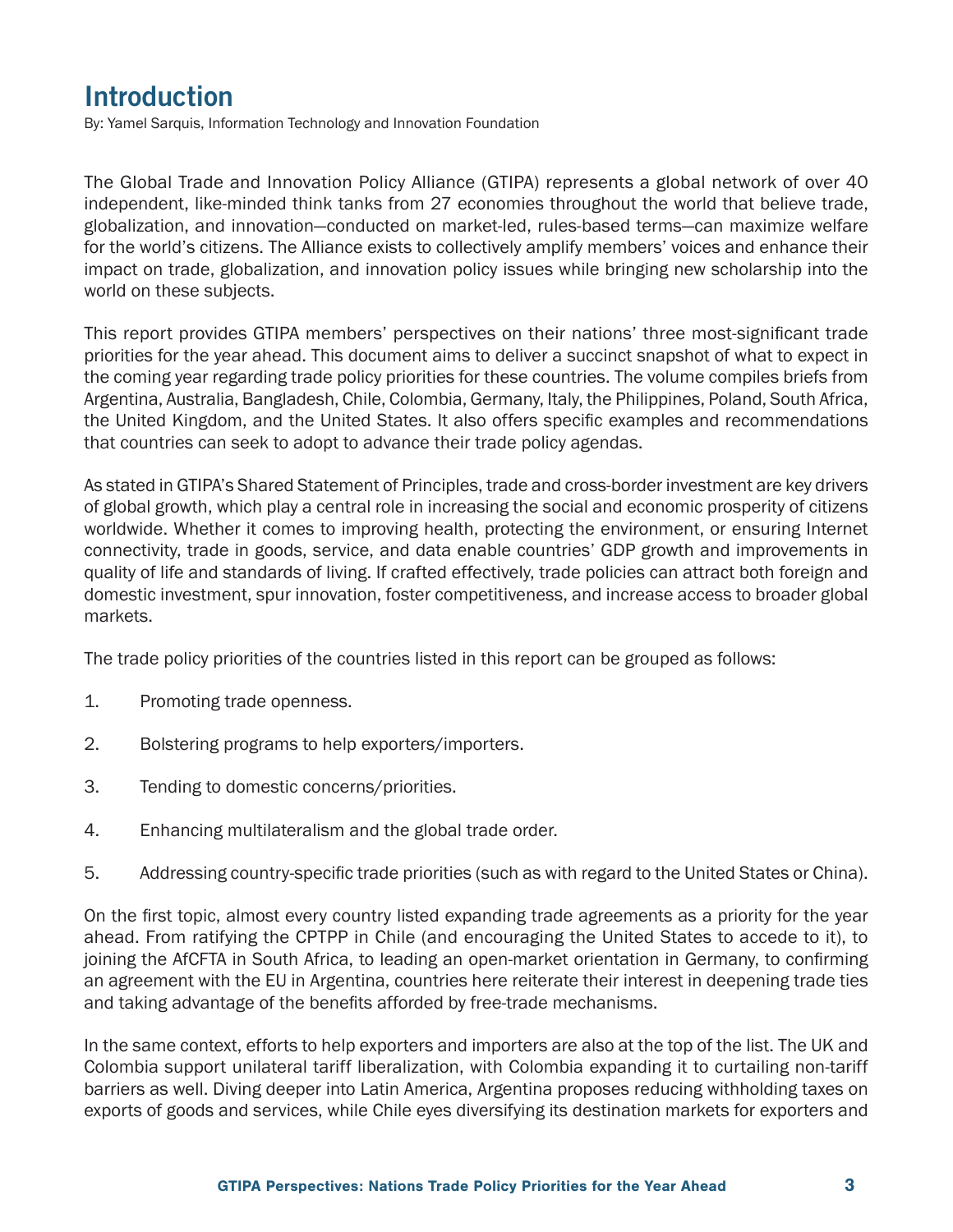# Introduction

By: Yamel Sarquis, Information Technology and Innovation Foundation

The Global Trade and Innovation Policy Alliance (GTIPA) represents a global network of over 40 independent, like-minded think tanks from 27 economies throughout the world that believe trade, globalization, and innovation—conducted on market-led, rules-based terms—can maximize welfare for the world's citizens. The Alliance exists to collectively amplify members' voices and enhance their impact on trade, globalization, and innovation policy issues while bringing new scholarship into the world on these subjects.

This report provides GTIPA members' perspectives on their nations' three most-significant trade priorities for the year ahead. This document aims to deliver a succinct snapshot of what to expect in the coming year regarding trade policy priorities for these countries. The volume compiles briefs from Argentina, Australia, Bangladesh, Chile, Colombia, Germany, Italy, the Philippines, Poland, South Africa, the United Kingdom, and the United States. It also offers specific examples and recommendations that countries can seek to adopt to advance their trade policy agendas.

As stated in GTIPA's Shared Statement of Principles, trade and cross-border investment are key drivers of global growth, which play a central role in increasing the social and economic prosperity of citizens worldwide. Whether it comes to improving health, protecting the environment, or ensuring Internet connectivity, trade in goods, service, and data enable countries' GDP growth and improvements in quality of life and standards of living. If crafted effectively, trade policies can attract both foreign and domestic investment, spur innovation, foster competitiveness, and increase access to broader global markets.

The trade policy priorities of the countries listed in this report can be grouped as follows:

1. Promoting trade openness.
2. Bolstering programs to help exporters/importers.
3. Tending to domestic concerns/priorities.
4. Enhancing multilateralism and the global trade order.
5. Addressing country-specific trade priorities (such as with regard to the United States or China).

On the first topic, almost every country listed expanding trade agreements as a priority for the year ahead. From ratifying the CPTPP in Chile (and encouraging the United States to accede to it), to joining the AfCFTA in South Africa, to leading an open-market orientation in Germany, to confirming an agreement with the EU in Argentina, countries here reiterate their interest in deepening trade ties and taking advantage of the benefits afforded by free-trade mechanisms.

In the same context, efforts to help exporters and importers are also at the top of the list. The UK and Colombia support unilateral tariff liberalization, with Colombia expanding it to curtailing non-tariff barriers as well. Diving deeper into Latin America, Argentina proposes reducing withholding taxes on exports of goods and services, while Chile eyes diversifying its destination markets for exporters and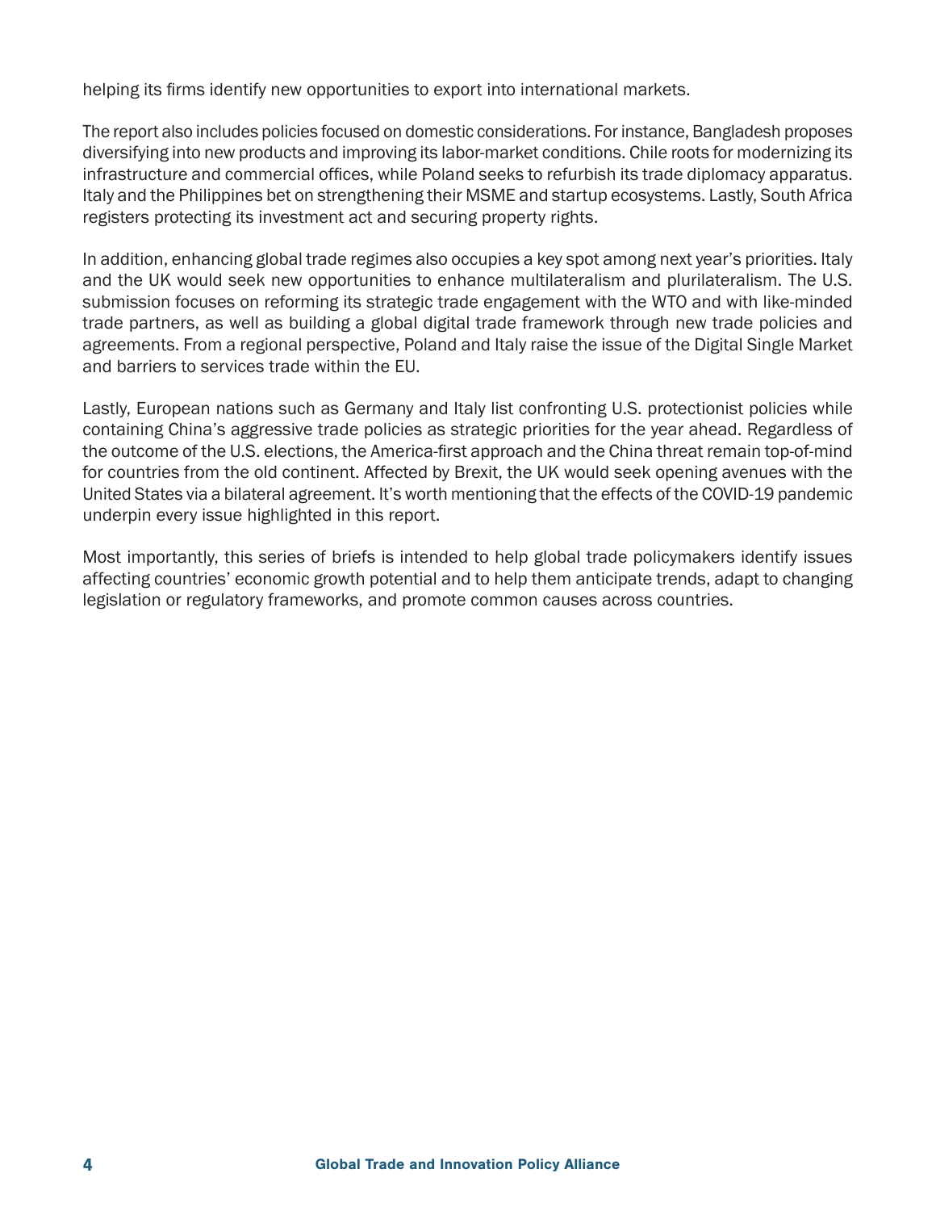helping its firms identify new opportunities to export into international markets.

The report also includes policies focused on domestic considerations. For instance, Bangladesh proposes diversifying into new products and improving its labor-market conditions. Chile roots for modernizing its infrastructure and commercial offices, while Poland seeks to refurbish its trade diplomacy apparatus. Italy and the Philippines bet on strengthening their MSME and startup ecosystems. Lastly, South Africa registers protecting its investment act and securing property rights.

In addition, enhancing global trade regimes also occupies a key spot among next year's priorities. Italy and the UK would seek new opportunities to enhance multilateralism and plurilateralism. The U.S. submission focuses on reforming its strategic trade engagement with the WTO and with like-minded trade partners, as well as building a global digital trade framework through new trade policies and agreements. From a regional perspective, Poland and Italy raise the issue of the Digital Single Market and barriers to services trade within the EU.

Lastly, European nations such as Germany and Italy list confronting U.S. protectionist policies while containing China's aggressive trade policies as strategic priorities for the year ahead. Regardless of the outcome of the U.S. elections, the America-first approach and the China threat remain top-of-mind for countries from the old continent. Affected by Brexit, the UK would seek opening avenues with the United States via a bilateral agreement. It's worth mentioning that the effects of the COVID-19 pandemic underpin every issue highlighted in this report.

Most importantly, this series of briefs is intended to help global trade policymakers identify issues affecting countries' economic growth potential and to help them anticipate trends, adapt to changing legislation or regulatory frameworks, and promote common causes across countries.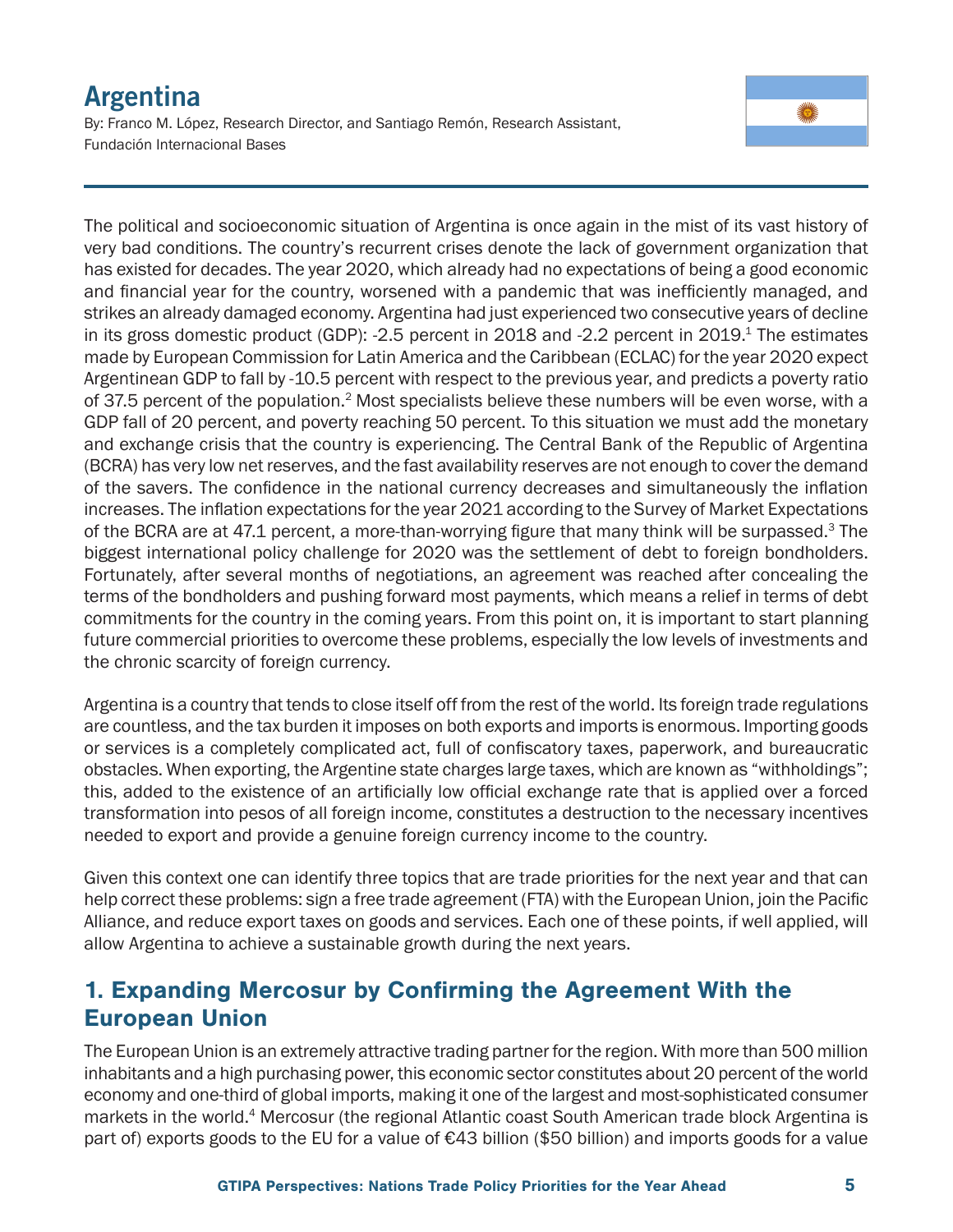# Argentina

By: Franco M. López, Research Director, and Santiago Remón, Research Assistant, Fundación Internacional Bases

The political and socioeconomic situation of Argentina is once again in the mist of its vast history of very bad conditions. The country's recurrent crises denote the lack of government organization that has existed for decades. The year 2020, which already had no expectations of being a good economic and financial year for the country, worsened with a pandemic that was inefficiently managed, and strikes an already damaged economy. Argentina had just experienced two consecutive years of decline in its gross domestic product (GDP): -2.5 percent in 2018 and -2.2 percent in 2019.[1] The estimates made by European Commission for Latin America and the Caribbean (ECLAC) for the year 2020 expect Argentinean GDP to fall by -10.5 percent with respect to the previous year, and predicts a poverty ratio of 37.5 percent of the population.[2] Most specialists believe these numbers will be even worse, with a GDP fall of 20 percent, and poverty reaching 50 percent. To this situation we must add the monetary and exchange crisis that the country is experiencing. The Central Bank of the Republic of Argentina (BCRA) has very low net reserves, and the fast availability reserves are not enough to cover the demand of the savers. The confidence in the national currency decreases and simultaneously the inflation increases. The inflation expectations for the year 2021 according to the Survey of Market Expectations of the BCRA are at 47.1 percent, a more-than-worrying figure that many think will be surpassed.[3] The biggest international policy challenge for 2020 was the settlement of debt to foreign bondholders. Fortunately, after several months of negotiations, an agreement was reached after concealing the terms of the bondholders and pushing forward most payments, which means a relief in terms of debt commitments for the country in the coming years. From this point on, it is important to start planning future commercial priorities to overcome these problems, especially the low levels of investments and the chronic scarcity of foreign currency.

Argentina is a country that tends to close itself off from the rest of the world. Its foreign trade regulations are countless, and the tax burden it imposes on both exports and imports is enormous. Importing goods or services is a completely complicated act, full of confiscatory taxes, paperwork, and bureaucratic obstacles. When exporting, the Argentine state charges large taxes, which are known as "withholdings"; this, added to the existence of an artificially low official exchange rate that is applied over a forced transformation into pesos of all foreign income, constitutes a destruction to the necessary incentives needed to export and provide a genuine foreign currency income to the country.

Given this context one can identify three topics that are trade priorities for the next year and that can help correct these problems: sign a free trade agreement (FTA) with the European Union, join the Pacific Alliance, and reduce export taxes on goods and services. Each one of these points, if well applied, will allow Argentina to achieve a sustainable growth during the next years.

## 1. Expanding Mercosur by Confirming the Agreement With the European Union

The European Union is an extremely attractive trading partner for the region. With more than 500 million inhabitants and a high purchasing power, this economic sector constitutes about 20 percent of the world economy and one-third of global imports, making it one of the largest and most-sophisticated consumer markets in the world.[4] Mercosur (the regional Atlantic coast South American trade block Argentina is part of) exports goods to the EU for a value of €43 billion ($50 billion) and imports goods for a value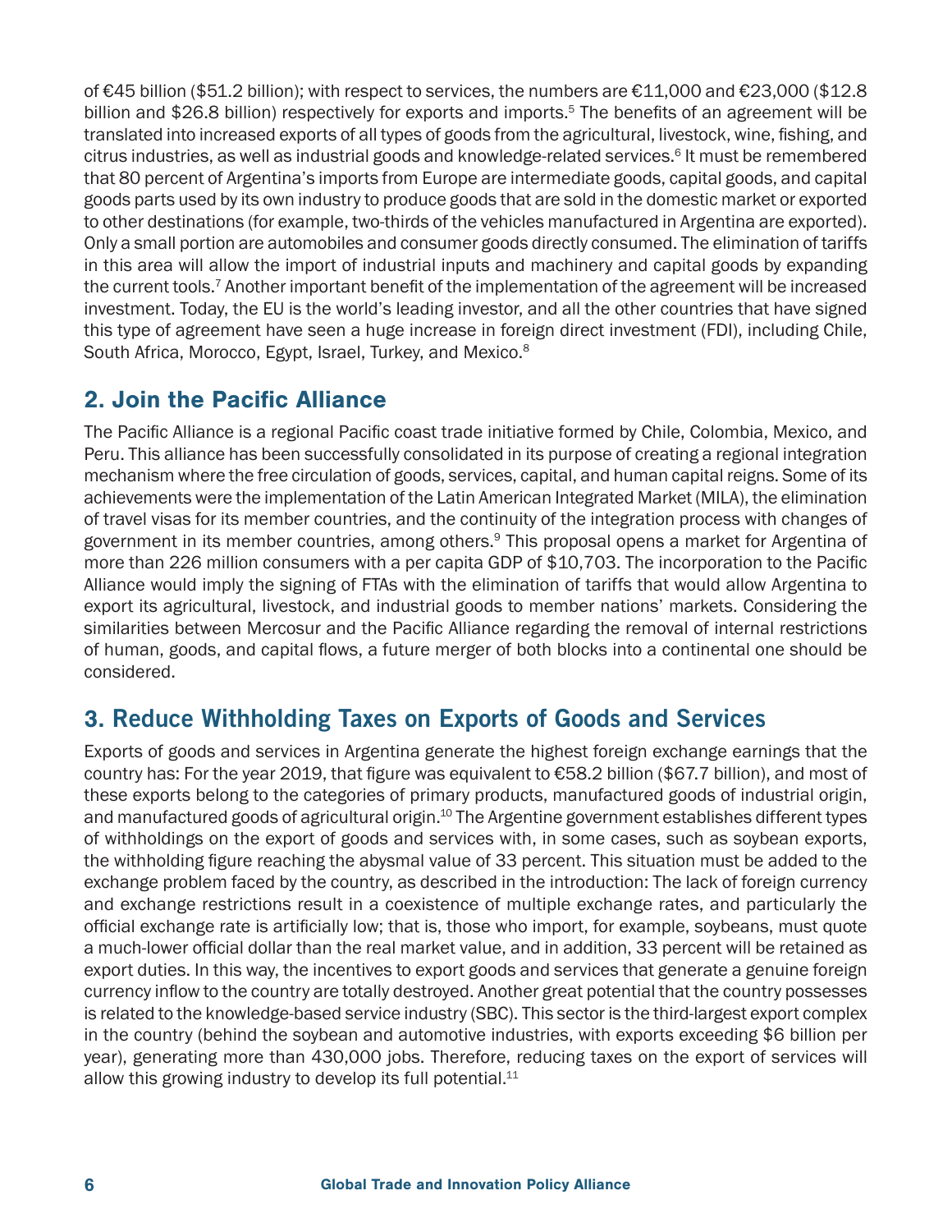of €45 billion ($51.2 billion); with respect to services, the numbers are €11,000 and €23,000 ($12.8 billion and $26.8 billion) respectively for exports and imports.[5] The benefits of an agreement will be translated into increased exports of all types of goods from the agricultural, livestock, wine, fishing, and citrus industries, as well as industrial goods and knowledge-related services.[6] It must be remembered that 80 percent of Argentina's imports from Europe are intermediate goods, capital goods, and capital goods parts used by its own industry to produce goods that are sold in the domestic market or exported to other destinations (for example, two-thirds of the vehicles manufactured in Argentina are exported). Only a small portion are automobiles and consumer goods directly consumed. The elimination of tariffs in this area will allow the import of industrial inputs and machinery and capital goods by expanding the current tools.[7] Another important benefit of the implementation of the agreement will be increased investment. Today, the EU is the world's leading investor, and all the other countries that have signed this type of agreement have seen a huge increase in foreign direct investment (FDI), including Chile, South Africa, Morocco, Egypt, Israel, Turkey, and Mexico.[8]

## 2. Join the Pacific Alliance

The Pacific Alliance is a regional Pacific coast trade initiative formed by Chile, Colombia, Mexico, and Peru. This alliance has been successfully consolidated in its purpose of creating a regional integration mechanism where the free circulation of goods, services, capital, and human capital reigns. Some of its achievements were the implementation of the Latin American Integrated Market (MILA), the elimination of travel visas for its member countries, and the continuity of the integration process with changes of government in its member countries, among others.[9] This proposal opens a market for Argentina of more than 226 million consumers with a per capita GDP of $10,703. The incorporation to the Pacific Alliance would imply the signing of FTAs with the elimination of tariffs that would allow Argentina to export its agricultural, livestock, and industrial goods to member nations' markets. Considering the similarities between Mercosur and the Pacific Alliance regarding the removal of internal restrictions of human, goods, and capital flows, a future merger of both blocks into a continental one should be considered.

## 3. Reduce Withholding Taxes on Exports of Goods and Services

Exports of goods and services in Argentina generate the highest foreign exchange earnings that the country has: For the year 2019, that figure was equivalent to €58.2 billion ($67.7 billion), and most of these exports belong to the categories of primary products, manufactured goods of industrial origin, and manufactured goods of agricultural origin.[10] The Argentine government establishes different types of withholdings on the export of goods and services with, in some cases, such as soybean exports, the withholding figure reaching the abysmal value of 33 percent. This situation must be added to the exchange problem faced by the country, as described in the introduction: The lack of foreign currency and exchange restrictions result in a coexistence of multiple exchange rates, and particularly the official exchange rate is artificially low; that is, those who import, for example, soybeans, must quote a much-lower official dollar than the real market value, and in addition, 33 percent will be retained as export duties. In this way, the incentives to export goods and services that generate a genuine foreign currency inflow to the country are totally destroyed. Another great potential that the country possesses is related to the knowledge-based service industry (SBC). This sector is the third-largest export complex in the country (behind the soybean and automotive industries, with exports exceeding $6 billion per year), generating more than 430,000 jobs. Therefore, reducing taxes on the export of services will allow this growing industry to develop its full potential.[11]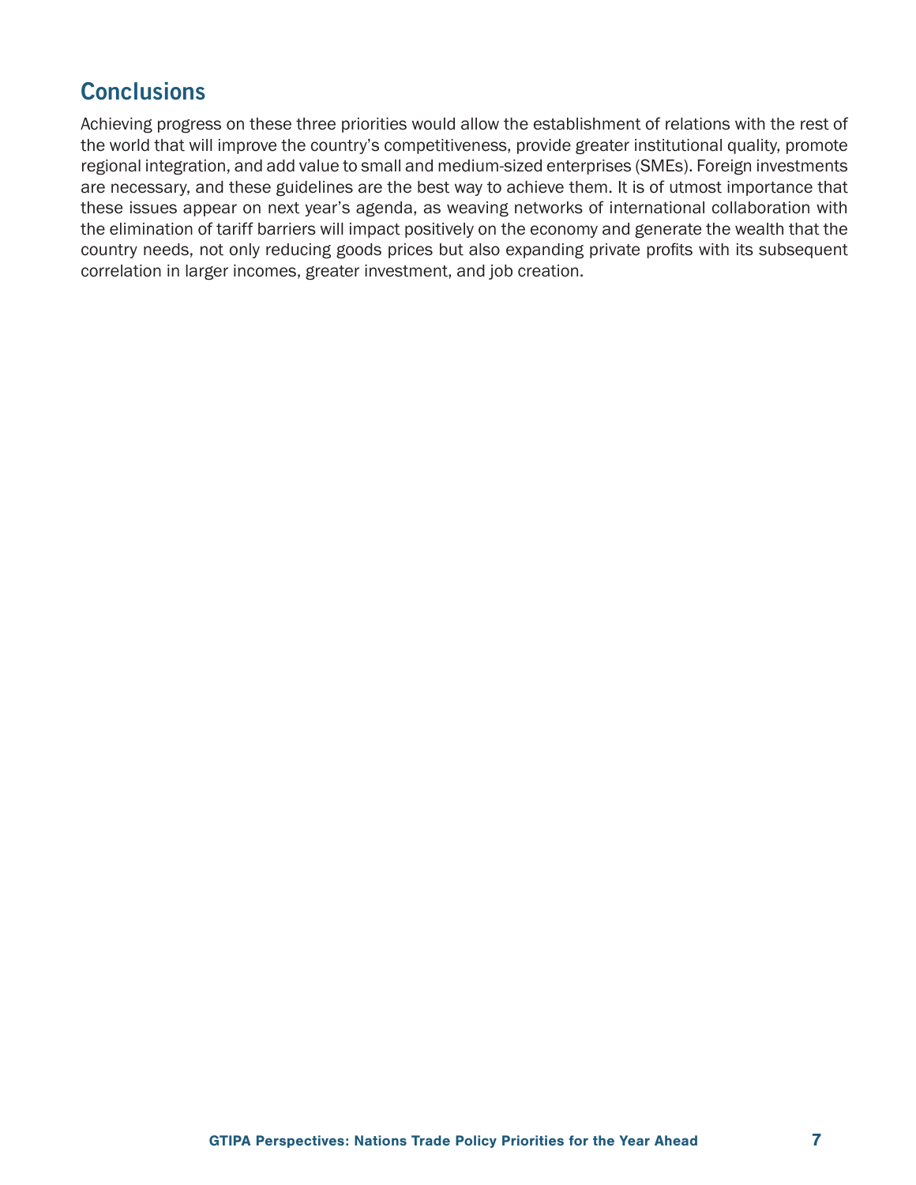## Conclusions

Achieving progress on these three priorities would allow the establishment of relations with the rest of the world that will improve the country's competitiveness, provide greater institutional quality, promote regional integration, and add value to small and medium-sized enterprises (SMEs). Foreign investments are necessary, and these guidelines are the best way to achieve them. It is of utmost importance that these issues appear on next year's agenda, as weaving networks of international collaboration with the elimination of tariff barriers will impact positively on the economy and generate the wealth that the country needs, not only reducing goods prices but also expanding private profits with its subsequent correlation in larger incomes, greater investment, and job creation.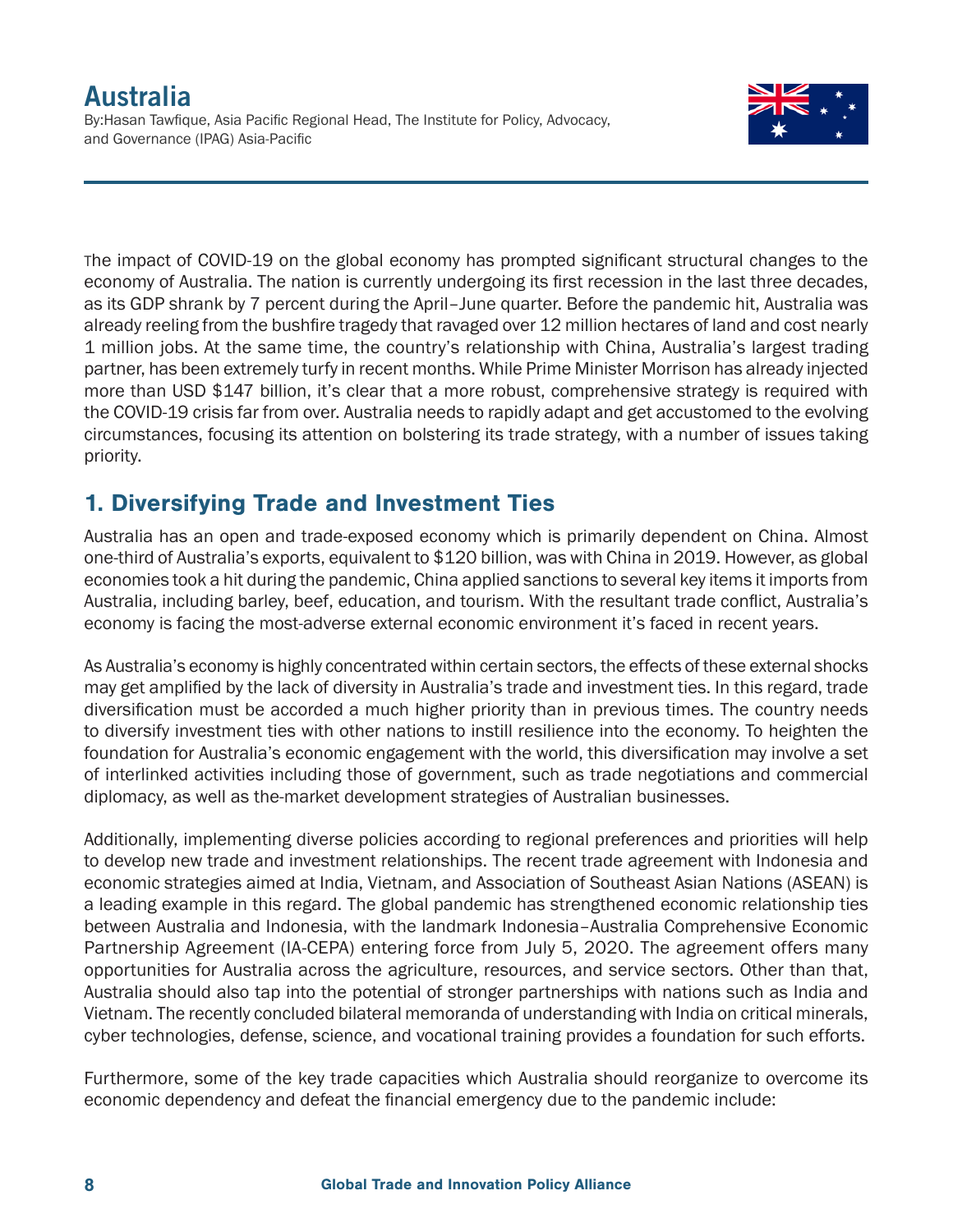# Australia

By:Hasan Tawfique, Asia Pacific Regional Head, The Institute for Policy, Advocacy, and Governance (IPAG) Asia-Pacific

The impact of COVID-19 on the global economy has prompted significant structural changes to the economy of Australia. The nation is currently undergoing its first recession in the last three decades, as its GDP shrank by 7 percent during the April–June quarter. Before the pandemic hit, Australia was already reeling from the bushfire tragedy that ravaged over 12 million hectares of land and cost nearly 1 million jobs. At the same time, the country's relationship with China, Australia's largest trading partner, has been extremely turfy in recent months. While Prime Minister Morrison has already injected more than USD $147 billion, it's clear that a more robust, comprehensive strategy is required with the COVID-19 crisis far from over. Australia needs to rapidly adapt and get accustomed to the evolving circumstances, focusing its attention on bolstering its trade strategy, with a number of issues taking priority.

## 1. Diversifying Trade and Investment Ties

Australia has an open and trade-exposed economy which is primarily dependent on China. Almost one-third of Australia's exports, equivalent to $120 billion, was with China in 2019. However, as global economies took a hit during the pandemic, China applied sanctions to several key items it imports from Australia, including barley, beef, education, and tourism. With the resultant trade conflict, Australia's economy is facing the most-adverse external economic environment it's faced in recent years.

As Australia's economy is highly concentrated within certain sectors, the effects of these external shocks may get amplified by the lack of diversity in Australia's trade and investment ties. In this regard, trade diversification must be accorded a much higher priority than in previous times. The country needs to diversify investment ties with other nations to instill resilience into the economy. To heighten the foundation for Australia's economic engagement with the world, this diversification may involve a set of interlinked activities including those of government, such as trade negotiations and commercial diplomacy, as well as the-market development strategies of Australian businesses.

Additionally, implementing diverse policies according to regional preferences and priorities will help to develop new trade and investment relationships. The recent trade agreement with Indonesia and economic strategies aimed at India, Vietnam, and Association of Southeast Asian Nations (ASEAN) is a leading example in this regard. The global pandemic has strengthened economic relationship ties between Australia and Indonesia, with the landmark Indonesia–Australia Comprehensive Economic Partnership Agreement (IA-CEPA) entering force from July 5, 2020. The agreement offers many opportunities for Australia across the agriculture, resources, and service sectors. Other than that, Australia should also tap into the potential of stronger partnerships with nations such as India and Vietnam. The recently concluded bilateral memoranda of understanding with India on critical minerals, cyber technologies, defense, science, and vocational training provides a foundation for such efforts.

Furthermore, some of the key trade capacities which Australia should reorganize to overcome its economic dependency and defeat the financial emergency due to the pandemic include: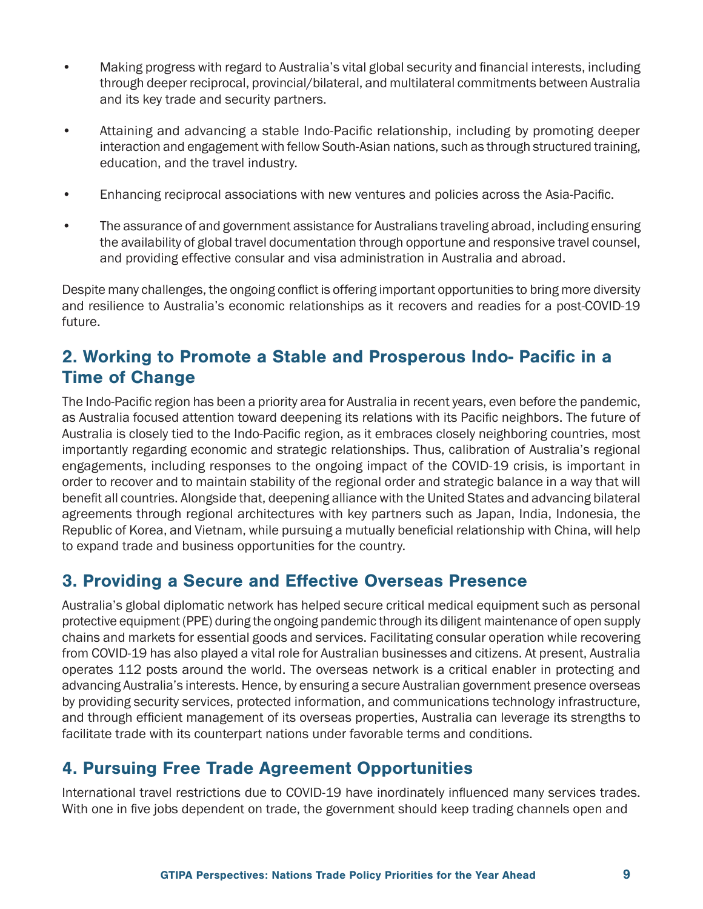- Making progress with regard to Australia's vital global security and financial interests, including through deeper reciprocal, provincial/bilateral, and multilateral commitments between Australia and its key trade and security partners.
- Attaining and advancing a stable Indo-Pacific relationship, including by promoting deeper interaction and engagement with fellow South-Asian nations, such as through structured training, education, and the travel industry.
- Enhancing reciprocal associations with new ventures and policies across the Asia-Pacific.
- The assurance of and government assistance for Australians traveling abroad, including ensuring the availability of global travel documentation through opportune and responsive travel counsel, and providing effective consular and visa administration in Australia and abroad.

Despite many challenges, the ongoing conflict is offering important opportunities to bring more diversity and resilience to Australia's economic relationships as it recovers and readies for a post-COVID-19 future.

## 2. Working to Promote a Stable and Prosperous Indo- Pacific in a Time of Change

The Indo-Pacific region has been a priority area for Australia in recent years, even before the pandemic, as Australia focused attention toward deepening its relations with its Pacific neighbors. The future of Australia is closely tied to the Indo-Pacific region, as it embraces closely neighboring countries, most importantly regarding economic and strategic relationships. Thus, calibration of Australia's regional engagements, including responses to the ongoing impact of the COVID-19 crisis, is important in order to recover and to maintain stability of the regional order and strategic balance in a way that will benefit all countries. Alongside that, deepening alliance with the United States and advancing bilateral agreements through regional architectures with key partners such as Japan, India, Indonesia, the Republic of Korea, and Vietnam, while pursuing a mutually beneficial relationship with China, will help to expand trade and business opportunities for the country.

## 3. Providing a Secure and Effective Overseas Presence

Australia's global diplomatic network has helped secure critical medical equipment such as personal protective equipment (PPE) during the ongoing pandemic through its diligent maintenance of open supply chains and markets for essential goods and services. Facilitating consular operation while recovering from COVID-19 has also played a vital role for Australian businesses and citizens. At present, Australia operates 112 posts around the world. The overseas network is a critical enabler in protecting and advancing Australia's interests. Hence, by ensuring a secure Australian government presence overseas by providing security services, protected information, and communications technology infrastructure, and through efficient management of its overseas properties, Australia can leverage its strengths to facilitate trade with its counterpart nations under favorable terms and conditions.

## 4. Pursuing Free Trade Agreement Opportunities

International travel restrictions due to COVID-19 have inordinately influenced many services trades. With one in five jobs dependent on trade, the government should keep trading channels open and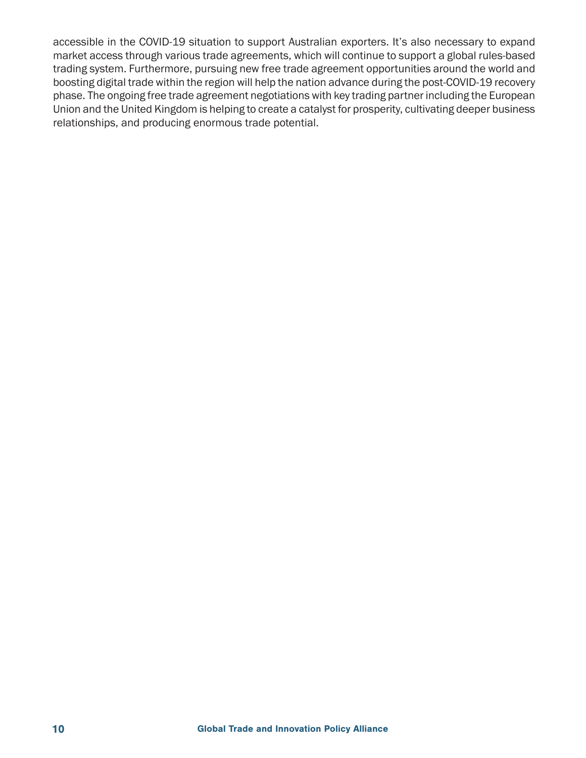accessible in the COVID-19 situation to support Australian exporters. It's also necessary to expand market access through various trade agreements, which will continue to support a global rules-based trading system. Furthermore, pursuing new free trade agreement opportunities around the world and boosting digital trade within the region will help the nation advance during the post-COVID-19 recovery phase. The ongoing free trade agreement negotiations with key trading partner including the European Union and the United Kingdom is helping to create a catalyst for prosperity, cultivating deeper business relationships, and producing enormous trade potential.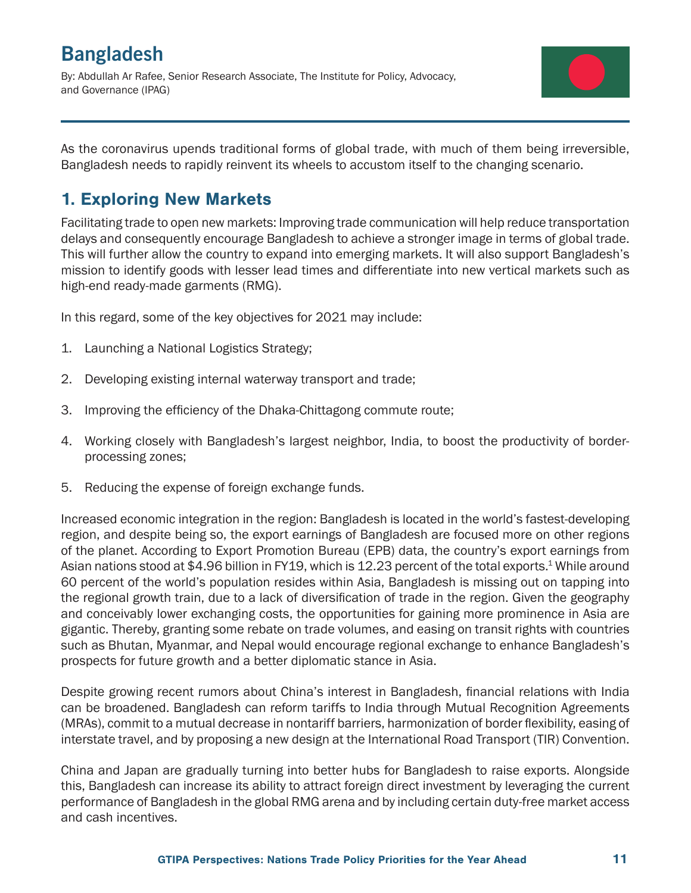# Bangladesh

By: Abdullah Ar Rafee, Senior Research Associate, The Institute for Policy, Advocacy, and Governance (IPAG)

As the coronavirus upends traditional forms of global trade, with much of them being irreversible, Bangladesh needs to rapidly reinvent its wheels to accustom itself to the changing scenario.

## 1. Exploring New Markets

Facilitating trade to open new markets: Improving trade communication will help reduce transportation delays and consequently encourage Bangladesh to achieve a stronger image in terms of global trade. This will further allow the country to expand into emerging markets. It will also support Bangladesh's mission to identify goods with lesser lead times and differentiate into new vertical markets such as high-end ready-made garments (RMG).

In this regard, some of the key objectives for 2021 may include:

1. Launching a National Logistics Strategy;
2. Developing existing internal waterway transport and trade;
3. Improving the efficiency of the Dhaka-Chittagong commute route;
4. Working closely with Bangladesh's largest neighbor, India, to boost the productivity of border-processing zones;
5. Reducing the expense of foreign exchange funds.

Increased economic integration in the region: Bangladesh is located in the world's fastest-developing region, and despite being so, the export earnings of Bangladesh are focused more on other regions of the planet. According to Export Promotion Bureau (EPB) data, the country's export earnings from Asian nations stood at $4.96 billion in FY19, which is 12.23 percent of the total exports.[1] While around 60 percent of the world's population resides within Asia, Bangladesh is missing out on tapping into the regional growth train, due to a lack of diversification of trade in the region. Given the geography and conceivably lower exchanging costs, the opportunities for gaining more prominence in Asia are gigantic. Thereby, granting some rebate on trade volumes, and easing on transit rights with countries such as Bhutan, Myanmar, and Nepal would encourage regional exchange to enhance Bangladesh's prospects for future growth and a better diplomatic stance in Asia.

Despite growing recent rumors about China's interest in Bangladesh, financial relations with India can be broadened. Bangladesh can reform tariffs to India through Mutual Recognition Agreements (MRAs), commit to a mutual decrease in nontariff barriers, harmonization of border flexibility, easing of interstate travel, and by proposing a new design at the International Road Transport (TIR) Convention.

China and Japan are gradually turning into better hubs for Bangladesh to raise exports. Alongside this, Bangladesh can increase its ability to attract foreign direct investment by leveraging the current performance of Bangladesh in the global RMG arena and by including certain duty-free market access and cash incentives.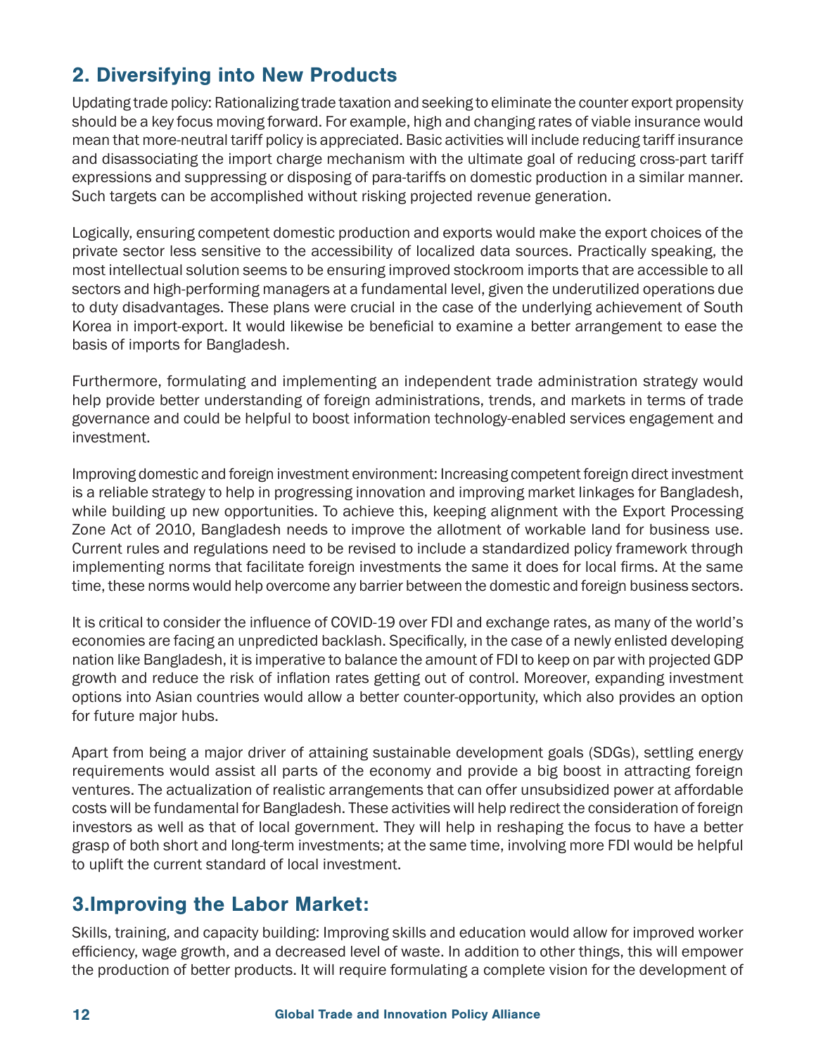## 2. Diversifying into New Products

Updating trade policy: Rationalizing trade taxation and seeking to eliminate the counter export propensity should be a key focus moving forward. For example, high and changing rates of viable insurance would mean that more-neutral tariff policy is appreciated. Basic activities will include reducing tariff insurance and disassociating the import charge mechanism with the ultimate goal of reducing cross-part tariff expressions and suppressing or disposing of para-tariffs on domestic production in a similar manner. Such targets can be accomplished without risking projected revenue generation.

Logically, ensuring competent domestic production and exports would make the export choices of the private sector less sensitive to the accessibility of localized data sources. Practically speaking, the most intellectual solution seems to be ensuring improved stockroom imports that are accessible to all sectors and high-performing managers at a fundamental level, given the underutilized operations due to duty disadvantages. These plans were crucial in the case of the underlying achievement of South Korea in import-export. It would likewise be beneficial to examine a better arrangement to ease the basis of imports for Bangladesh.

Furthermore, formulating and implementing an independent trade administration strategy would help provide better understanding of foreign administrations, trends, and markets in terms of trade governance and could be helpful to boost information technology-enabled services engagement and investment.

Improving domestic and foreign investment environment: Increasing competent foreign direct investment is a reliable strategy to help in progressing innovation and improving market linkages for Bangladesh, while building up new opportunities. To achieve this, keeping alignment with the Export Processing Zone Act of 2010, Bangladesh needs to improve the allotment of workable land for business use. Current rules and regulations need to be revised to include a standardized policy framework through implementing norms that facilitate foreign investments the same it does for local firms. At the same time, these norms would help overcome any barrier between the domestic and foreign business sectors.

It is critical to consider the influence of COVID-19 over FDI and exchange rates, as many of the world's economies are facing an unpredicted backlash. Specifically, in the case of a newly enlisted developing nation like Bangladesh, it is imperative to balance the amount of FDI to keep on par with projected GDP growth and reduce the risk of inflation rates getting out of control. Moreover, expanding investment options into Asian countries would allow a better counter-opportunity, which also provides an option for future major hubs.

Apart from being a major driver of attaining sustainable development goals (SDGs), settling energy requirements would assist all parts of the economy and provide a big boost in attracting foreign ventures. The actualization of realistic arrangements that can offer unsubsidized power at affordable costs will be fundamental for Bangladesh. These activities will help redirect the consideration of foreign investors as well as that of local government. They will help in reshaping the focus to have a better grasp of both short and long-term investments; at the same time, involving more FDI would be helpful to uplift the current standard of local investment.

## 3.Improving the Labor Market:

Skills, training, and capacity building: Improving skills and education would allow for improved worker efficiency, wage growth, and a decreased level of waste. In addition to other things, this will empower the production of better products. It will require formulating a complete vision for the development of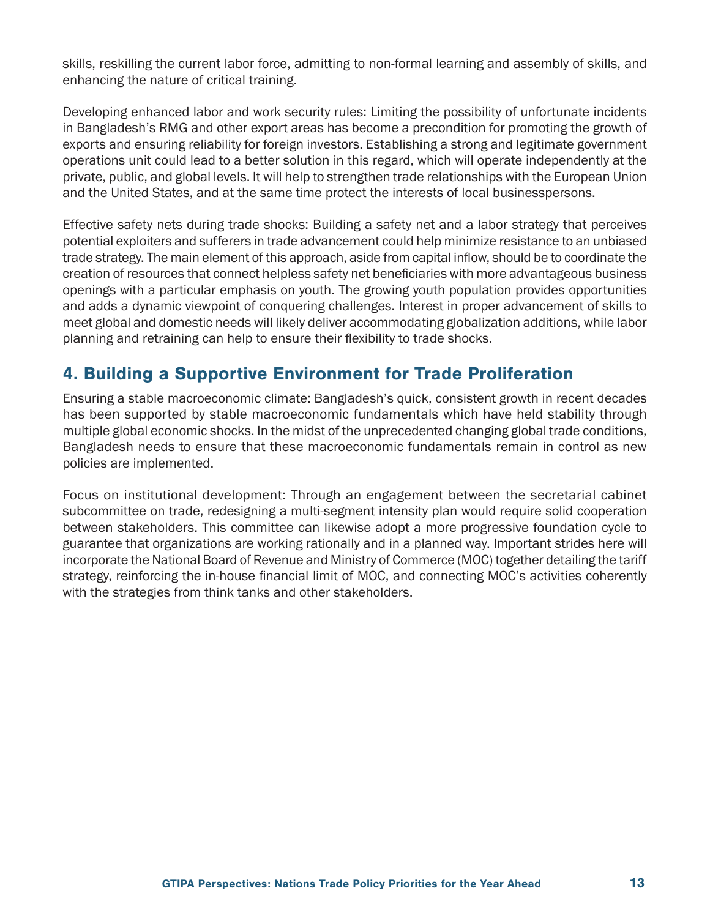skills, reskilling the current labor force, admitting to non-formal learning and assembly of skills, and enhancing the nature of critical training.

Developing enhanced labor and work security rules: Limiting the possibility of unfortunate incidents in Bangladesh's RMG and other export areas has become a precondition for promoting the growth of exports and ensuring reliability for foreign investors. Establishing a strong and legitimate government operations unit could lead to a better solution in this regard, which will operate independently at the private, public, and global levels. It will help to strengthen trade relationships with the European Union and the United States, and at the same time protect the interests of local businesspersons.

Effective safety nets during trade shocks: Building a safety net and a labor strategy that perceives potential exploiters and sufferers in trade advancement could help minimize resistance to an unbiased trade strategy. The main element of this approach, aside from capital inflow, should be to coordinate the creation of resources that connect helpless safety net beneficiaries with more advantageous business openings with a particular emphasis on youth. The growing youth population provides opportunities and adds a dynamic viewpoint of conquering challenges. Interest in proper advancement of skills to meet global and domestic needs will likely deliver accommodating globalization additions, while labor planning and retraining can help to ensure their flexibility to trade shocks.

## 4. Building a Supportive Environment for Trade Proliferation

Ensuring a stable macroeconomic climate: Bangladesh's quick, consistent growth in recent decades has been supported by stable macroeconomic fundamentals which have held stability through multiple global economic shocks. In the midst of the unprecedented changing global trade conditions, Bangladesh needs to ensure that these macroeconomic fundamentals remain in control as new policies are implemented.

Focus on institutional development: Through an engagement between the secretarial cabinet subcommittee on trade, redesigning a multi-segment intensity plan would require solid cooperation between stakeholders. This committee can likewise adopt a more progressive foundation cycle to guarantee that organizations are working rationally and in a planned way. Important strides here will incorporate the National Board of Revenue and Ministry of Commerce (MOC) together detailing the tariff strategy, reinforcing the in-house financial limit of MOC, and connecting MOC's activities coherently with the strategies from think tanks and other stakeholders.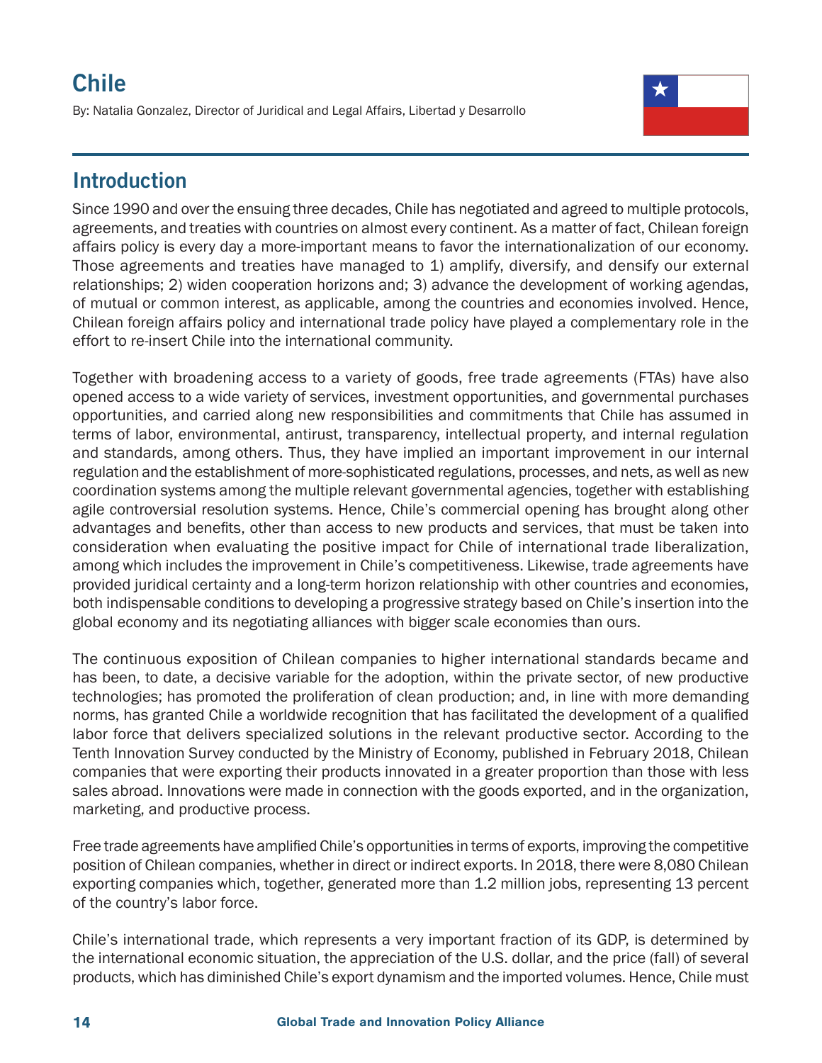# Chile

By: Natalia Gonzalez, Director of Juridical and Legal Affairs, Libertad y Desarrollo

## Introduction

Since 1990 and over the ensuing three decades, Chile has negotiated and agreed to multiple protocols, agreements, and treaties with countries on almost every continent. As a matter of fact, Chilean foreign affairs policy is every day a more-important means to favor the internationalization of our economy. Those agreements and treaties have managed to 1) amplify, diversify, and densify our external relationships; 2) widen cooperation horizons and; 3) advance the development of working agendas, of mutual or common interest, as applicable, among the countries and economies involved. Hence, Chilean foreign affairs policy and international trade policy have played a complementary role in the effort to re-insert Chile into the international community.

Together with broadening access to a variety of goods, free trade agreements (FTAs) have also opened access to a wide variety of services, investment opportunities, and governmental purchases opportunities, and carried along new responsibilities and commitments that Chile has assumed in terms of labor, environmental, antirust, transparency, intellectual property, and internal regulation and standards, among others. Thus, they have implied an important improvement in our internal regulation and the establishment of more-sophisticated regulations, processes, and nets, as well as new coordination systems among the multiple relevant governmental agencies, together with establishing agile controversial resolution systems. Hence, Chile's commercial opening has brought along other advantages and benefits, other than access to new products and services, that must be taken into consideration when evaluating the positive impact for Chile of international trade liberalization, among which includes the improvement in Chile's competitiveness. Likewise, trade agreements have provided juridical certainty and a long-term horizon relationship with other countries and economies, both indispensable conditions to developing a progressive strategy based on Chile's insertion into the global economy and its negotiating alliances with bigger scale economies than ours.

The continuous exposition of Chilean companies to higher international standards became and has been, to date, a decisive variable for the adoption, within the private sector, of new productive technologies; has promoted the proliferation of clean production; and, in line with more demanding norms, has granted Chile a worldwide recognition that has facilitated the development of a qualified labor force that delivers specialized solutions in the relevant productive sector. According to the Tenth Innovation Survey conducted by the Ministry of Economy, published in February 2018, Chilean companies that were exporting their products innovated in a greater proportion than those with less sales abroad. Innovations were made in connection with the goods exported, and in the organization, marketing, and productive process.

Free trade agreements have amplified Chile's opportunities in terms of exports, improving the competitive position of Chilean companies, whether in direct or indirect exports. In 2018, there were 8,080 Chilean exporting companies which, together, generated more than 1.2 million jobs, representing 13 percent of the country's labor force.

Chile's international trade, which represents a very important fraction of its GDP, is determined by the international economic situation, the appreciation of the U.S. dollar, and the price (fall) of several products, which has diminished Chile's export dynamism and the imported volumes. Hence, Chile must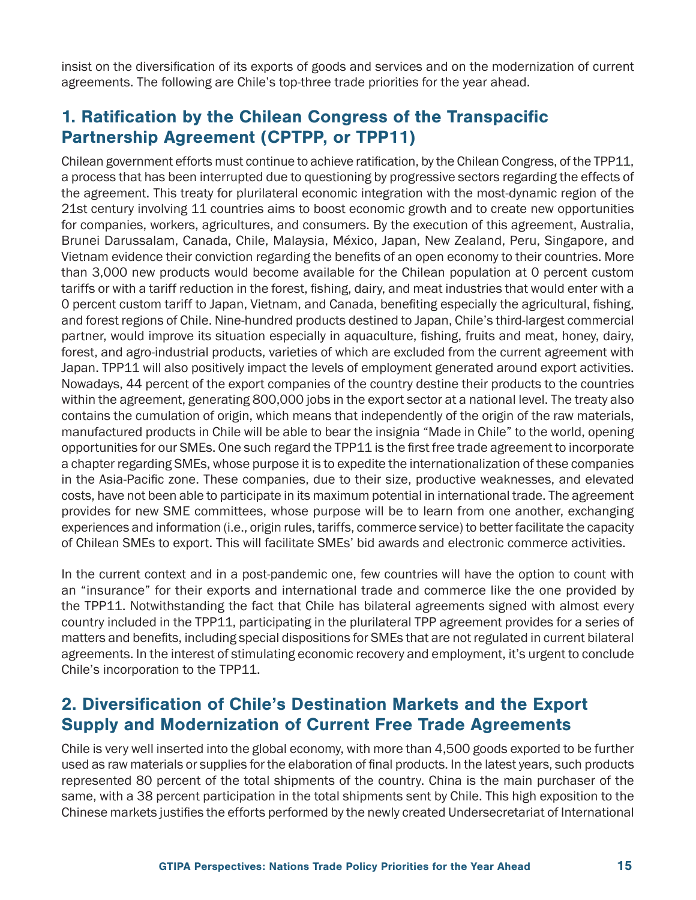insist on the diversification of its exports of goods and services and on the modernization of current agreements. The following are Chile's top-three trade priorities for the year ahead.

## 1. Ratification by the Chilean Congress of the Transpacific Partnership Agreement (CPTPP, or TPP11)

Chilean government efforts must continue to achieve ratification, by the Chilean Congress, of the TPP11, a process that has been interrupted due to questioning by progressive sectors regarding the effects of the agreement. This treaty for plurilateral economic integration with the most-dynamic region of the 21st century involving 11 countries aims to boost economic growth and to create new opportunities for companies, workers, agricultures, and consumers. By the execution of this agreement, Australia, Brunei Darussalam, Canada, Chile, Malaysia, México, Japan, New Zealand, Peru, Singapore, and Vietnam evidence their conviction regarding the benefits of an open economy to their countries. More than 3,000 new products would become available for the Chilean population at 0 percent custom tariffs or with a tariff reduction in the forest, fishing, dairy, and meat industries that would enter with a 0 percent custom tariff to Japan, Vietnam, and Canada, benefiting especially the agricultural, fishing, and forest regions of Chile. Nine-hundred products destined to Japan, Chile's third-largest commercial partner, would improve its situation especially in aquaculture, fishing, fruits and meat, honey, dairy, forest, and agro-industrial products, varieties of which are excluded from the current agreement with Japan. TPP11 will also positively impact the levels of employment generated around export activities. Nowadays, 44 percent of the export companies of the country destine their products to the countries within the agreement, generating 800,000 jobs in the export sector at a national level. The treaty also contains the cumulation of origin, which means that independently of the origin of the raw materials, manufactured products in Chile will be able to bear the insignia "Made in Chile" to the world, opening opportunities for our SMEs. One such regard the TPP11 is the first free trade agreement to incorporate a chapter regarding SMEs, whose purpose it is to expedite the internationalization of these companies in the Asia-Pacific zone. These companies, due to their size, productive weaknesses, and elevated costs, have not been able to participate in its maximum potential in international trade. The agreement provides for new SME committees, whose purpose will be to learn from one another, exchanging experiences and information (i.e., origin rules, tariffs, commerce service) to better facilitate the capacity of Chilean SMEs to export. This will facilitate SMEs' bid awards and electronic commerce activities.

In the current context and in a post-pandemic one, few countries will have the option to count with an "insurance" for their exports and international trade and commerce like the one provided by the TPP11. Notwithstanding the fact that Chile has bilateral agreements signed with almost every country included in the TPP11, participating in the plurilateral TPP agreement provides for a series of matters and benefits, including special dispositions for SMEs that are not regulated in current bilateral agreements. In the interest of stimulating economic recovery and employment, it's urgent to conclude Chile's incorporation to the TPP11.

## 2. Diversification of Chile's Destination Markets and the Export Supply and Modernization of Current Free Trade Agreements

Chile is very well inserted into the global economy, with more than 4,500 goods exported to be further used as raw materials or supplies for the elaboration of final products. In the latest years, such products represented 80 percent of the total shipments of the country. China is the main purchaser of the same, with a 38 percent participation in the total shipments sent by Chile. This high exposition to the Chinese markets justifies the efforts performed by the newly created Undersecretariat of International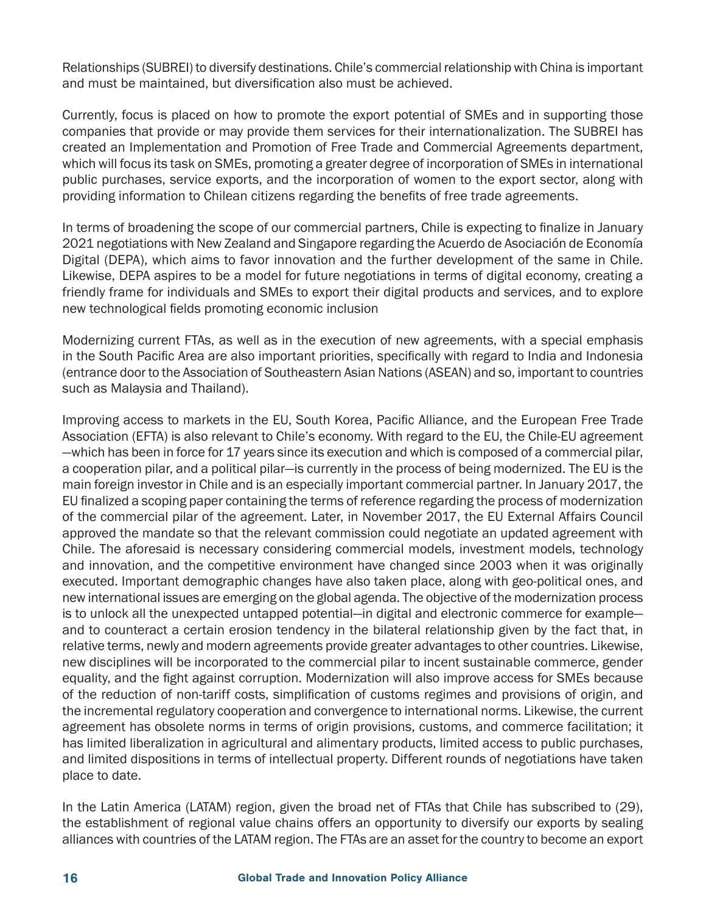Relationships (SUBREI) to diversify destinations. Chile's commercial relationship with China is important and must be maintained, but diversification also must be achieved.

Currently, focus is placed on how to promote the export potential of SMEs and in supporting those companies that provide or may provide them services for their internationalization. The SUBREI has created an Implementation and Promotion of Free Trade and Commercial Agreements department, which will focus its task on SMEs, promoting a greater degree of incorporation of SMEs in international public purchases, service exports, and the incorporation of women to the export sector, along with providing information to Chilean citizens regarding the benefits of free trade agreements.

In terms of broadening the scope of our commercial partners, Chile is expecting to finalize in January 2021 negotiations with New Zealand and Singapore regarding the Acuerdo de Asociación de Economía Digital (DEPA), which aims to favor innovation and the further development of the same in Chile. Likewise, DEPA aspires to be a model for future negotiations in terms of digital economy, creating a friendly frame for individuals and SMEs to export their digital products and services, and to explore new technological fields promoting economic inclusion

Modernizing current FTAs, as well as in the execution of new agreements, with a special emphasis in the South Pacific Area are also important priorities, specifically with regard to India and Indonesia (entrance door to the Association of Southeastern Asian Nations (ASEAN) and so, important to countries such as Malaysia and Thailand).

Improving access to markets in the EU, South Korea, Pacific Alliance, and the European Free Trade Association (EFTA) is also relevant to Chile's economy. With regard to the EU, the Chile-EU agreement —which has been in force for 17 years since its execution and which is composed of a commercial pilar, a cooperation pilar, and a political pilar—is currently in the process of being modernized. The EU is the main foreign investor in Chile and is an especially important commercial partner. In January 2017, the EU finalized a scoping paper containing the terms of reference regarding the process of modernization of the commercial pilar of the agreement. Later, in November 2017, the EU External Affairs Council approved the mandate so that the relevant commission could negotiate an updated agreement with Chile. The aforesaid is necessary considering commercial models, investment models, technology and innovation, and the competitive environment have changed since 2003 when it was originally executed. Important demographic changes have also taken place, along with geo-political ones, and new international issues are emerging on the global agenda. The objective of the modernization process is to unlock all the unexpected untapped potential—in digital and electronic commerce for example—and to counteract a certain erosion tendency in the bilateral relationship given by the fact that, in relative terms, newly and modern agreements provide greater advantages to other countries. Likewise, new disciplines will be incorporated to the commercial pilar to incent sustainable commerce, gender equality, and the fight against corruption. Modernization will also improve access for SMEs because of the reduction of non-tariff costs, simplification of customs regimes and provisions of origin, and the incremental regulatory cooperation and convergence to international norms. Likewise, the current agreement has obsolete norms in terms of origin provisions, customs, and commerce facilitation; it has limited liberalization in agricultural and alimentary products, limited access to public purchases, and limited dispositions in terms of intellectual property. Different rounds of negotiations have taken place to date.

In the Latin America (LATAM) region, given the broad net of FTAs that Chile has subscribed to (29), the establishment of regional value chains offers an opportunity to diversify our exports by sealing alliances with countries of the LATAM region. The FTAs are an asset for the country to become an export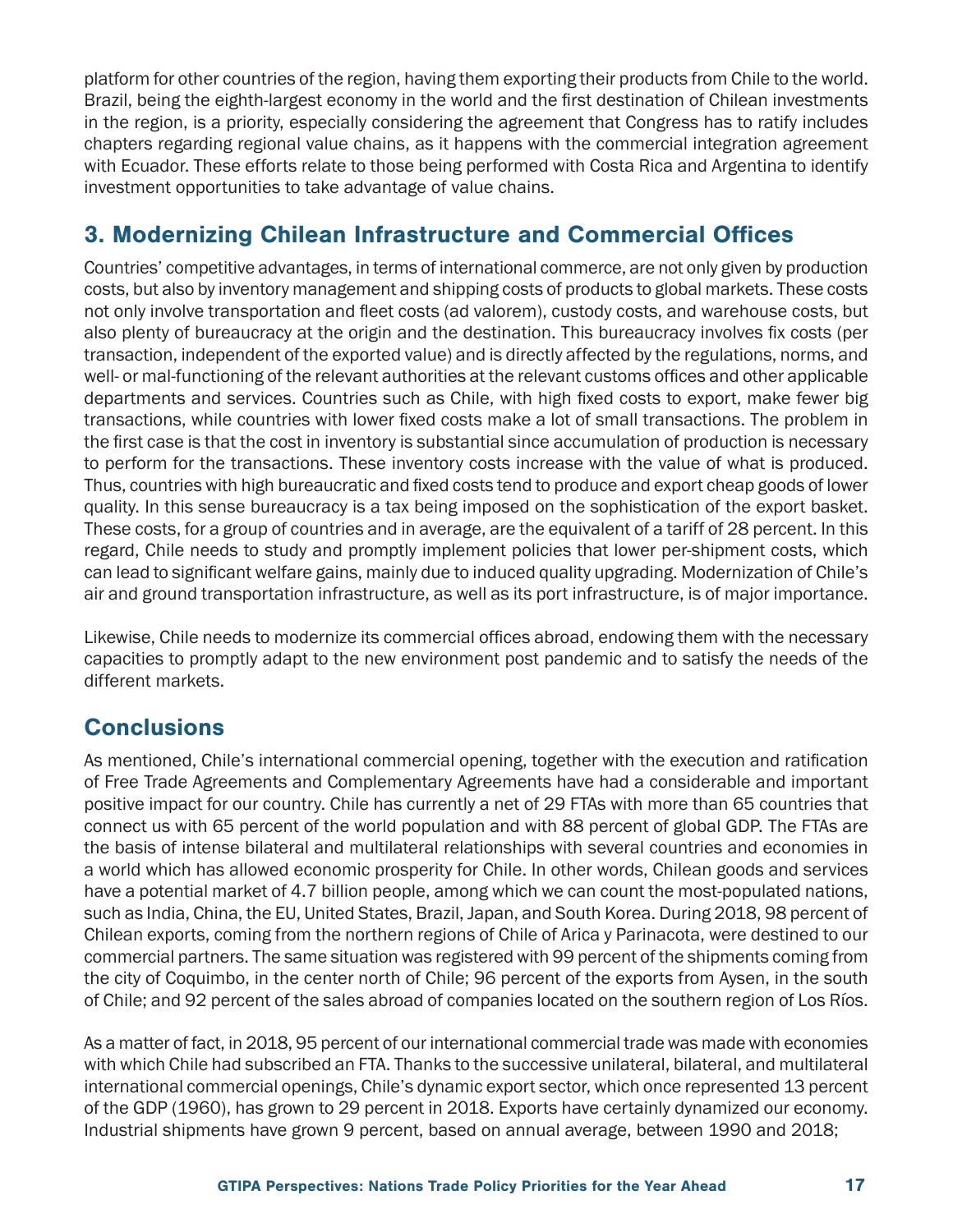platform for other countries of the region, having them exporting their products from Chile to the world. Brazil, being the eighth-largest economy in the world and the first destination of Chilean investments in the region, is a priority, especially considering the agreement that Congress has to ratify includes chapters regarding regional value chains, as it happens with the commercial integration agreement with Ecuador. These efforts relate to those being performed with Costa Rica and Argentina to identify investment opportunities to take advantage of value chains.

## 3. Modernizing Chilean Infrastructure and Commercial Offices

Countries' competitive advantages, in terms of international commerce, are not only given by production costs, but also by inventory management and shipping costs of products to global markets. These costs not only involve transportation and fleet costs (ad valorem), custody costs, and warehouse costs, but also plenty of bureaucracy at the origin and the destination. This bureaucracy involves fix costs (per transaction, independent of the exported value) and is directly affected by the regulations, norms, and well- or mal-functioning of the relevant authorities at the relevant customs offices and other applicable departments and services. Countries such as Chile, with high fixed costs to export, make fewer big transactions, while countries with lower fixed costs make a lot of small transactions. The problem in the first case is that the cost in inventory is substantial since accumulation of production is necessary to perform for the transactions. These inventory costs increase with the value of what is produced. Thus, countries with high bureaucratic and fixed costs tend to produce and export cheap goods of lower quality. In this sense bureaucracy is a tax being imposed on the sophistication of the export basket. These costs, for a group of countries and in average, are the equivalent of a tariff of 28 percent. In this regard, Chile needs to study and promptly implement policies that lower per-shipment costs, which can lead to significant welfare gains, mainly due to induced quality upgrading. Modernization of Chile's air and ground transportation infrastructure, as well as its port infrastructure, is of major importance.

Likewise, Chile needs to modernize its commercial offices abroad, endowing them with the necessary capacities to promptly adapt to the new environment post pandemic and to satisfy the needs of the different markets.

## Conclusions

As mentioned, Chile's international commercial opening, together with the execution and ratification of Free Trade Agreements and Complementary Agreements have had a considerable and important positive impact for our country. Chile has currently a net of 29 FTAs with more than 65 countries that connect us with 65 percent of the world population and with 88 percent of global GDP. The FTAs are the basis of intense bilateral and multilateral relationships with several countries and economies in a world which has allowed economic prosperity for Chile. In other words, Chilean goods and services have a potential market of 4.7 billion people, among which we can count the most-populated nations, such as India, China, the EU, United States, Brazil, Japan, and South Korea. During 2018, 98 percent of Chilean exports, coming from the northern regions of Chile of Arica y Parinacota, were destined to our commercial partners. The same situation was registered with 99 percent of the shipments coming from the city of Coquimbo, in the center north of Chile; 96 percent of the exports from Aysen, in the south of Chile; and 92 percent of the sales abroad of companies located on the southern region of Los Ríos.

As a matter of fact, in 2018, 95 percent of our international commercial trade was made with economies with which Chile had subscribed an FTA. Thanks to the successive unilateral, bilateral, and multilateral international commercial openings, Chile's dynamic export sector, which once represented 13 percent of the GDP (1960), has grown to 29 percent in 2018. Exports have certainly dynamized our economy. Industrial shipments have grown 9 percent, based on annual average, between 1990 and 2018;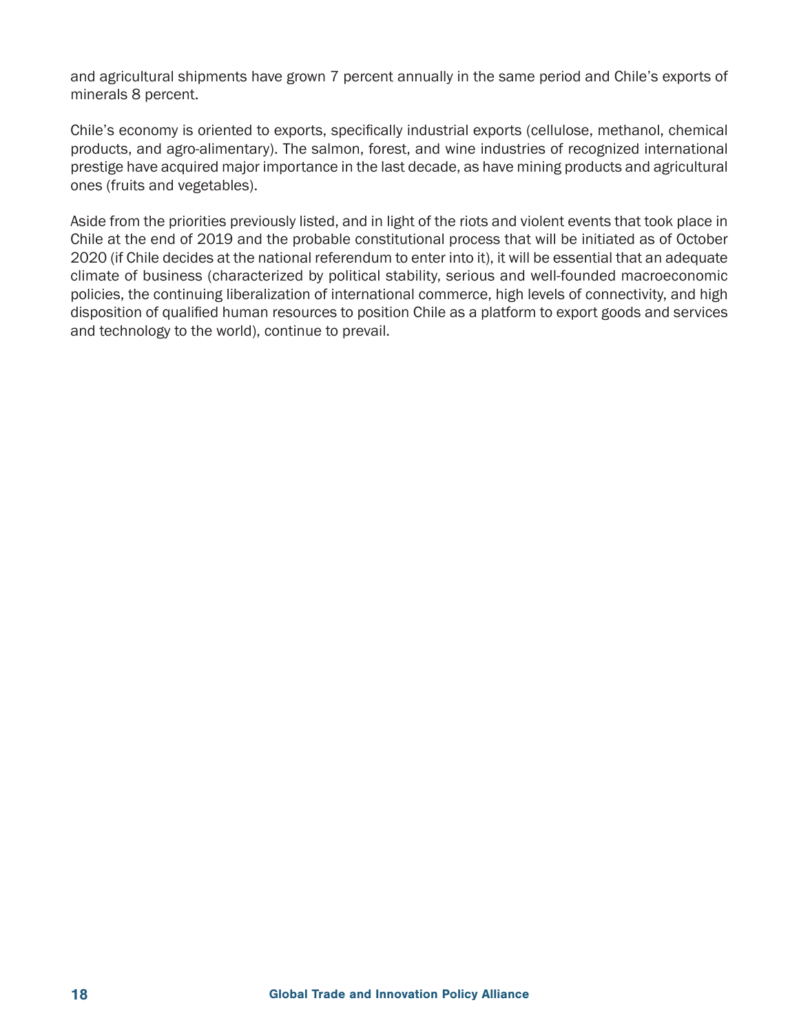and agricultural shipments have grown 7 percent annually in the same period and Chile's exports of minerals 8 percent.

Chile's economy is oriented to exports, specifically industrial exports (cellulose, methanol, chemical products, and agro-alimentary). The salmon, forest, and wine industries of recognized international prestige have acquired major importance in the last decade, as have mining products and agricultural ones (fruits and vegetables).

Aside from the priorities previously listed, and in light of the riots and violent events that took place in Chile at the end of 2019 and the probable constitutional process that will be initiated as of October 2020 (if Chile decides at the national referendum to enter into it), it will be essential that an adequate climate of business (characterized by political stability, serious and well-founded macroeconomic policies, the continuing liberalization of international commerce, high levels of connectivity, and high disposition of qualified human resources to position Chile as a platform to export goods and services and technology to the world), continue to prevail.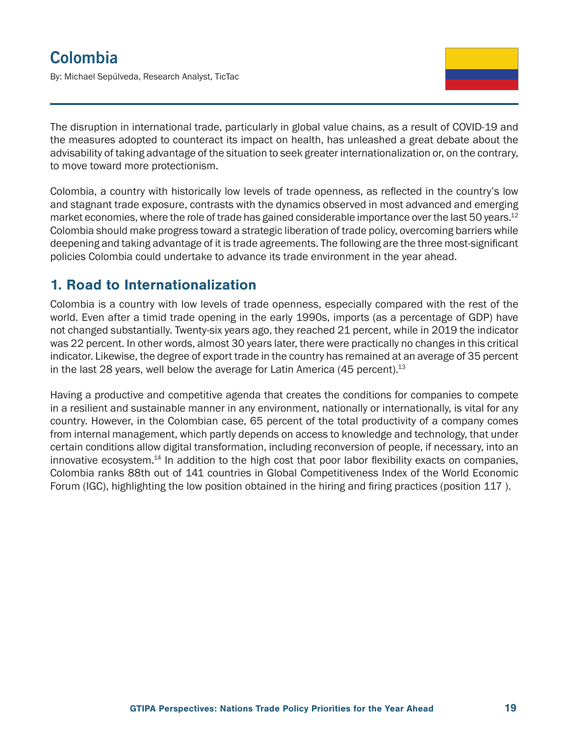# Colombia

By: Michael Sepúlveda, Research Analyst, TicTac

The disruption in international trade, particularly in global value chains, as a result of COVID-19 and the measures adopted to counteract its impact on health, has unleashed a great debate about the advisability of taking advantage of the situation to seek greater internationalization or, on the contrary, to move toward more protectionism.

Colombia, a country with historically low levels of trade openness, as reflected in the country's low and stagnant trade exposure, contrasts with the dynamics observed in most advanced and emerging market economies, where the role of trade has gained considerable importance over the last 50 years.[12] Colombia should make progress toward a strategic liberation of trade policy, overcoming barriers while deepening and taking advantage of it is trade agreements. The following are the three most-significant policies Colombia could undertake to advance its trade environment in the year ahead.

## 1. Road to Internationalization

Colombia is a country with low levels of trade openness, especially compared with the rest of the world. Even after a timid trade opening in the early 1990s, imports (as a percentage of GDP) have not changed substantially. Twenty-six years ago, they reached 21 percent, while in 2019 the indicator was 22 percent. In other words, almost 30 years later, there were practically no changes in this critical indicator. Likewise, the degree of export trade in the country has remained at an average of 35 percent in the last 28 years, well below the average for Latin America (45 percent).[13]

Having a productive and competitive agenda that creates the conditions for companies to compete in a resilient and sustainable manner in any environment, nationally or internationally, is vital for any country. However, in the Colombian case, 65 percent of the total productivity of a company comes from internal management, which partly depends on access to knowledge and technology, that under certain conditions allow digital transformation, including reconversion of people, if necessary, into an innovative ecosystem.[14] In addition to the high cost that poor labor flexibility exacts on companies, Colombia ranks 88th out of 141 countries in Global Competitiveness Index of the World Economic Forum (IGC), highlighting the low position obtained in the hiring and firing practices (position 117 ).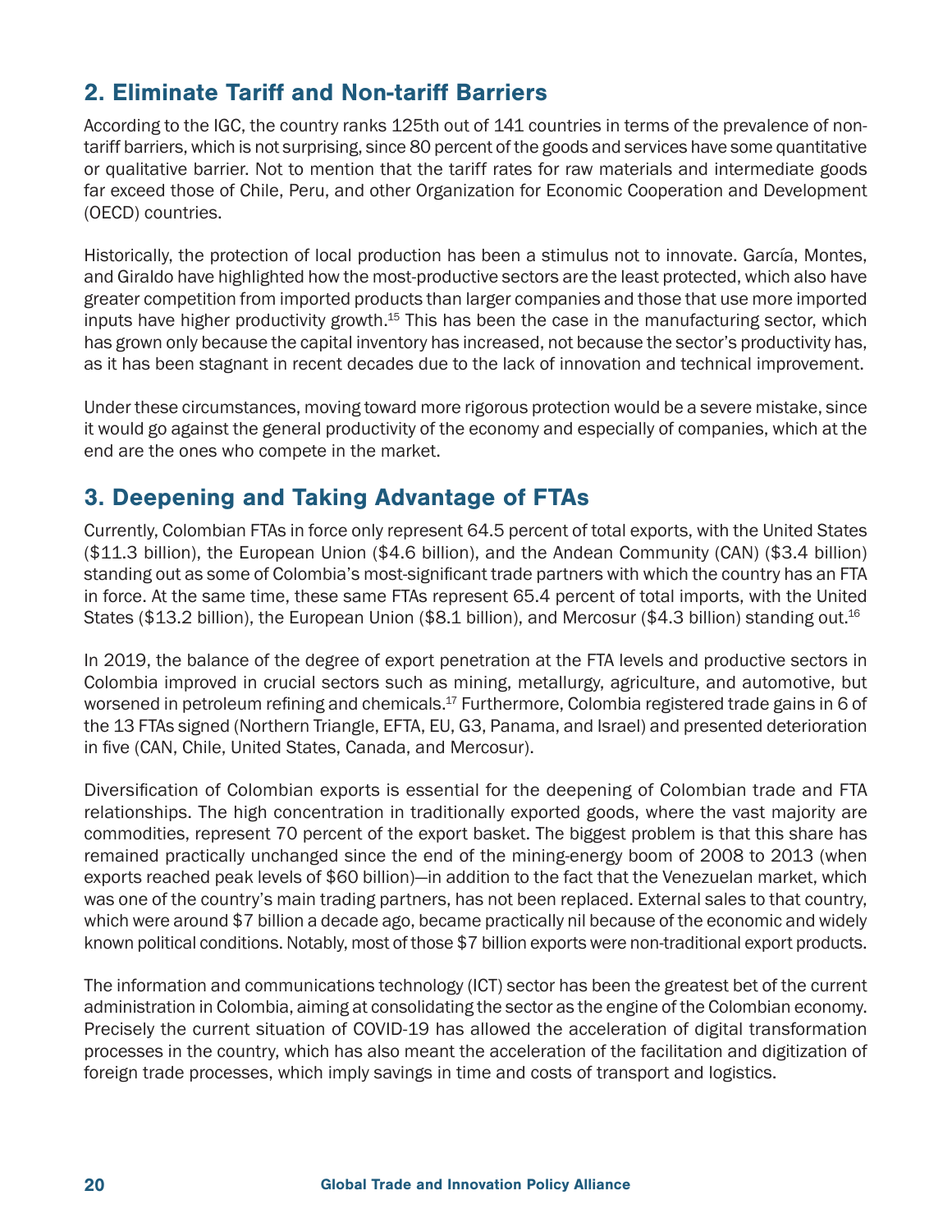## 2. Eliminate Tariff and Non-tariff Barriers

According to the IGC, the country ranks 125th out of 141 countries in terms of the prevalence of non-tariff barriers, which is not surprising, since 80 percent of the goods and services have some quantitative or qualitative barrier. Not to mention that the tariff rates for raw materials and intermediate goods far exceed those of Chile, Peru, and other Organization for Economic Cooperation and Development (OECD) countries.

Historically, the protection of local production has been a stimulus not to innovate. García, Montes, and Giraldo have highlighted how the most-productive sectors are the least protected, which also have greater competition from imported products than larger companies and those that use more imported inputs have higher productivity growth.[15] This has been the case in the manufacturing sector, which has grown only because the capital inventory has increased, not because the sector's productivity has, as it has been stagnant in recent decades due to the lack of innovation and technical improvement.

Under these circumstances, moving toward more rigorous protection would be a severe mistake, since it would go against the general productivity of the economy and especially of companies, which at the end are the ones who compete in the market.

## 3. Deepening and Taking Advantage of FTAs

Currently, Colombian FTAs in force only represent 64.5 percent of total exports, with the United States ($11.3 billion), the European Union ($4.6 billion), and the Andean Community (CAN) ($3.4 billion) standing out as some of Colombia's most-significant trade partners with which the country has an FTA in force. At the same time, these same FTAs represent 65.4 percent of total imports, with the United States ($13.2 billion), the European Union ($8.1 billion), and Mercosur ($4.3 billion) standing out.[16]

In 2019, the balance of the degree of export penetration at the FTA levels and productive sectors in Colombia improved in crucial sectors such as mining, metallurgy, agriculture, and automotive, but worsened in petroleum refining and chemicals.[17] Furthermore, Colombia registered trade gains in 6 of the 13 FTAs signed (Northern Triangle, EFTA, EU, G3, Panama, and Israel) and presented deterioration in five (CAN, Chile, United States, Canada, and Mercosur).

Diversification of Colombian exports is essential for the deepening of Colombian trade and FTA relationships. The high concentration in traditionally exported goods, where the vast majority are commodities, represent 70 percent of the export basket. The biggest problem is that this share has remained practically unchanged since the end of the mining-energy boom of 2008 to 2013 (when exports reached peak levels of $60 billion)—in addition to the fact that the Venezuelan market, which was one of the country's main trading partners, has not been replaced. External sales to that country, which were around $7 billion a decade ago, became practically nil because of the economic and widely known political conditions. Notably, most of those $7 billion exports were non-traditional export products.

The information and communications technology (ICT) sector has been the greatest bet of the current administration in Colombia, aiming at consolidating the sector as the engine of the Colombian economy. Precisely the current situation of COVID-19 has allowed the acceleration of digital transformation processes in the country, which has also meant the acceleration of the facilitation and digitization of foreign trade processes, which imply savings in time and costs of transport and logistics.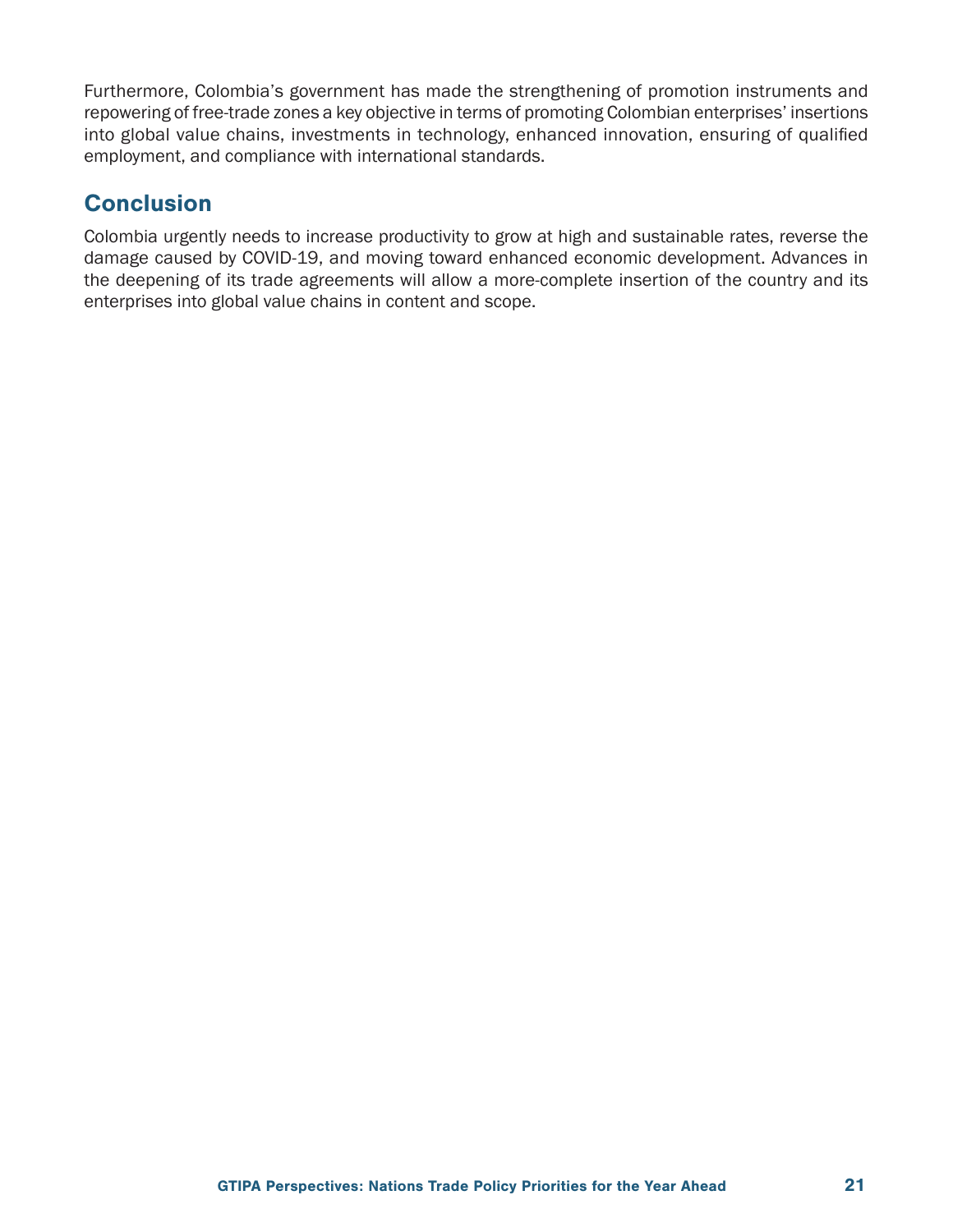Furthermore, Colombia's government has made the strengthening of promotion instruments and repowering of free-trade zones a key objective in terms of promoting Colombian enterprises' insertions into global value chains, investments in technology, enhanced innovation, ensuring of qualified employment, and compliance with international standards.

## Conclusion

Colombia urgently needs to increase productivity to grow at high and sustainable rates, reverse the damage caused by COVID-19, and moving toward enhanced economic development. Advances in the deepening of its trade agreements will allow a more-complete insertion of the country and its enterprises into global value chains in content and scope.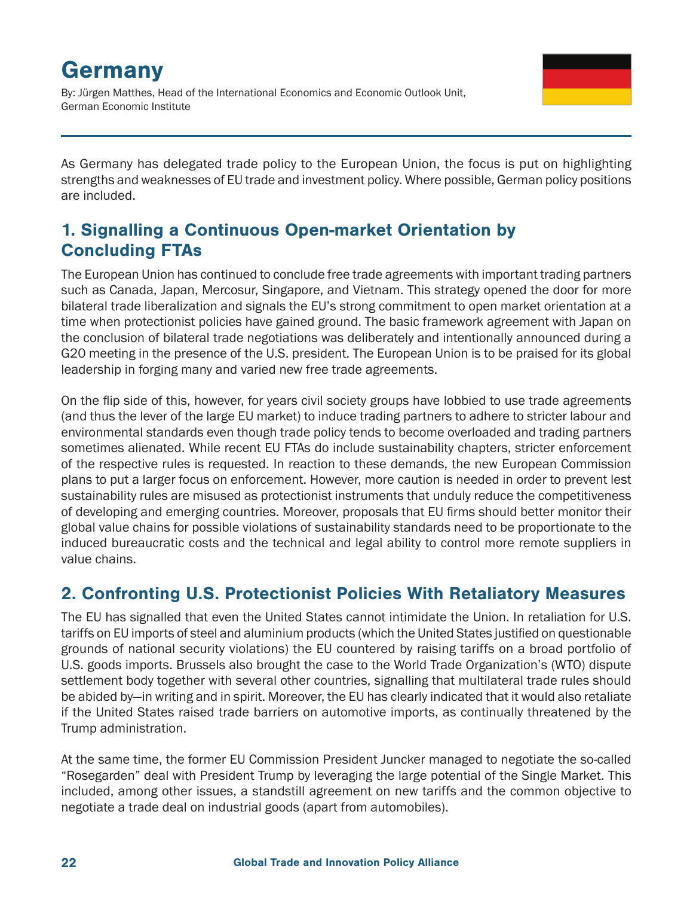# Germany

By: Jürgen Matthes, Head of the International Economics and Economic Outlook Unit, German Economic Institute

As Germany has delegated trade policy to the European Union, the focus is put on highlighting strengths and weaknesses of EU trade and investment policy. Where possible, German policy positions are included.

## 1. Signalling a Continuous Open-market Orientation by Concluding FTAs

The European Union has continued to conclude free trade agreements with important trading partners such as Canada, Japan, Mercosur, Singapore, and Vietnam. This strategy opened the door for more bilateral trade liberalization and signals the EU's strong commitment to open market orientation at a time when protectionist policies have gained ground. The basic framework agreement with Japan on the conclusion of bilateral trade negotiations was deliberately and intentionally announced during a G20 meeting in the presence of the U.S. president. The European Union is to be praised for its global leadership in forging many and varied new free trade agreements.

On the flip side of this, however, for years civil society groups have lobbied to use trade agreements (and thus the lever of the large EU market) to induce trading partners to adhere to stricter labour and environmental standards even though trade policy tends to become overloaded and trading partners sometimes alienated. While recent EU FTAs do include sustainability chapters, stricter enforcement of the respective rules is requested. In reaction to these demands, the new European Commission plans to put a larger focus on enforcement. However, more caution is needed in order to prevent lest sustainability rules are misused as protectionist instruments that unduly reduce the competitiveness of developing and emerging countries. Moreover, proposals that EU firms should better monitor their global value chains for possible violations of sustainability standards need to be proportionate to the induced bureaucratic costs and the technical and legal ability to control more remote suppliers in value chains.

## 2. Confronting U.S. Protectionist Policies With Retaliatory Measures

The EU has signalled that even the United States cannot intimidate the Union. In retaliation for U.S. tariffs on EU imports of steel and aluminium products (which the United States justified on questionable grounds of national security violations) the EU countered by raising tariffs on a broad portfolio of U.S. goods imports. Brussels also brought the case to the World Trade Organization's (WTO) dispute settlement body together with several other countries, signalling that multilateral trade rules should be abided by—in writing and in spirit. Moreover, the EU has clearly indicated that it would also retaliate if the United States raised trade barriers on automotive imports, as continually threatened by the Trump administration.

At the same time, the former EU Commission President Juncker managed to negotiate the so-called "Rosegarden" deal with President Trump by leveraging the large potential of the Single Market. This included, among other issues, a standstill agreement on new tariffs and the common objective to negotiate a trade deal on industrial goods (apart from automobiles).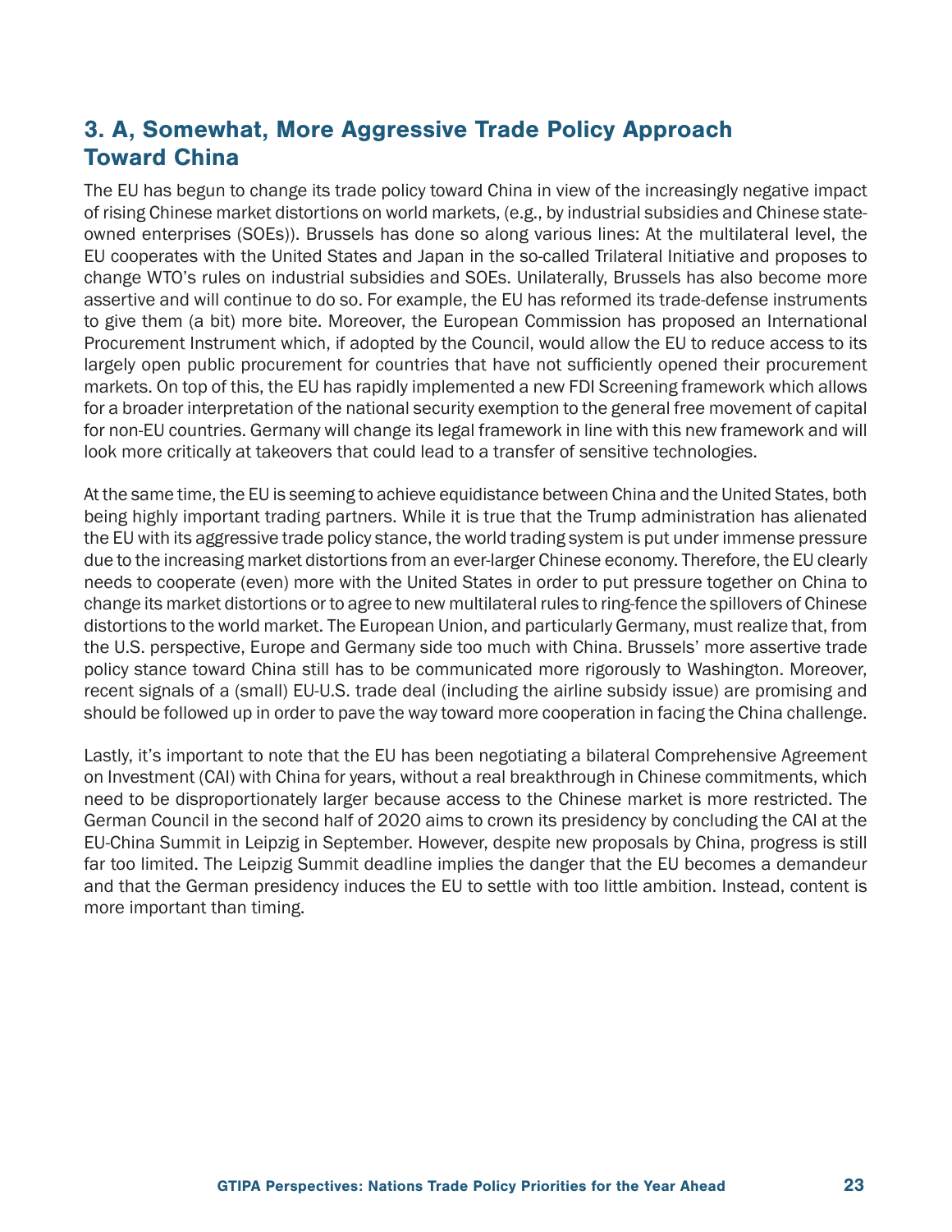## 3. A, Somewhat, More Aggressive Trade Policy Approach Toward China

The EU has begun to change its trade policy toward China in view of the increasingly negative impact of rising Chinese market distortions on world markets, (e.g., by industrial subsidies and Chinese state-owned enterprises (SOEs)). Brussels has done so along various lines: At the multilateral level, the EU cooperates with the United States and Japan in the so-called Trilateral Initiative and proposes to change WTO's rules on industrial subsidies and SOEs. Unilaterally, Brussels has also become more assertive and will continue to do so. For example, the EU has reformed its trade-defense instruments to give them (a bit) more bite. Moreover, the European Commission has proposed an International Procurement Instrument which, if adopted by the Council, would allow the EU to reduce access to its largely open public procurement for countries that have not sufficiently opened their procurement markets. On top of this, the EU has rapidly implemented a new FDI Screening framework which allows for a broader interpretation of the national security exemption to the general free movement of capital for non-EU countries. Germany will change its legal framework in line with this new framework and will look more critically at takeovers that could lead to a transfer of sensitive technologies.

At the same time, the EU is seeming to achieve equidistance between China and the United States, both being highly important trading partners. While it is true that the Trump administration has alienated the EU with its aggressive trade policy stance, the world trading system is put under immense pressure due to the increasing market distortions from an ever-larger Chinese economy. Therefore, the EU clearly needs to cooperate (even) more with the United States in order to put pressure together on China to change its market distortions or to agree to new multilateral rules to ring-fence the spillovers of Chinese distortions to the world market. The European Union, and particularly Germany, must realize that, from the U.S. perspective, Europe and Germany side too much with China. Brussels' more assertive trade policy stance toward China still has to be communicated more rigorously to Washington. Moreover, recent signals of a (small) EU-U.S. trade deal (including the airline subsidy issue) are promising and should be followed up in order to pave the way toward more cooperation in facing the China challenge.

Lastly, it's important to note that the EU has been negotiating a bilateral Comprehensive Agreement on Investment (CAI) with China for years, without a real breakthrough in Chinese commitments, which need to be disproportionately larger because access to the Chinese market is more restricted. The German Council in the second half of 2020 aims to crown its presidency by concluding the CAI at the EU-China Summit in Leipzig in September. However, despite new proposals by China, progress is still far too limited. The Leipzig Summit deadline implies the danger that the EU becomes a demandeur and that the German presidency induces the EU to settle with too little ambition. Instead, content is more important than timing.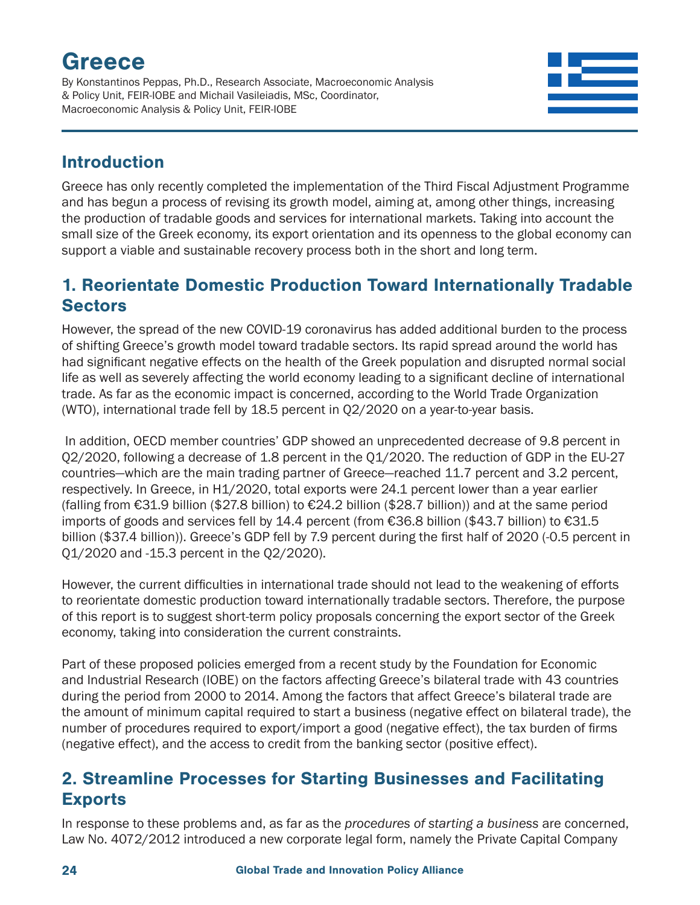# Greece

By Konstantinos Peppas, Ph.D., Research Associate, Macroeconomic Analysis & Policy Unit, FEIR-IOBE and Michail Vasileiadis, MSc, Coordinator, Macroeconomic Analysis & Policy Unit, FEIR-IOBE

## Introduction

Greece has only recently completed the implementation of the Third Fiscal Adjustment Programme and has begun a process of revising its growth model, aiming at, among other things, increasing the production of tradable goods and services for international markets. Taking into account the small size of the Greek economy, its export orientation and its openness to the global economy can support a viable and sustainable recovery process both in the short and long term.

## 1. Reorientate Domestic Production Toward Internationally Tradable Sectors

However, the spread of the new COVID-19 coronavirus has added additional burden to the process of shifting Greece's growth model toward tradable sectors. Its rapid spread around the world has had significant negative effects on the health of the Greek population and disrupted normal social life as well as severely affecting the world economy leading to a significant decline of international trade. As far as the economic impact is concerned, according to the World Trade Organization (WTO), international trade fell by 18.5 percent in Q2/2020 on a year-to-year basis.

In addition, OECD member countries' GDP showed an unprecedented decrease of 9.8 percent in Q2/2020, following a decrease of 1.8 percent in the Q1/2020. The reduction of GDP in the EU-27 countries—which are the main trading partner of Greece—reached 11.7 percent and 3.2 percent, respectively. In Greece, in H1/2020, total exports were 24.1 percent lower than a year earlier (falling from €31.9 billion ($27.8 billion) to €24.2 billion ($28.7 billion)) and at the same period imports of goods and services fell by 14.4 percent (from €36.8 billion ($43.7 billion) to €31.5 billion ($37.4 billion)). Greece's GDP fell by 7.9 percent during the first half of 2020 (-0.5 percent in Q1/2020 and -15.3 percent in the Q2/2020).

However, the current difficulties in international trade should not lead to the weakening of efforts to reorientate domestic production toward internationally tradable sectors. Therefore, the purpose of this report is to suggest short-term policy proposals concerning the export sector of the Greek economy, taking into consideration the current constraints.

Part of these proposed policies emerged from a recent study by the Foundation for Economic and Industrial Research (IOBE) on the factors affecting Greece's bilateral trade with 43 countries during the period from 2000 to 2014. Among the factors that affect Greece's bilateral trade are the amount of minimum capital required to start a business (negative effect on bilateral trade), the number of procedures required to export/import a good (negative effect), the tax burden of firms (negative effect), and the access to credit from the banking sector (positive effect).

## 2. Streamline Processes for Starting Businesses and Facilitating Exports

In response to these problems and, as far as the *procedures of starting a business* are concerned, Law No. 4072/2012 introduced a new corporate legal form, namely the Private Capital Company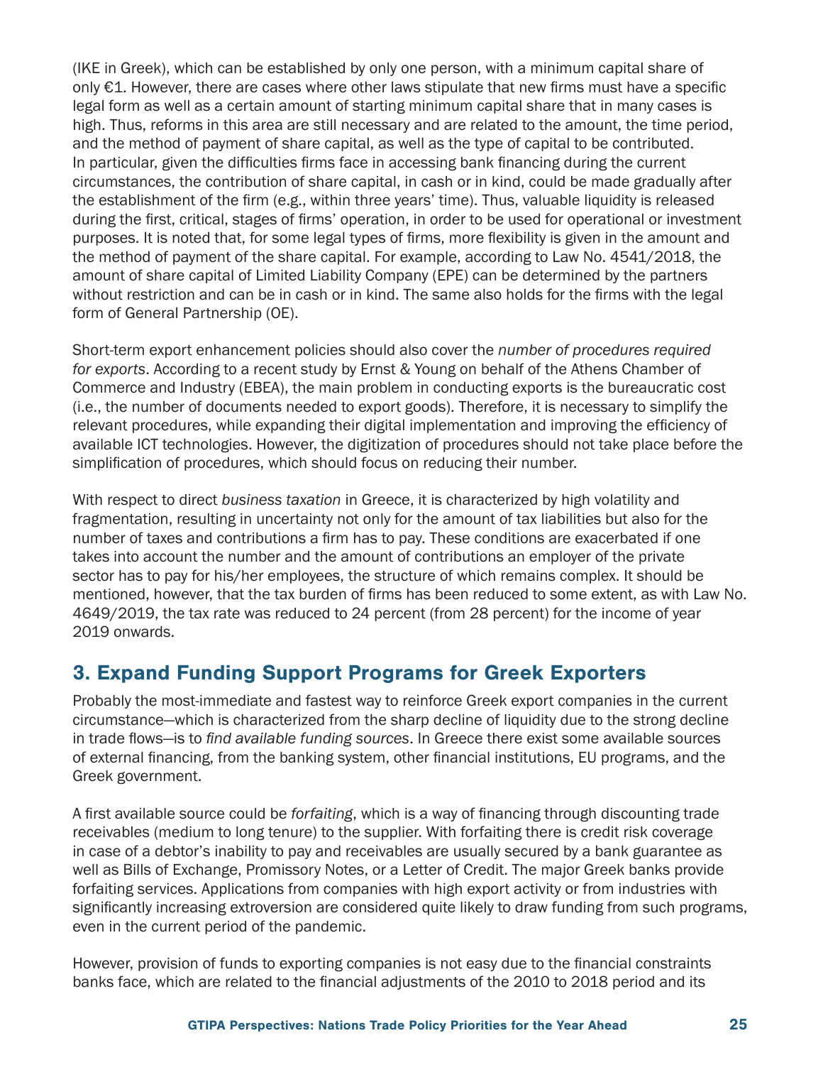(IKE in Greek), which can be established by only one person, with a minimum capital share of only €1. However, there are cases where other laws stipulate that new firms must have a specific legal form as well as a certain amount of starting minimum capital share that in many cases is high. Thus, reforms in this area are still necessary and are related to the amount, the time period, and the method of payment of share capital, as well as the type of capital to be contributed. In particular, given the difficulties firms face in accessing bank financing during the current circumstances, the contribution of share capital, in cash or in kind, could be made gradually after the establishment of the firm (e.g., within three years' time). Thus, valuable liquidity is released during the first, critical, stages of firms' operation, in order to be used for operational or investment purposes. It is noted that, for some legal types of firms, more flexibility is given in the amount and the method of payment of the share capital. For example, according to Law No. 4541/2018, the amount of share capital of Limited Liability Company (EPE) can be determined by the partners without restriction and can be in cash or in kind. The same also holds for the firms with the legal form of General Partnership (OE).

Short-term export enhancement policies should also cover the *number of procedures required for exports*. According to a recent study by Ernst & Young on behalf of the Athens Chamber of Commerce and Industry (EBEA), the main problem in conducting exports is the bureaucratic cost (i.e., the number of documents needed to export goods). Therefore, it is necessary to simplify the relevant procedures, while expanding their digital implementation and improving the efficiency of available ICT technologies. However, the digitization of procedures should not take place before the simplification of procedures, which should focus on reducing their number.

With respect to direct *business taxation* in Greece, it is characterized by high volatility and fragmentation, resulting in uncertainty not only for the amount of tax liabilities but also for the number of taxes and contributions a firm has to pay. These conditions are exacerbated if one takes into account the number and the amount of contributions an employer of the private sector has to pay for his/her employees, the structure of which remains complex. It should be mentioned, however, that the tax burden of firms has been reduced to some extent, as with Law No. 4649/2019, the tax rate was reduced to 24 percent (from 28 percent) for the income of year 2019 onwards.

## 3. Expand Funding Support Programs for Greek Exporters

Probably the most-immediate and fastest way to reinforce Greek export companies in the current circumstance—which is characterized from the sharp decline of liquidity due to the strong decline in trade flows—is to *find available funding sources*. In Greece there exist some available sources of external financing, from the banking system, other financial institutions, EU programs, and the Greek government.

A first available source could be *forfaiting*, which is a way of financing through discounting trade receivables (medium to long tenure) to the supplier. With forfaiting there is credit risk coverage in case of a debtor's inability to pay and receivables are usually secured by a bank guarantee as well as Bills of Exchange, Promissory Notes, or a Letter of Credit. The major Greek banks provide forfaiting services. Applications from companies with high export activity or from industries with significantly increasing extroversion are considered quite likely to draw funding from such programs, even in the current period of the pandemic.

However, provision of funds to exporting companies is not easy due to the financial constraints banks face, which are related to the financial adjustments of the 2010 to 2018 period and its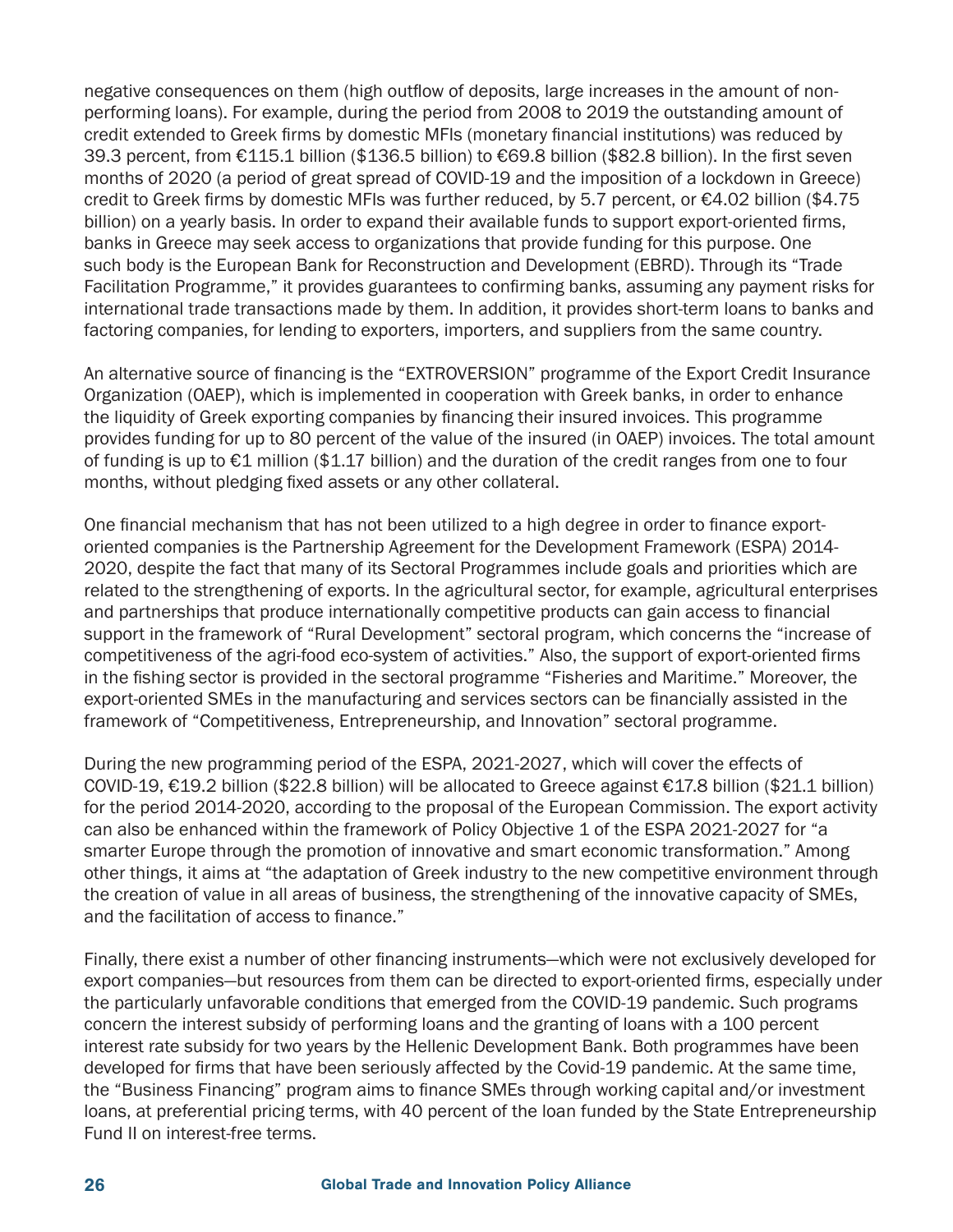negative consequences on them (high outflow of deposits, large increases in the amount of non-performing loans). For example, during the period from 2008 to 2019 the outstanding amount of credit extended to Greek firms by domestic MFIs (monetary financial institutions) was reduced by 39.3 percent, from €115.1 billion ($136.5 billion) to €69.8 billion ($82.8 billion). In the first seven months of 2020 (a period of great spread of COVID-19 and the imposition of a lockdown in Greece) credit to Greek firms by domestic MFIs was further reduced, by 5.7 percent, or €4.02 billion ($4.75 billion) on a yearly basis. In order to expand their available funds to support export-oriented firms, banks in Greece may seek access to organizations that provide funding for this purpose. One such body is the European Bank for Reconstruction and Development (EBRD). Through its "Trade Facilitation Programme," it provides guarantees to confirming banks, assuming any payment risks for international trade transactions made by them. In addition, it provides short-term loans to banks and factoring companies, for lending to exporters, importers, and suppliers from the same country.

An alternative source of financing is the "EXTROVERSION" programme of the Export Credit Insurance Organization (OAEP), which is implemented in cooperation with Greek banks, in order to enhance the liquidity of Greek exporting companies by financing their insured invoices. This programme provides funding for up to 80 percent of the value of the insured (in OAEP) invoices. The total amount of funding is up to €1 million ($1.17 billion) and the duration of the credit ranges from one to four months, without pledging fixed assets or any other collateral.

One financial mechanism that has not been utilized to a high degree in order to finance export-oriented companies is the Partnership Agreement for the Development Framework (ESPA) 2014-2020, despite the fact that many of its Sectoral Programmes include goals and priorities which are related to the strengthening of exports. In the agricultural sector, for example, agricultural enterprises and partnerships that produce internationally competitive products can gain access to financial support in the framework of "Rural Development" sectoral program, which concerns the "increase of competitiveness of the agri-food eco-system of activities." Also, the support of export-oriented firms in the fishing sector is provided in the sectoral programme "Fisheries and Maritime." Moreover, the export-oriented SMEs in the manufacturing and services sectors can be financially assisted in the framework of "Competitiveness, Entrepreneurship, and Innovation" sectoral programme.

During the new programming period of the ESPA, 2021-2027, which will cover the effects of COVID-19, €19.2 billion ($22.8 billion) will be allocated to Greece against €17.8 billion ($21.1 billion) for the period 2014-2020, according to the proposal of the European Commission. The export activity can also be enhanced within the framework of Policy Objective 1 of the ESPA 2021-2027 for "a smarter Europe through the promotion of innovative and smart economic transformation." Among other things, it aims at "the adaptation of Greek industry to the new competitive environment through the creation of value in all areas of business, the strengthening of the innovative capacity of SMEs, and the facilitation of access to finance."

Finally, there exist a number of other financing instruments—which were not exclusively developed for export companies—but resources from them can be directed to export-oriented firms, especially under the particularly unfavorable conditions that emerged from the COVID-19 pandemic. Such programs concern the interest subsidy of performing loans and the granting of loans with a 100 percent interest rate subsidy for two years by the Hellenic Development Bank. Both programmes have been developed for firms that have been seriously affected by the Covid-19 pandemic. At the same time, the "Business Financing" program aims to finance SMEs through working capital and/or investment loans, at preferential pricing terms, with 40 percent of the loan funded by the State Entrepreneurship Fund II on interest-free terms.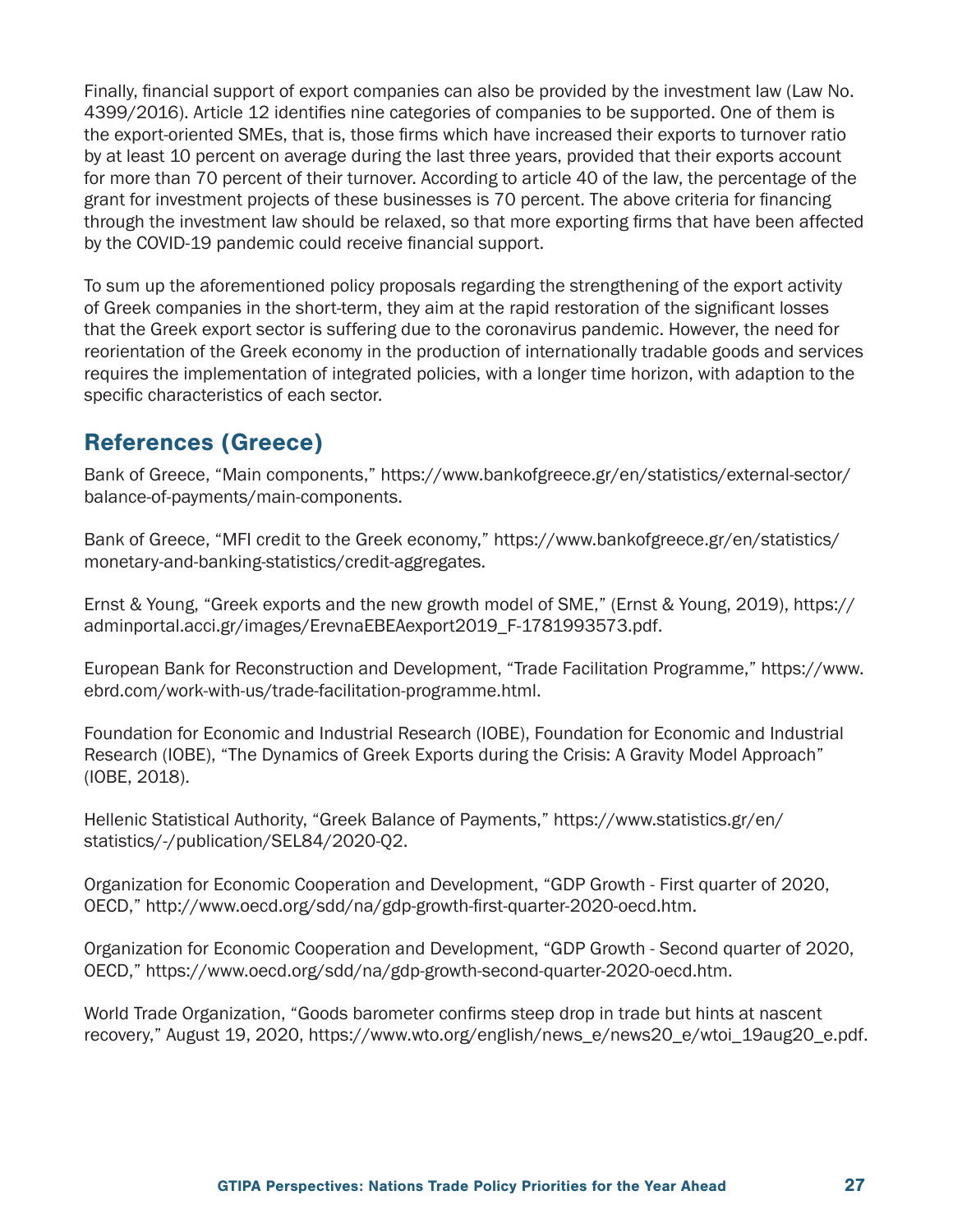Finally, financial support of export companies can also be provided by the investment law (Law No. 4399/2016). Article 12 identifies nine categories of companies to be supported. One of them is the export-oriented SMEs, that is, those firms which have increased their exports to turnover ratio by at least 10 percent on average during the last three years, provided that their exports account for more than 70 percent of their turnover. According to article 40 of the law, the percentage of the grant for investment projects of these businesses is 70 percent. The above criteria for financing through the investment law should be relaxed, so that more exporting firms that have been affected by the COVID-19 pandemic could receive financial support.

To sum up the aforementioned policy proposals regarding the strengthening of the export activity of Greek companies in the short-term, they aim at the rapid restoration of the significant losses that the Greek export sector is suffering due to the coronavirus pandemic. However, the need for reorientation of the Greek economy in the production of internationally tradable goods and services requires the implementation of integrated policies, with a longer time horizon, with adaption to the specific characteristics of each sector.

## References (Greece)

Bank of Greece, “Main components,” https://www.bankofgreece.gr/en/statistics/external-sector/balance-of-payments/main-components.

Bank of Greece, “MFI credit to the Greek economy,” https://www.bankofgreece.gr/en/statistics/monetary-and-banking-statistics/credit-aggregates.

Ernst & Young, “Greek exports and the new growth model of SME,” (Ernst & Young, 2019), https://adminportal.acci.gr/images/ErevnaEBEAexport2019_F-1781993573.pdf.

European Bank for Reconstruction and Development, “Trade Facilitation Programme,” https://www.ebrd.com/work-with-us/trade-facilitation-programme.html.

Foundation for Economic and Industrial Research (IOBE), Foundation for Economic and Industrial Research (IOBE), “The Dynamics of Greek Exports during the Crisis: A Gravity Model Approach” (IOBE, 2018).

Hellenic Statistical Authority, “Greek Balance of Payments,” https://www.statistics.gr/en/statistics/-/publication/SEL84/2020-Q2.

Organization for Economic Cooperation and Development, “GDP Growth - First quarter of 2020, OECD,” http://www.oecd.org/sdd/na/gdp-growth-first-quarter-2020-oecd.htm.

Organization for Economic Cooperation and Development, “GDP Growth - Second quarter of 2020, OECD,” https://www.oecd.org/sdd/na/gdp-growth-second-quarter-2020-oecd.htm.

World Trade Organization, “Goods barometer confirms steep drop in trade but hints at nascent recovery,” August 19, 2020, https://www.wto.org/english/news_e/news20_e/wtoi_19aug20_e.pdf.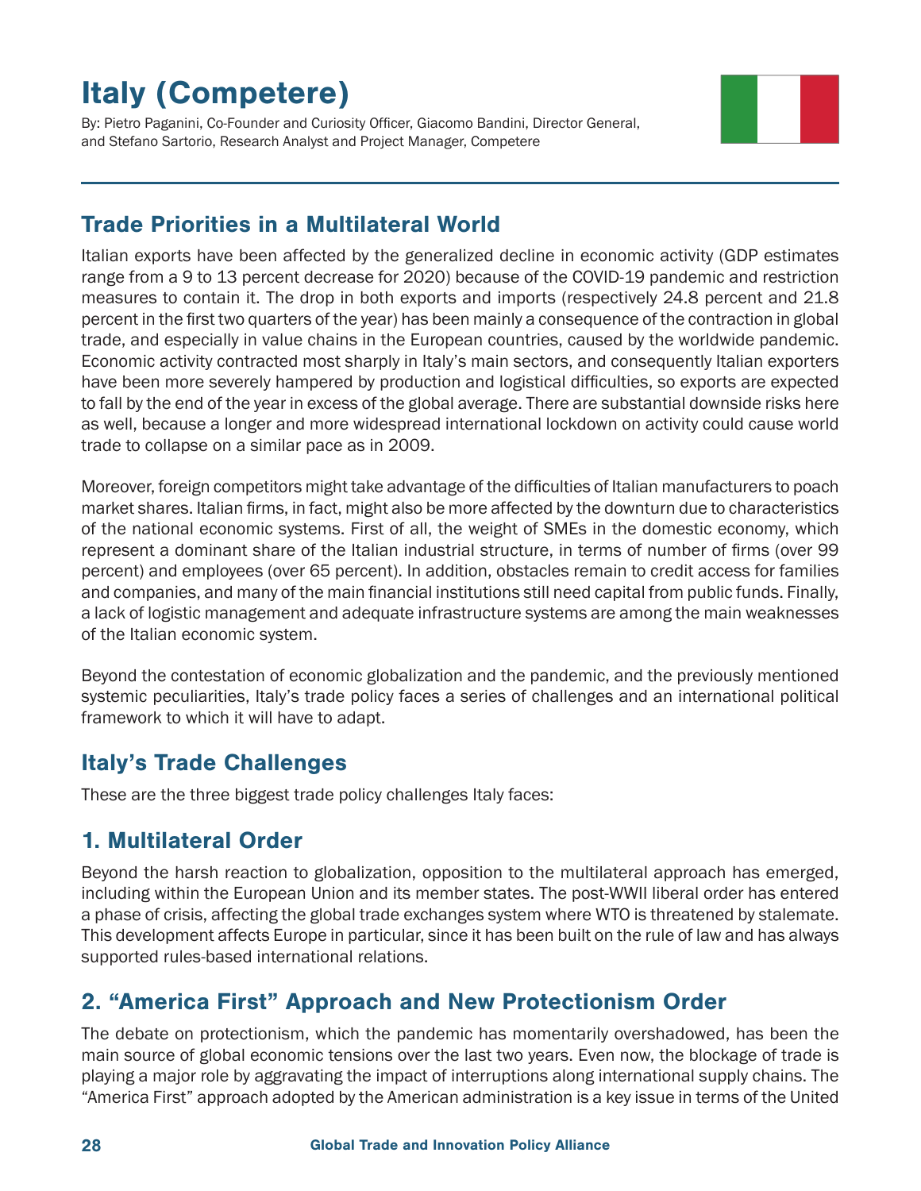# Italy (Competere)

By: Pietro Paganini, Co-Founder and Curiosity Officer, Giacomo Bandini, Director General, and Stefano Sartorio, Research Analyst and Project Manager, Competere

## Trade Priorities in a Multilateral World

Italian exports have been affected by the generalized decline in economic activity (GDP estimates range from a 9 to 13 percent decrease for 2020) because of the COVID-19 pandemic and restriction measures to contain it. The drop in both exports and imports (respectively 24.8 percent and 21.8 percent in the first two quarters of the year) has been mainly a consequence of the contraction in global trade, and especially in value chains in the European countries, caused by the worldwide pandemic. Economic activity contracted most sharply in Italy's main sectors, and consequently Italian exporters have been more severely hampered by production and logistical difficulties, so exports are expected to fall by the end of the year in excess of the global average. There are substantial downside risks here as well, because a longer and more widespread international lockdown on activity could cause world trade to collapse on a similar pace as in 2009.

Moreover, foreign competitors might take advantage of the difficulties of Italian manufacturers to poach market shares. Italian firms, in fact, might also be more affected by the downturn due to characteristics of the national economic systems. First of all, the weight of SMEs in the domestic economy, which represent a dominant share of the Italian industrial structure, in terms of number of firms (over 99 percent) and employees (over 65 percent). In addition, obstacles remain to credit access for families and companies, and many of the main financial institutions still need capital from public funds. Finally, a lack of logistic management and adequate infrastructure systems are among the main weaknesses of the Italian economic system.

Beyond the contestation of economic globalization and the pandemic, and the previously mentioned systemic peculiarities, Italy's trade policy faces a series of challenges and an international political framework to which it will have to adapt.

## Italy's Trade Challenges

These are the three biggest trade policy challenges Italy faces:

## 1. Multilateral Order

Beyond the harsh reaction to globalization, opposition to the multilateral approach has emerged, including within the European Union and its member states. The post-WWII liberal order has entered a phase of crisis, affecting the global trade exchanges system where WTO is threatened by stalemate. This development affects Europe in particular, since it has been built on the rule of law and has always supported rules-based international relations.

## 2. "America First" Approach and New Protectionism Order

The debate on protectionism, which the pandemic has momentarily overshadowed, has been the main source of global economic tensions over the last two years. Even now, the blockage of trade is playing a major role by aggravating the impact of interruptions along international supply chains. The "America First" approach adopted by the American administration is a key issue in terms of the United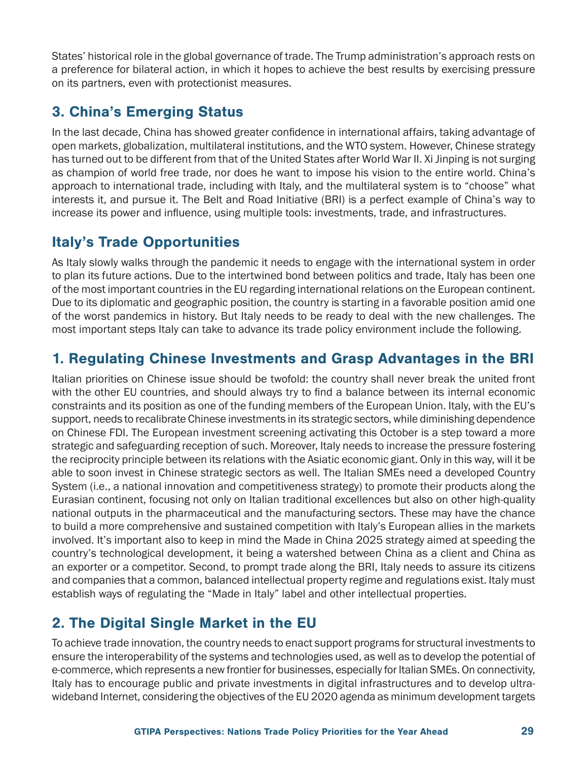States' historical role in the global governance of trade. The Trump administration's approach rests on a preference for bilateral action, in which it hopes to achieve the best results by exercising pressure on its partners, even with protectionist measures.

## 3. China's Emerging Status

In the last decade, China has showed greater confidence in international affairs, taking advantage of open markets, globalization, multilateral institutions, and the WTO system. However, Chinese strategy has turned out to be different from that of the United States after World War II. Xi Jinping is not surging as champion of world free trade, nor does he want to impose his vision to the entire world. China's approach to international trade, including with Italy, and the multilateral system is to "choose" what interests it, and pursue it. The Belt and Road Initiative (BRI) is a perfect example of China's way to increase its power and influence, using multiple tools: investments, trade, and infrastructures.

## Italy's Trade Opportunities

As Italy slowly walks through the pandemic it needs to engage with the international system in order to plan its future actions. Due to the intertwined bond between politics and trade, Italy has been one of the most important countries in the EU regarding international relations on the European continent. Due to its diplomatic and geographic position, the country is starting in a favorable position amid one of the worst pandemics in history. But Italy needs to be ready to deal with the new challenges. The most important steps Italy can take to advance its trade policy environment include the following.

## 1. Regulating Chinese Investments and Grasp Advantages in the BRI

Italian priorities on Chinese issue should be twofold: the country shall never break the united front with the other EU countries, and should always try to find a balance between its internal economic constraints and its position as one of the funding members of the European Union. Italy, with the EU's support, needs to recalibrate Chinese investments in its strategic sectors, while diminishing dependence on Chinese FDI. The European investment screening activating this October is a step toward a more strategic and safeguarding reception of such. Moreover, Italy needs to increase the pressure fostering the reciprocity principle between its relations with the Asiatic economic giant. Only in this way, will it be able to soon invest in Chinese strategic sectors as well. The Italian SMEs need a developed Country System (i.e., a national innovation and competitiveness strategy) to promote their products along the Eurasian continent, focusing not only on Italian traditional excellences but also on other high-quality national outputs in the pharmaceutical and the manufacturing sectors. These may have the chance to build a more comprehensive and sustained competition with Italy's European allies in the markets involved. It's important also to keep in mind the Made in China 2025 strategy aimed at speeding the country's technological development, it being a watershed between China as a client and China as an exporter or a competitor. Second, to prompt trade along the BRI, Italy needs to assure its citizens and companies that a common, balanced intellectual property regime and regulations exist. Italy must establish ways of regulating the "Made in Italy" label and other intellectual properties.

## 2. The Digital Single Market in the EU

To achieve trade innovation, the country needs to enact support programs for structural investments to ensure the interoperability of the systems and technologies used, as well as to develop the potential of e-commerce, which represents a new frontier for businesses, especially for Italian SMEs. On connectivity, Italy has to encourage public and private investments in digital infrastructures and to develop ultra-wideband Internet, considering the objectives of the EU 2020 agenda as minimum development targets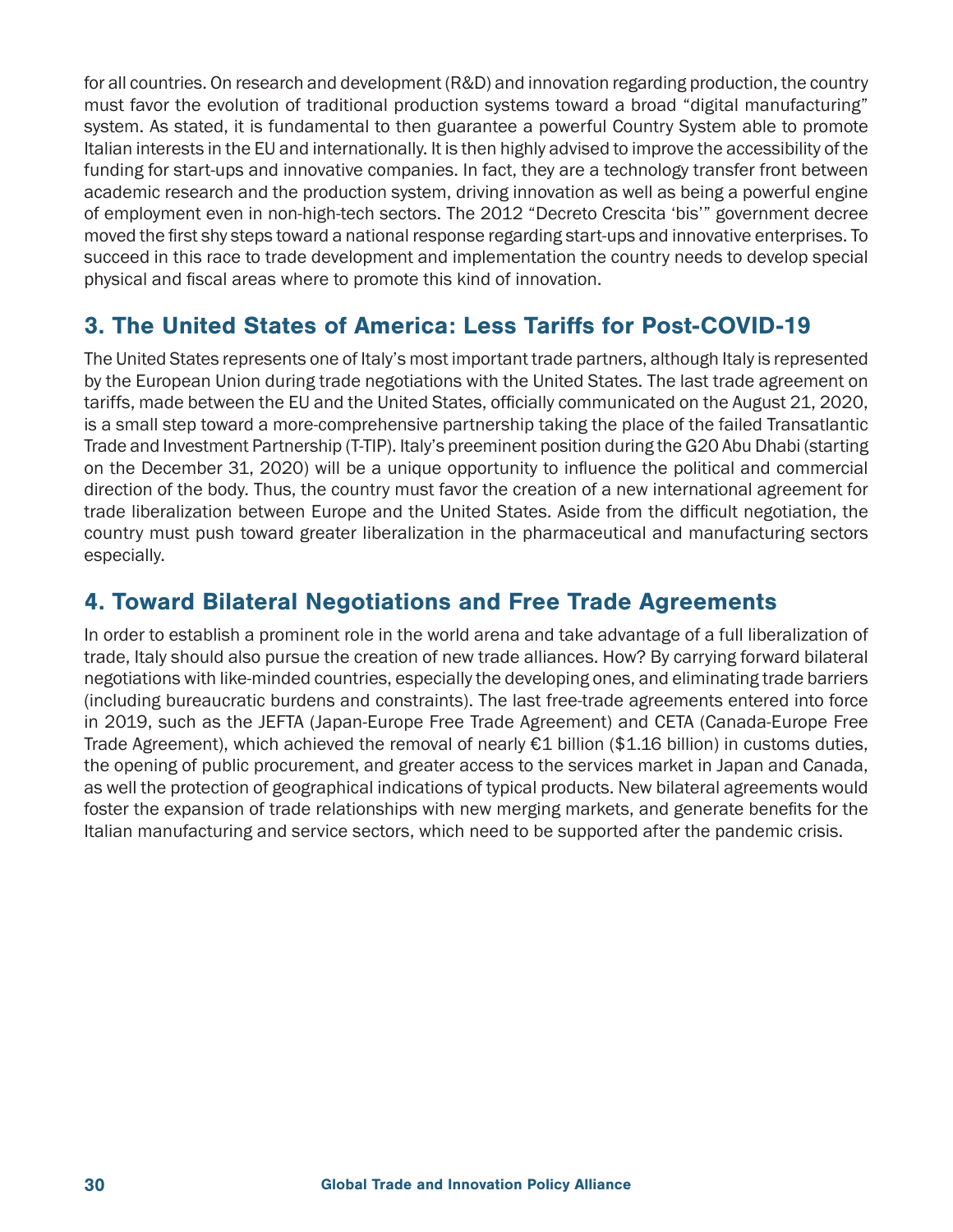for all countries. On research and development (R&D) and innovation regarding production, the country must favor the evolution of traditional production systems toward a broad "digital manufacturing" system. As stated, it is fundamental to then guarantee a powerful Country System able to promote Italian interests in the EU and internationally. It is then highly advised to improve the accessibility of the funding for start-ups and innovative companies. In fact, they are a technology transfer front between academic research and the production system, driving innovation as well as being a powerful engine of employment even in non-high-tech sectors. The 2012 "Decreto Crescita 'bis'" government decree moved the first shy steps toward a national response regarding start-ups and innovative enterprises. To succeed in this race to trade development and implementation the country needs to develop special physical and fiscal areas where to promote this kind of innovation.

## 3. The United States of America: Less Tariffs for Post-COVID-19

The United States represents one of Italy's most important trade partners, although Italy is represented by the European Union during trade negotiations with the United States. The last trade agreement on tariffs, made between the EU and the United States, officially communicated on the August 21, 2020, is a small step toward a more-comprehensive partnership taking the place of the failed Transatlantic Trade and Investment Partnership (T-TIP). Italy's preeminent position during the G20 Abu Dhabi (starting on the December 31, 2020) will be a unique opportunity to influence the political and commercial direction of the body. Thus, the country must favor the creation of a new international agreement for trade liberalization between Europe and the United States. Aside from the difficult negotiation, the country must push toward greater liberalization in the pharmaceutical and manufacturing sectors especially.

## 4. Toward Bilateral Negotiations and Free Trade Agreements

In order to establish a prominent role in the world arena and take advantage of a full liberalization of trade, Italy should also pursue the creation of new trade alliances. How? By carrying forward bilateral negotiations with like-minded countries, especially the developing ones, and eliminating trade barriers (including bureaucratic burdens and constraints). The last free-trade agreements entered into force in 2019, such as the JEFTA (Japan-Europe Free Trade Agreement) and CETA (Canada-Europe Free Trade Agreement), which achieved the removal of nearly €1 billion ($1.16 billion) in customs duties, the opening of public procurement, and greater access to the services market in Japan and Canada, as well the protection of geographical indications of typical products. New bilateral agreements would foster the expansion of trade relationships with new merging markets, and generate benefits for the Italian manufacturing and service sectors, which need to be supported after the pandemic crisis.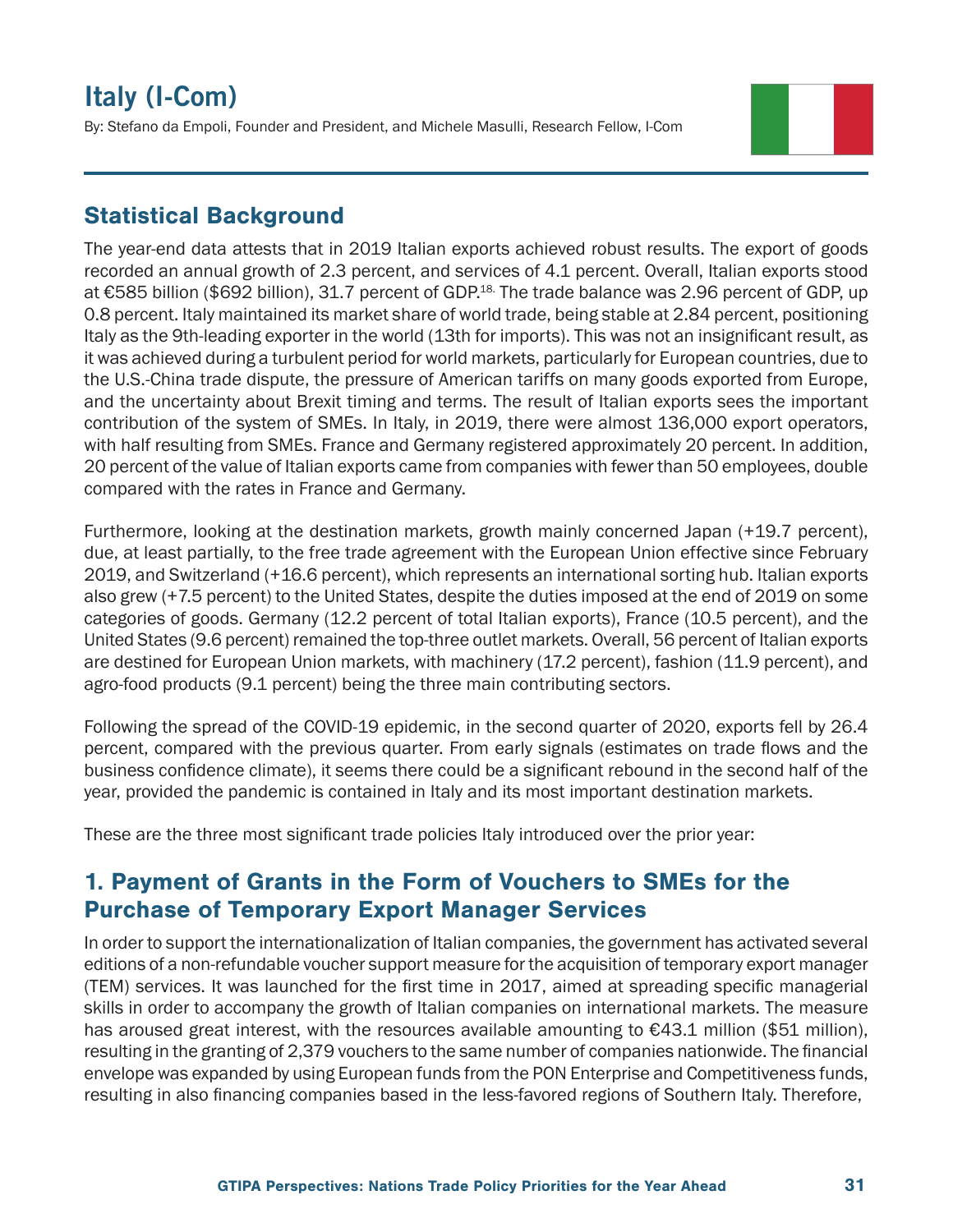# Italy (I-Com)

By: Stefano da Empoli, Founder and President, and Michele Masulli, Research Fellow, I-Com

## Statistical Background

The year-end data attests that in 2019 Italian exports achieved robust results. The export of goods recorded an annual growth of 2.3 percent, and services of 4.1 percent. Overall, Italian exports stood at €585 billion ($692 billion), 31.7 percent of GDP.[18] The trade balance was 2.96 percent of GDP, up 0.8 percent. Italy maintained its market share of world trade, being stable at 2.84 percent, positioning Italy as the 9th-leading exporter in the world (13th for imports). This was not an insignificant result, as it was achieved during a turbulent period for world markets, particularly for European countries, due to the U.S.-China trade dispute, the pressure of American tariffs on many goods exported from Europe, and the uncertainty about Brexit timing and terms. The result of Italian exports sees the important contribution of the system of SMEs. In Italy, in 2019, there were almost 136,000 export operators, with half resulting from SMEs. France and Germany registered approximately 20 percent. In addition, 20 percent of the value of Italian exports came from companies with fewer than 50 employees, double compared with the rates in France and Germany.

Furthermore, looking at the destination markets, growth mainly concerned Japan (+19.7 percent), due, at least partially, to the free trade agreement with the European Union effective since February 2019, and Switzerland (+16.6 percent), which represents an international sorting hub. Italian exports also grew (+7.5 percent) to the United States, despite the duties imposed at the end of 2019 on some categories of goods. Germany (12.2 percent of total Italian exports), France (10.5 percent), and the United States (9.6 percent) remained the top-three outlet markets. Overall, 56 percent of Italian exports are destined for European Union markets, with machinery (17.2 percent), fashion (11.9 percent), and agro-food products (9.1 percent) being the three main contributing sectors.

Following the spread of the COVID-19 epidemic, in the second quarter of 2020, exports fell by 26.4 percent, compared with the previous quarter. From early signals (estimates on trade flows and the business confidence climate), it seems there could be a significant rebound in the second half of the year, provided the pandemic is contained in Italy and its most important destination markets.

These are the three most significant trade policies Italy introduced over the prior year:

## 1. Payment of Grants in the Form of Vouchers to SMEs for the Purchase of Temporary Export Manager Services

In order to support the internationalization of Italian companies, the government has activated several editions of a non-refundable voucher support measure for the acquisition of temporary export manager (TEM) services. It was launched for the first time in 2017, aimed at spreading specific managerial skills in order to accompany the growth of Italian companies on international markets. The measure has aroused great interest, with the resources available amounting to €43.1 million ($51 million), resulting in the granting of 2,379 vouchers to the same number of companies nationwide. The financial envelope was expanded by using European funds from the PON Enterprise and Competitiveness funds, resulting in also financing companies based in the less-favored regions of Southern Italy. Therefore,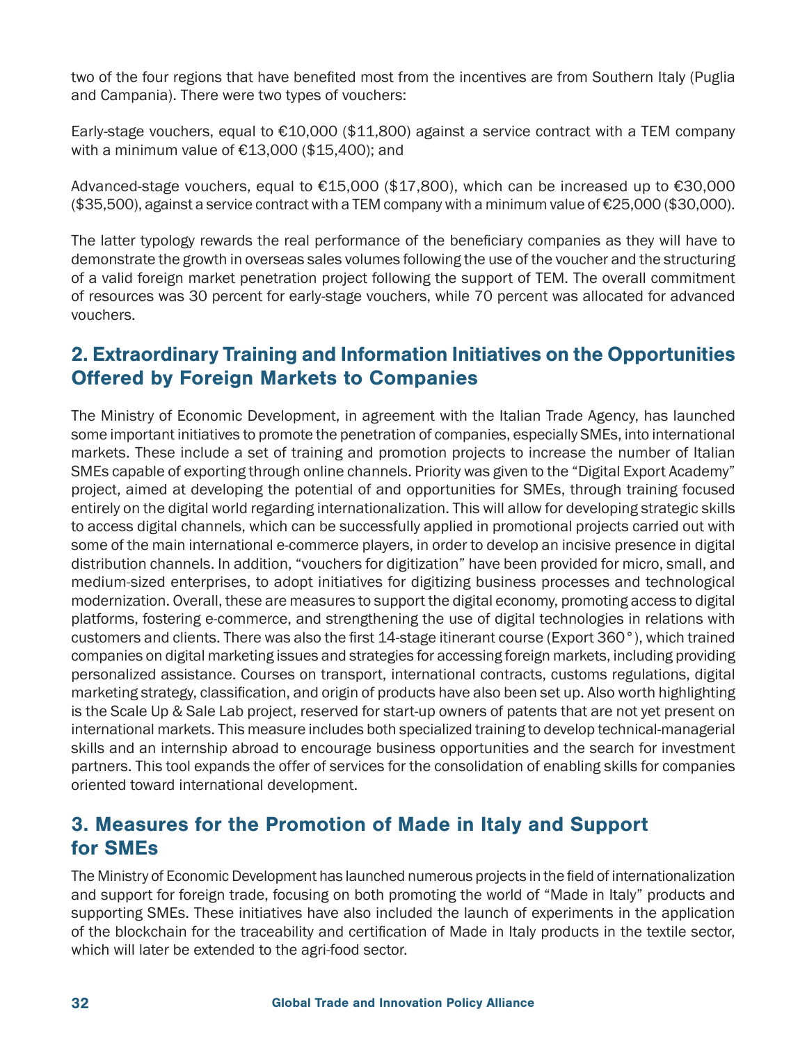two of the four regions that have benefited most from the incentives are from Southern Italy (Puglia and Campania). There were two types of vouchers:

Early-stage vouchers, equal to €10,000 ($11,800) against a service contract with a TEM company with a minimum value of €13,000 ($15,400); and

Advanced-stage vouchers, equal to €15,000 ($17,800), which can be increased up to €30,000 ($35,500), against a service contract with a TEM company with a minimum value of €25,000 ($30,000).

The latter typology rewards the real performance of the beneficiary companies as they will have to demonstrate the growth in overseas sales volumes following the use of the voucher and the structuring of a valid foreign market penetration project following the support of TEM. The overall commitment of resources was 30 percent for early-stage vouchers, while 70 percent was allocated for advanced vouchers.

## 2. Extraordinary Training and Information Initiatives on the Opportunities Offered by Foreign Markets to Companies

The Ministry of Economic Development, in agreement with the Italian Trade Agency, has launched some important initiatives to promote the penetration of companies, especially SMEs, into international markets. These include a set of training and promotion projects to increase the number of Italian SMEs capable of exporting through online channels. Priority was given to the "Digital Export Academy" project, aimed at developing the potential of and opportunities for SMEs, through training focused entirely on the digital world regarding internationalization. This will allow for developing strategic skills to access digital channels, which can be successfully applied in promotional projects carried out with some of the main international e-commerce players, in order to develop an incisive presence in digital distribution channels. In addition, "vouchers for digitization" have been provided for micro, small, and medium-sized enterprises, to adopt initiatives for digitizing business processes and technological modernization. Overall, these are measures to support the digital economy, promoting access to digital platforms, fostering e-commerce, and strengthening the use of digital technologies in relations with customers and clients. There was also the first 14-stage itinerant course (Export 360°), which trained companies on digital marketing issues and strategies for accessing foreign markets, including providing personalized assistance. Courses on transport, international contracts, customs regulations, digital marketing strategy, classification, and origin of products have also been set up. Also worth highlighting is the Scale Up & Sale Lab project, reserved for start-up owners of patents that are not yet present on international markets. This measure includes both specialized training to develop technical-managerial skills and an internship abroad to encourage business opportunities and the search for investment partners. This tool expands the offer of services for the consolidation of enabling skills for companies oriented toward international development.

## 3. Measures for the Promotion of Made in Italy and Support for SMEs

The Ministry of Economic Development has launched numerous projects in the field of internationalization and support for foreign trade, focusing on both promoting the world of "Made in Italy" products and supporting SMEs. These initiatives have also included the launch of experiments in the application of the blockchain for the traceability and certification of Made in Italy products in the textile sector, which will later be extended to the agri-food sector.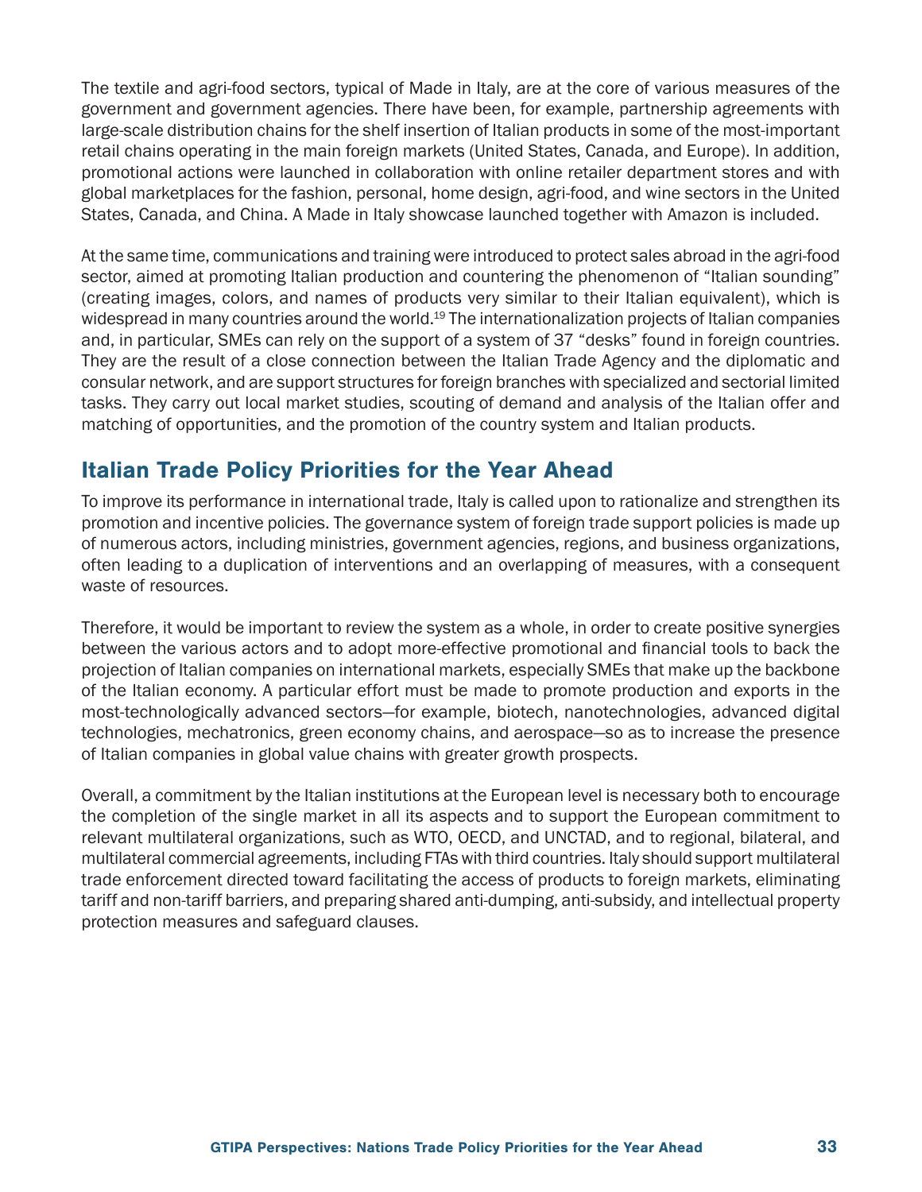The textile and agri-food sectors, typical of Made in Italy, are at the core of various measures of the government and government agencies. There have been, for example, partnership agreements with large-scale distribution chains for the shelf insertion of Italian products in some of the most-important retail chains operating in the main foreign markets (United States, Canada, and Europe). In addition, promotional actions were launched in collaboration with online retailer department stores and with global marketplaces for the fashion, personal, home design, agri-food, and wine sectors in the United States, Canada, and China. A Made in Italy showcase launched together with Amazon is included.

At the same time, communications and training were introduced to protect sales abroad in the agri-food sector, aimed at promoting Italian production and countering the phenomenon of "Italian sounding" (creating images, colors, and names of products very similar to their Italian equivalent), which is widespread in many countries around the world.[19] The internationalization projects of Italian companies and, in particular, SMEs can rely on the support of a system of 37 "desks" found in foreign countries. They are the result of a close connection between the Italian Trade Agency and the diplomatic and consular network, and are support structures for foreign branches with specialized and sectorial limited tasks. They carry out local market studies, scouting of demand and analysis of the Italian offer and matching of opportunities, and the promotion of the country system and Italian products.

## Italian Trade Policy Priorities for the Year Ahead

To improve its performance in international trade, Italy is called upon to rationalize and strengthen its promotion and incentive policies. The governance system of foreign trade support policies is made up of numerous actors, including ministries, government agencies, regions, and business organizations, often leading to a duplication of interventions and an overlapping of measures, with a consequent waste of resources.

Therefore, it would be important to review the system as a whole, in order to create positive synergies between the various actors and to adopt more-effective promotional and financial tools to back the projection of Italian companies on international markets, especially SMEs that make up the backbone of the Italian economy. A particular effort must be made to promote production and exports in the most-technologically advanced sectors—for example, biotech, nanotechnologies, advanced digital technologies, mechatronics, green economy chains, and aerospace—so as to increase the presence of Italian companies in global value chains with greater growth prospects.

Overall, a commitment by the Italian institutions at the European level is necessary both to encourage the completion of the single market in all its aspects and to support the European commitment to relevant multilateral organizations, such as WTO, OECD, and UNCTAD, and to regional, bilateral, and multilateral commercial agreements, including FTAs with third countries. Italy should support multilateral trade enforcement directed toward facilitating the access of products to foreign markets, eliminating tariff and non-tariff barriers, and preparing shared anti-dumping, anti-subsidy, and intellectual property protection measures and safeguard clauses.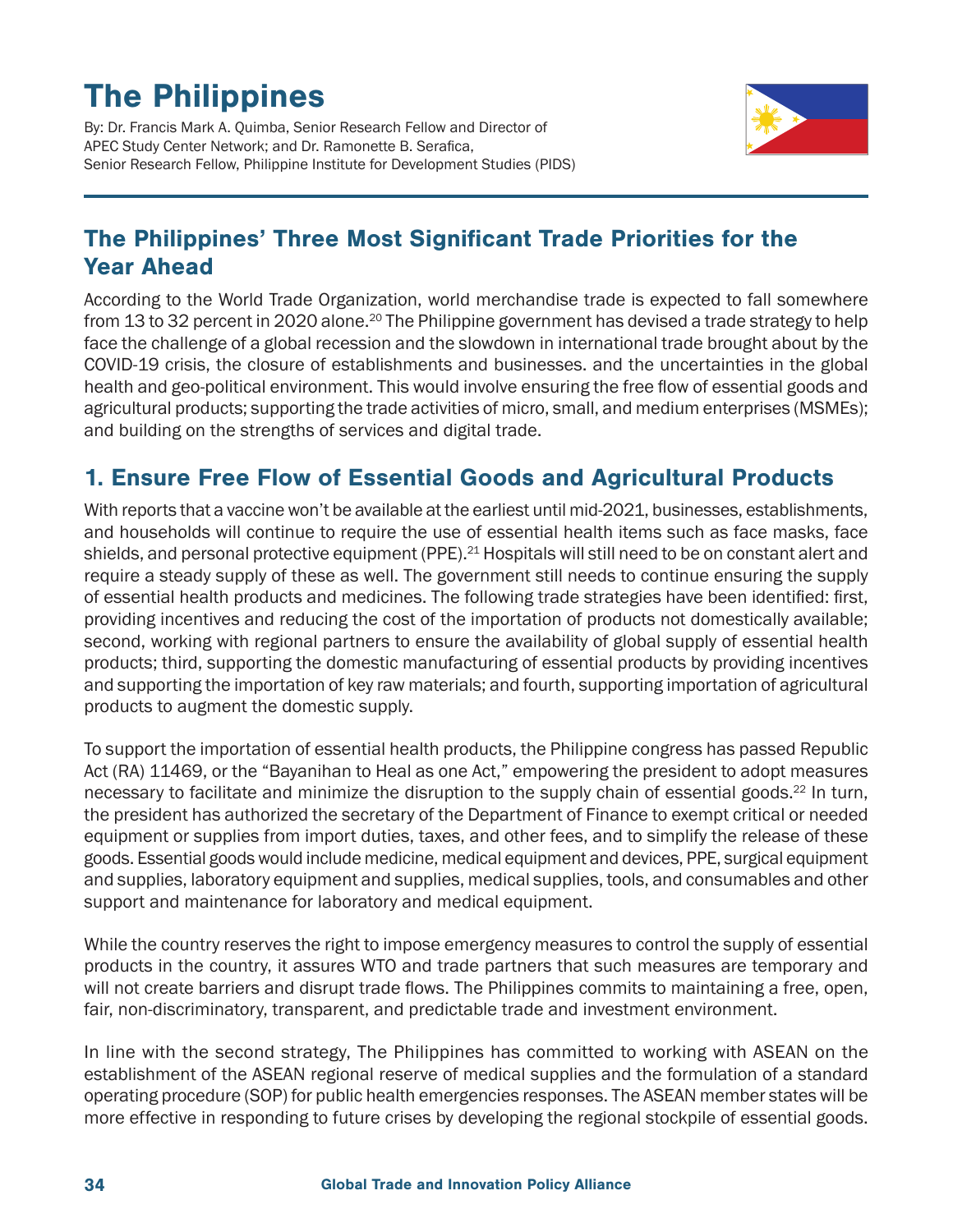# The Philippines

By: Dr. Francis Mark A. Quimba, Senior Research Fellow and Director of APEC Study Center Network; and Dr. Ramonette B. Serafica, Senior Research Fellow, Philippine Institute for Development Studies (PIDS)

## The Philippines' Three Most Significant Trade Priorities for the Year Ahead

According to the World Trade Organization, world merchandise trade is expected to fall somewhere from 13 to 32 percent in 2020 alone.[20] The Philippine government has devised a trade strategy to help face the challenge of a global recession and the slowdown in international trade brought about by the COVID-19 crisis, the closure of establishments and businesses. and the uncertainties in the global health and geo-political environment. This would involve ensuring the free flow of essential goods and agricultural products; supporting the trade activities of micro, small, and medium enterprises (MSMEs); and building on the strengths of services and digital trade.

### 1. Ensure Free Flow of Essential Goods and Agricultural Products

With reports that a vaccine won't be available at the earliest until mid-2021, businesses, establishments, and households will continue to require the use of essential health items such as face masks, face shields, and personal protective equipment (PPE).[21] Hospitals will still need to be on constant alert and require a steady supply of these as well. The government still needs to continue ensuring the supply of essential health products and medicines. The following trade strategies have been identified: first, providing incentives and reducing the cost of the importation of products not domestically available; second, working with regional partners to ensure the availability of global supply of essential health products; third, supporting the domestic manufacturing of essential products by providing incentives and supporting the importation of key raw materials; and fourth, supporting importation of agricultural products to augment the domestic supply.

To support the importation of essential health products, the Philippine congress has passed Republic Act (RA) 11469, or the "Bayanihan to Heal as one Act," empowering the president to adopt measures necessary to facilitate and minimize the disruption to the supply chain of essential goods.[22] In turn, the president has authorized the secretary of the Department of Finance to exempt critical or needed equipment or supplies from import duties, taxes, and other fees, and to simplify the release of these goods. Essential goods would include medicine, medical equipment and devices, PPE, surgical equipment and supplies, laboratory equipment and supplies, medical supplies, tools, and consumables and other support and maintenance for laboratory and medical equipment.

While the country reserves the right to impose emergency measures to control the supply of essential products in the country, it assures WTO and trade partners that such measures are temporary and will not create barriers and disrupt trade flows. The Philippines commits to maintaining a free, open, fair, non-discriminatory, transparent, and predictable trade and investment environment.

In line with the second strategy, The Philippines has committed to working with ASEAN on the establishment of the ASEAN regional reserve of medical supplies and the formulation of a standard operating procedure (SOP) for public health emergencies responses. The ASEAN member states will be more effective in responding to future crises by developing the regional stockpile of essential goods.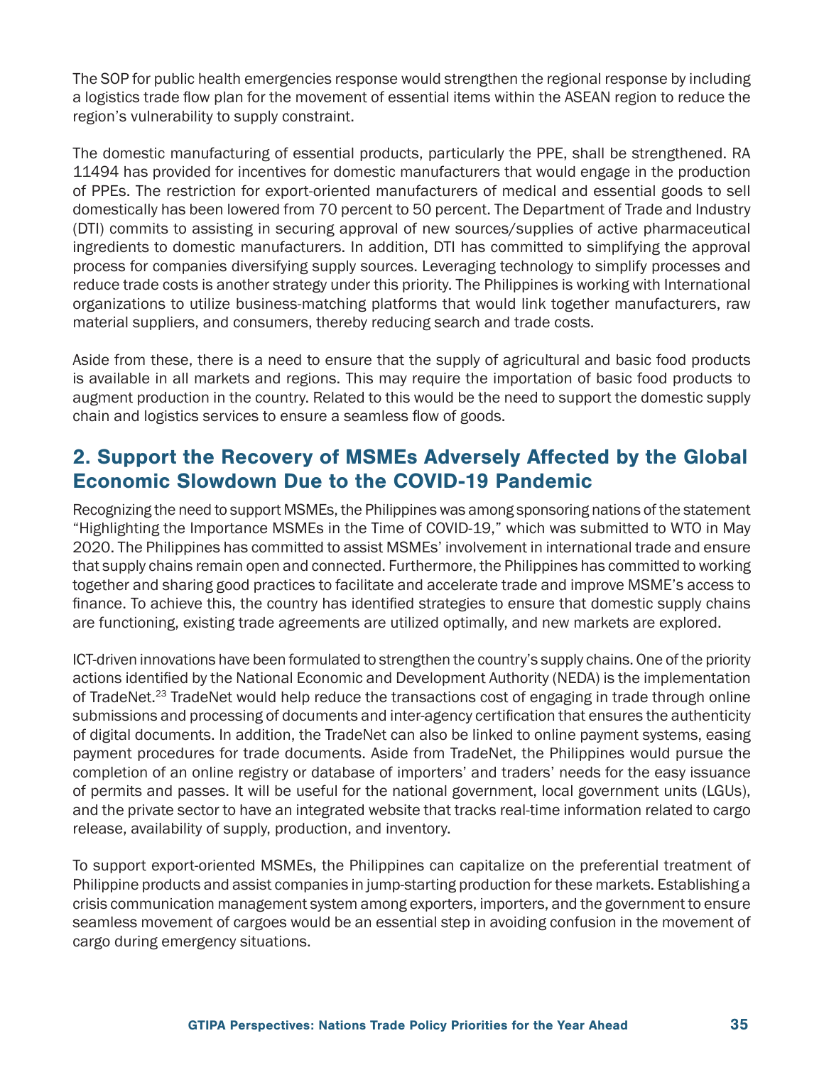The SOP for public health emergencies response would strengthen the regional response by including a logistics trade flow plan for the movement of essential items within the ASEAN region to reduce the region's vulnerability to supply constraint.

The domestic manufacturing of essential products, particularly the PPE, shall be strengthened. RA 11494 has provided for incentives for domestic manufacturers that would engage in the production of PPEs. The restriction for export-oriented manufacturers of medical and essential goods to sell domestically has been lowered from 70 percent to 50 percent. The Department of Trade and Industry (DTI) commits to assisting in securing approval of new sources/supplies of active pharmaceutical ingredients to domestic manufacturers. In addition, DTI has committed to simplifying the approval process for companies diversifying supply sources. Leveraging technology to simplify processes and reduce trade costs is another strategy under this priority. The Philippines is working with International organizations to utilize business-matching platforms that would link together manufacturers, raw material suppliers, and consumers, thereby reducing search and trade costs.

Aside from these, there is a need to ensure that the supply of agricultural and basic food products is available in all markets and regions. This may require the importation of basic food products to augment production in the country. Related to this would be the need to support the domestic supply chain and logistics services to ensure a seamless flow of goods.

## 2. Support the Recovery of MSMEs Adversely Affected by the Global Economic Slowdown Due to the COVID-19 Pandemic

Recognizing the need to support MSMEs, the Philippines was among sponsoring nations of the statement "Highlighting the Importance MSMEs in the Time of COVID-19," which was submitted to WTO in May 2020. The Philippines has committed to assist MSMEs' involvement in international trade and ensure that supply chains remain open and connected. Furthermore, the Philippines has committed to working together and sharing good practices to facilitate and accelerate trade and improve MSME's access to finance. To achieve this, the country has identified strategies to ensure that domestic supply chains are functioning, existing trade agreements are utilized optimally, and new markets are explored.

ICT-driven innovations have been formulated to strengthen the country's supply chains. One of the priority actions identified by the National Economic and Development Authority (NEDA) is the implementation of TradeNet.[23] TradeNet would help reduce the transactions cost of engaging in trade through online submissions and processing of documents and inter-agency certification that ensures the authenticity of digital documents. In addition, the TradeNet can also be linked to online payment systems, easing payment procedures for trade documents. Aside from TradeNet, the Philippines would pursue the completion of an online registry or database of importers' and traders' needs for the easy issuance of permits and passes. It will be useful for the national government, local government units (LGUs), and the private sector to have an integrated website that tracks real-time information related to cargo release, availability of supply, production, and inventory.

To support export-oriented MSMEs, the Philippines can capitalize on the preferential treatment of Philippine products and assist companies in jump-starting production for these markets. Establishing a crisis communication management system among exporters, importers, and the government to ensure seamless movement of cargoes would be an essential step in avoiding confusion in the movement of cargo during emergency situations.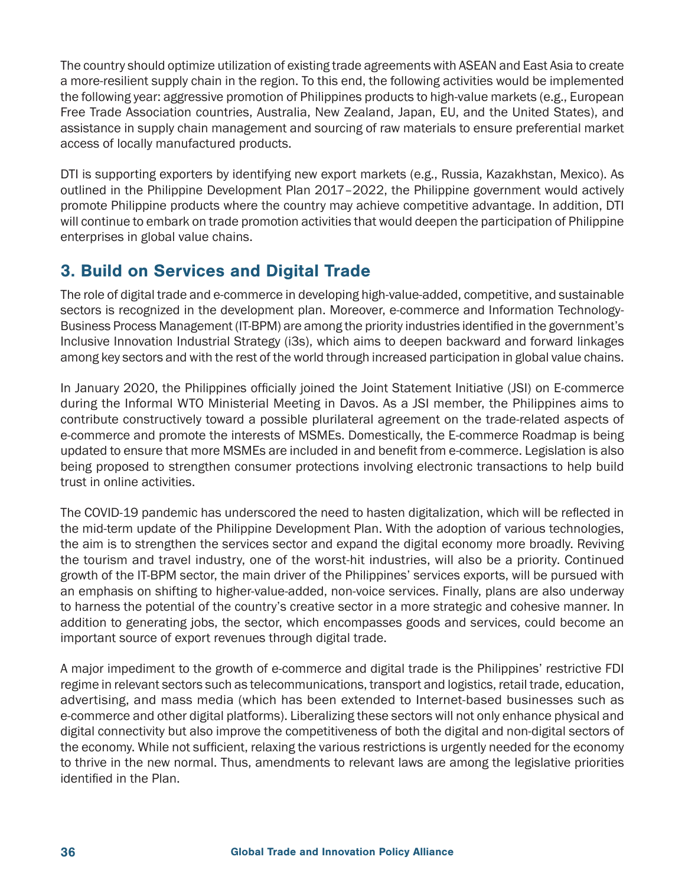The country should optimize utilization of existing trade agreements with ASEAN and East Asia to create a more-resilient supply chain in the region. To this end, the following activities would be implemented the following year: aggressive promotion of Philippines products to high-value markets (e.g., European Free Trade Association countries, Australia, New Zealand, Japan, EU, and the United States), and assistance in supply chain management and sourcing of raw materials to ensure preferential market access of locally manufactured products.

DTI is supporting exporters by identifying new export markets (e.g., Russia, Kazakhstan, Mexico). As outlined in the Philippine Development Plan 2017–2022, the Philippine government would actively promote Philippine products where the country may achieve competitive advantage. In addition, DTI will continue to embark on trade promotion activities that would deepen the participation of Philippine enterprises in global value chains.

## 3. Build on Services and Digital Trade

The role of digital trade and e-commerce in developing high-value-added, competitive, and sustainable sectors is recognized in the development plan. Moreover, e-commerce and Information Technology-Business Process Management (IT-BPM) are among the priority industries identified in the government's Inclusive Innovation Industrial Strategy (i3s), which aims to deepen backward and forward linkages among key sectors and with the rest of the world through increased participation in global value chains.

In January 2020, the Philippines officially joined the Joint Statement Initiative (JSI) on E-commerce during the Informal WTO Ministerial Meeting in Davos. As a JSI member, the Philippines aims to contribute constructively toward a possible plurilateral agreement on the trade-related aspects of e-commerce and promote the interests of MSMEs. Domestically, the E-commerce Roadmap is being updated to ensure that more MSMEs are included in and benefit from e-commerce. Legislation is also being proposed to strengthen consumer protections involving electronic transactions to help build trust in online activities.

The COVID-19 pandemic has underscored the need to hasten digitalization, which will be reflected in the mid-term update of the Philippine Development Plan. With the adoption of various technologies, the aim is to strengthen the services sector and expand the digital economy more broadly. Reviving the tourism and travel industry, one of the worst-hit industries, will also be a priority. Continued growth of the IT-BPM sector, the main driver of the Philippines' services exports, will be pursued with an emphasis on shifting to higher-value-added, non-voice services. Finally, plans are also underway to harness the potential of the country's creative sector in a more strategic and cohesive manner. In addition to generating jobs, the sector, which encompasses goods and services, could become an important source of export revenues through digital trade.

A major impediment to the growth of e-commerce and digital trade is the Philippines' restrictive FDI regime in relevant sectors such as telecommunications, transport and logistics, retail trade, education, advertising, and mass media (which has been extended to Internet-based businesses such as e-commerce and other digital platforms). Liberalizing these sectors will not only enhance physical and digital connectivity but also improve the competitiveness of both the digital and non-digital sectors of the economy. While not sufficient, relaxing the various restrictions is urgently needed for the economy to thrive in the new normal. Thus, amendments to relevant laws are among the legislative priorities identified in the Plan.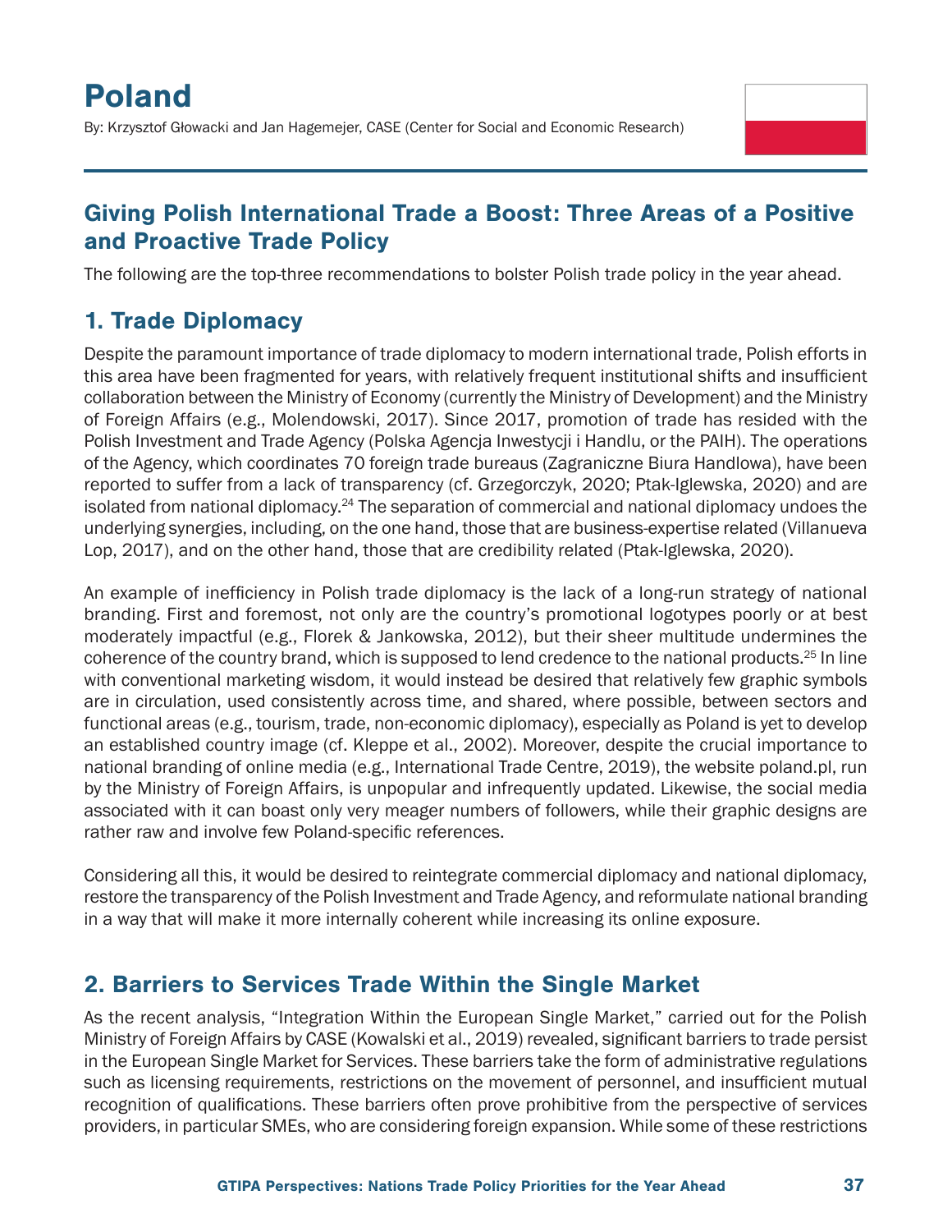# Poland

By: Krzysztof Głowacki and Jan Hagemejer, CASE (Center for Social and Economic Research)

## Giving Polish International Trade a Boost: Three Areas of a Positive and Proactive Trade Policy

The following are the top-three recommendations to bolster Polish trade policy in the year ahead.

### 1. Trade Diplomacy

Despite the paramount importance of trade diplomacy to modern international trade, Polish efforts in this area have been fragmented for years, with relatively frequent institutional shifts and insufficient collaboration between the Ministry of Economy (currently the Ministry of Development) and the Ministry of Foreign Affairs (e.g., Molendowski, 2017). Since 2017, promotion of trade has resided with the Polish Investment and Trade Agency (Polska Agencja Inwestycji i Handlu, or the PAIH). The operations of the Agency, which coordinates 70 foreign trade bureaus (Zagraniczne Biura Handlowa), have been reported to suffer from a lack of transparency (cf. Grzegorczyk, 2020; Ptak-Iglewska, 2020) and are isolated from national diplomacy.[24] The separation of commercial and national diplomacy undoes the underlying synergies, including, on the one hand, those that are business-expertise related (Villanueva Lop, 2017), and on the other hand, those that are credibility related (Ptak-Iglewska, 2020).

An example of inefficiency in Polish trade diplomacy is the lack of a long-run strategy of national branding. First and foremost, not only are the country's promotional logotypes poorly or at best moderately impactful (e.g., Florek & Jankowska, 2012), but their sheer multitude undermines the coherence of the country brand, which is supposed to lend credence to the national products.[25] In line with conventional marketing wisdom, it would instead be desired that relatively few graphic symbols are in circulation, used consistently across time, and shared, where possible, between sectors and functional areas (e.g., tourism, trade, non-economic diplomacy), especially as Poland is yet to develop an established country image (cf. Kleppe et al., 2002). Moreover, despite the crucial importance to national branding of online media (e.g., International Trade Centre, 2019), the website poland.pl, run by the Ministry of Foreign Affairs, is unpopular and infrequently updated. Likewise, the social media associated with it can boast only very meager numbers of followers, while their graphic designs are rather raw and involve few Poland-specific references.

Considering all this, it would be desired to reintegrate commercial diplomacy and national diplomacy, restore the transparency of the Polish Investment and Trade Agency, and reformulate national branding in a way that will make it more internally coherent while increasing its online exposure.

### 2. Barriers to Services Trade Within the Single Market

As the recent analysis, "Integration Within the European Single Market," carried out for the Polish Ministry of Foreign Affairs by CASE (Kowalski et al., 2019) revealed, significant barriers to trade persist in the European Single Market for Services. These barriers take the form of administrative regulations such as licensing requirements, restrictions on the movement of personnel, and insufficient mutual recognition of qualifications. These barriers often prove prohibitive from the perspective of services providers, in particular SMEs, who are considering foreign expansion. While some of these restrictions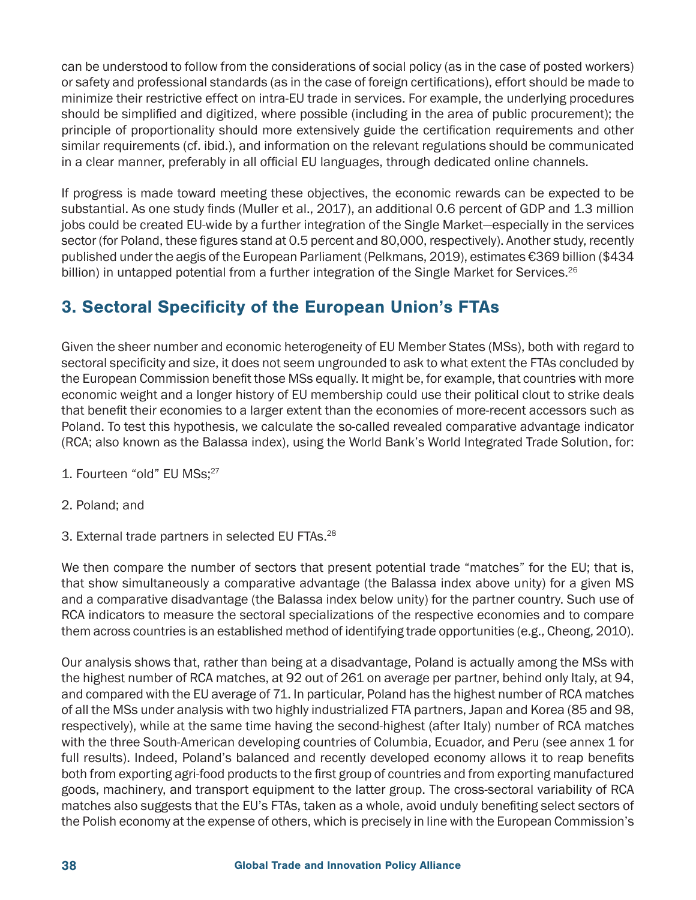can be understood to follow from the considerations of social policy (as in the case of posted workers) or safety and professional standards (as in the case of foreign certifications), effort should be made to minimize their restrictive effect on intra-EU trade in services. For example, the underlying procedures should be simplified and digitized, where possible (including in the area of public procurement); the principle of proportionality should more extensively guide the certification requirements and other similar requirements (cf. ibid.), and information on the relevant regulations should be communicated in a clear manner, preferably in all official EU languages, through dedicated online channels.

If progress is made toward meeting these objectives, the economic rewards can be expected to be substantial. As one study finds (Muller et al., 2017), an additional 0.6 percent of GDP and 1.3 million jobs could be created EU-wide by a further integration of the Single Market—especially in the services sector (for Poland, these figures stand at 0.5 percent and 80,000, respectively). Another study, recently published under the aegis of the European Parliament (Pelkmans, 2019), estimates €369 billion ($434 billion) in untapped potential from a further integration of the Single Market for Services.[26]

## 3. Sectoral Specificity of the European Union's FTAs

Given the sheer number and economic heterogeneity of EU Member States (MSs), both with regard to sectoral specificity and size, it does not seem ungrounded to ask to what extent the FTAs concluded by the European Commission benefit those MSs equally. It might be, for example, that countries with more economic weight and a longer history of EU membership could use their political clout to strike deals that benefit their economies to a larger extent than the economies of more-recent accessors such as Poland. To test this hypothesis, we calculate the so-called revealed comparative advantage indicator (RCA; also known as the Balassa index), using the World Bank's World Integrated Trade Solution, for:

1. Fourteen "old" EU MSs;[27]

2. Poland; and

3. External trade partners in selected EU FTAs.[28]

We then compare the number of sectors that present potential trade "matches" for the EU; that is, that show simultaneously a comparative advantage (the Balassa index above unity) for a given MS and a comparative disadvantage (the Balassa index below unity) for the partner country. Such use of RCA indicators to measure the sectoral specializations of the respective economies and to compare them across countries is an established method of identifying trade opportunities (e.g., Cheong, 2010).

Our analysis shows that, rather than being at a disadvantage, Poland is actually among the MSs with the highest number of RCA matches, at 92 out of 261 on average per partner, behind only Italy, at 94, and compared with the EU average of 71. In particular, Poland has the highest number of RCA matches of all the MSs under analysis with two highly industrialized FTA partners, Japan and Korea (85 and 98, respectively), while at the same time having the second-highest (after Italy) number of RCA matches with the three South-American developing countries of Columbia, Ecuador, and Peru (see annex 1 for full results). Indeed, Poland's balanced and recently developed economy allows it to reap benefits both from exporting agri-food products to the first group of countries and from exporting manufactured goods, machinery, and transport equipment to the latter group. The cross-sectoral variability of RCA matches also suggests that the EU's FTAs, taken as a whole, avoid unduly benefiting select sectors of the Polish economy at the expense of others, which is precisely in line with the European Commission's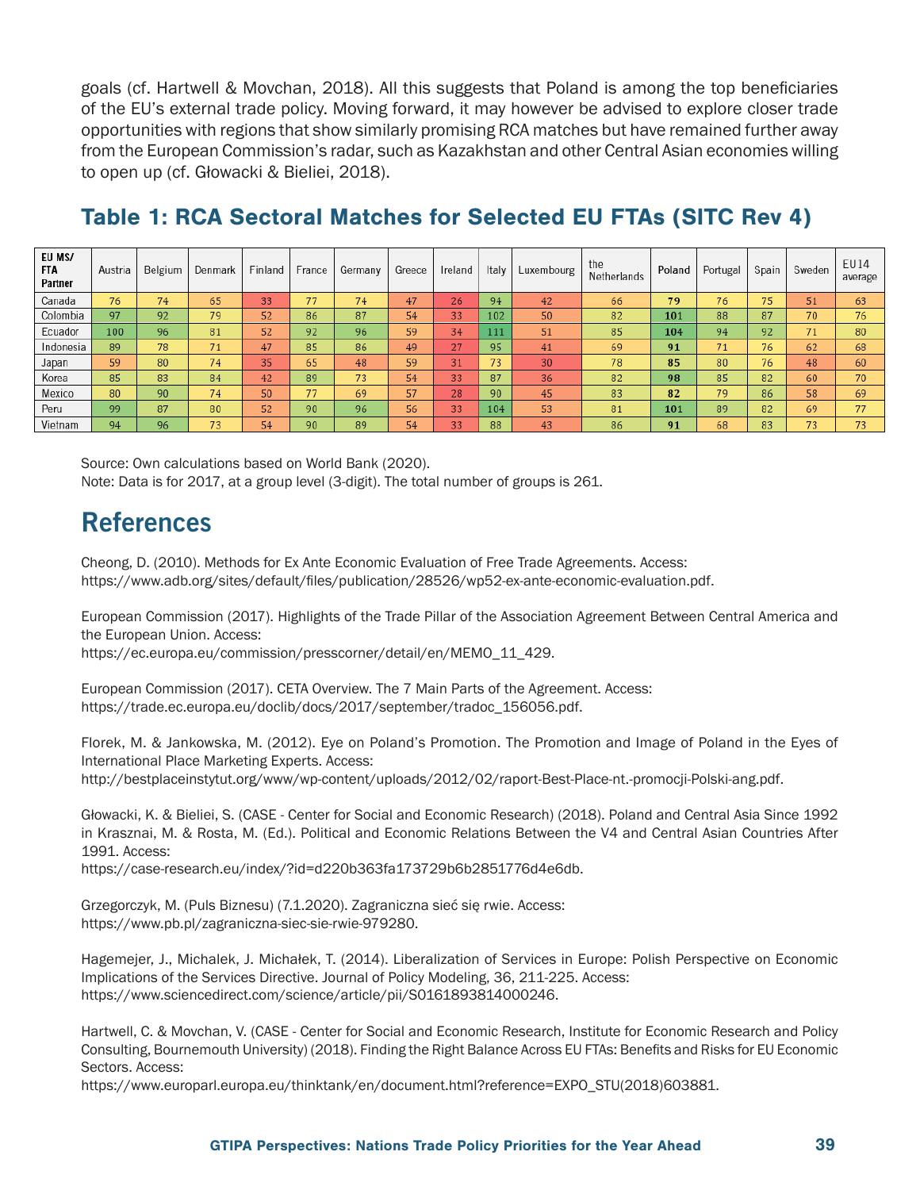goals (cf. Hartwell & Movchan, 2018). All this suggests that Poland is among the top beneficiaries of the EU's external trade policy. Moving forward, it may however be advised to explore closer trade opportunities with regions that show similarly promising RCA matches but have remained further away from the European Commission's radar, such as Kazakhstan and other Central Asian economies willing to open up (cf. Głowacki & Bieliei, 2018).

## Table 1: RCA Sectoral Matches for Selected EU FTAs (SITC Rev 4)

| EU MS/ FTA Partner | Austria | Belgium | Denmark | Finland | France | Germany | Greece | Ireland | Italy | Luxembourg | the Netherlands | Poland | Portugal | Spain | Sweden | EU14 average |
|---|---|---|---|---|---|---|---|---|---|---|---|---|---|---|---|---|
| Canada | 76 | 74 | 65 | 33 | 77 | 74 | 47 | 26 | 94 | 42 | 66 | **79** | 76 | 75 | 51 | 63 |
| Colombia | 97 | 92 | 79 | 52 | 86 | 87 | 54 | 33 | 102 | 50 | 82 | **101** | 88 | 87 | 70 | 76 |
| Ecuador | 100 | 96 | 81 | 52 | 92 | 96 | 59 | 34 | 111 | 51 | 85 | **104** | 94 | 92 | 71 | 80 |
| Indonesia | 89 | 78 | 71 | 47 | 85 | 86 | 49 | 27 | 95 | 41 | 69 | **91** | 71 | 76 | 62 | 68 |
| Japan | 59 | 80 | 74 | 35 | 65 | 48 | 59 | 31 | 73 | 30 | 78 | **85** | 80 | 76 | 48 | 60 |
| Korea | 85 | 83 | 84 | 42 | 89 | 73 | 54 | 33 | 87 | 36 | 82 | **98** | 85 | 82 | 60 | 70 |
| Mexico | 80 | 90 | 74 | 50 | 77 | 69 | 57 | 28 | 90 | 45 | 83 | **82** | 79 | 86 | 58 | 69 |
| Peru | 99 | 87 | 80 | 52 | 90 | 96 | 56 | 33 | 104 | 53 | 81 | **101** | 89 | 82 | 69 | 77 |
| Vietnam | 94 | 96 | 73 | 54 | 90 | 89 | 54 | 33 | 88 | 43 | 86 | **91** | 68 | 83 | 73 | 73 |

Source: Own calculations based on World Bank (2020).
Note: Data is for 2017, at a group level (3-digit). The total number of groups is 261.

## References

Cheong, D. (2010). Methods for Ex Ante Economic Evaluation of Free Trade Agreements. Access:
https://www.adb.org/sites/default/files/publication/28526/wp52-ex-ante-economic-evaluation.pdf.

European Commission (2017). Highlights of the Trade Pillar of the Association Agreement Between Central America and the European Union. Access:
https://ec.europa.eu/commission/presscorner/detail/en/MEMO_11_429.

European Commission (2017). CETA Overview. The 7 Main Parts of the Agreement. Access:
https://trade.ec.europa.eu/doclib/docs/2017/september/tradoc_156056.pdf.

Florek, M. & Jankowska, M. (2012). Eye on Poland's Promotion. The Promotion and Image of Poland in the Eyes of International Place Marketing Experts. Access:
http://bestplaceinstytut.org/www/wp-content/uploads/2012/02/raport-Best-Place-nt.-promocji-Polski-ang.pdf.

Głowacki, K. & Bieliei, S. (CASE - Center for Social and Economic Research) (2018). Poland and Central Asia Since 1992 in Krasznai, M. & Rosta, M. (Ed.). Political and Economic Relations Between the V4 and Central Asian Countries After 1991. Access:
https://case-research.eu/index/?id=d220b363fa173729b6b2851776d4e6db.

Grzegorczyk, M. (Puls Biznesu) (7.1.2020). Zagraniczna sieć się rwie. Access:
https://www.pb.pl/zagraniczna-siec-sie-rwie-979280.

Hagemejer, J., Michalek, J. Michałek, T. (2014). Liberalization of Services in Europe: Polish Perspective on Economic Implications of the Services Directive. Journal of Policy Modeling, 36, 211-225. Access:
https://www.sciencedirect.com/science/article/pii/S0161893814000246.

Hartwell, C. & Movchan, V. (CASE - Center for Social and Economic Research, Institute for Economic Research and Policy Consulting, Bournemouth University) (2018). Finding the Right Balance Across EU FTAs: Benefits and Risks for EU Economic Sectors. Access:
https://www.europarl.europa.eu/thinktank/en/document.html?reference=EXPO_STU(2018)603881.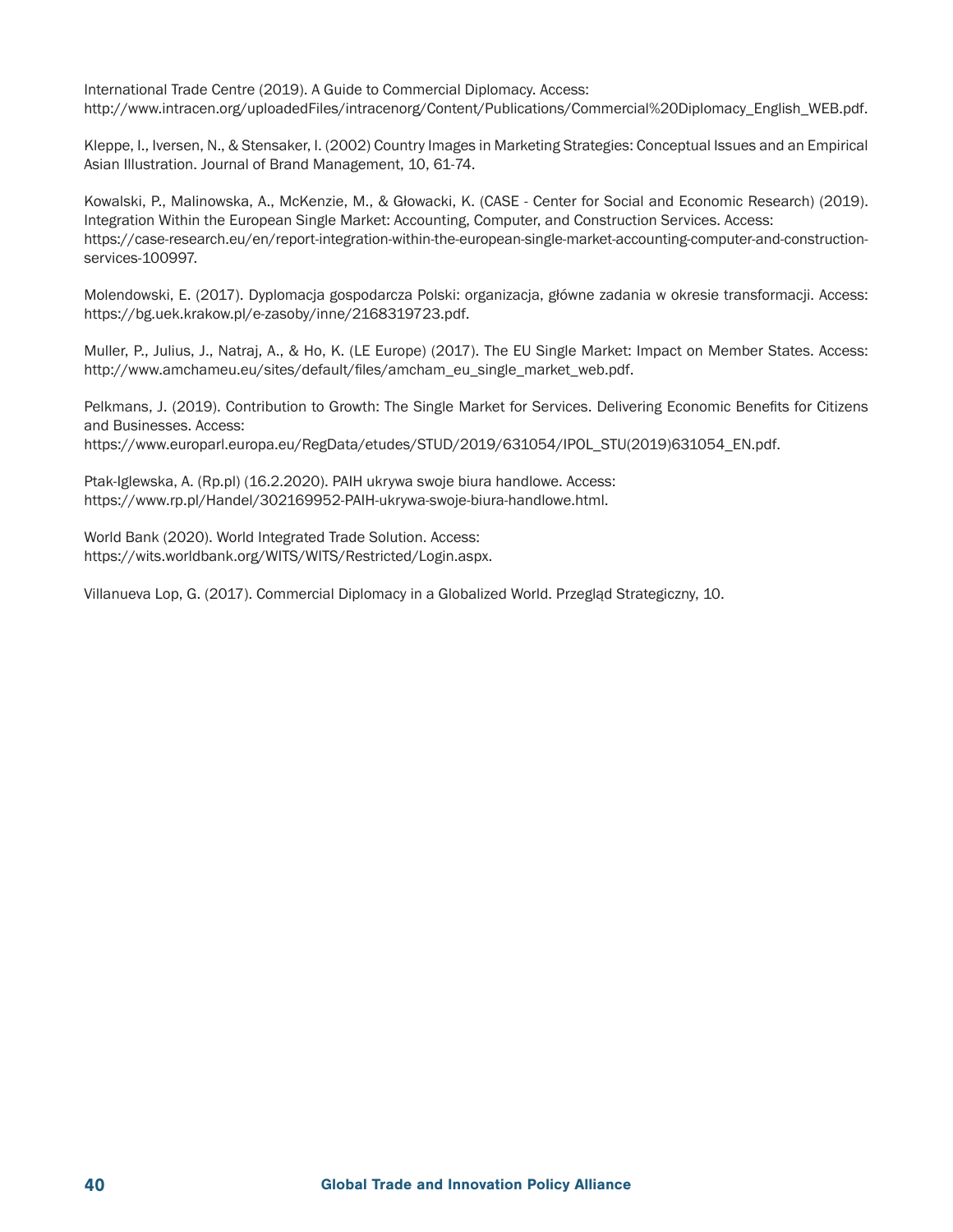International Trade Centre (2019). A Guide to Commercial Diplomacy. Access: http://www.intracen.org/uploadedFiles/intracenorg/Content/Publications/Commercial%20Diplomacy_English_WEB.pdf.

Kleppe, I., Iversen, N., & Stensaker, I. (2002) Country Images in Marketing Strategies: Conceptual Issues and an Empirical Asian Illustration. Journal of Brand Management, 10, 61-74.

Kowalski, P., Malinowska, A., McKenzie, M., & Głowacki, K. (CASE - Center for Social and Economic Research) (2019). Integration Within the European Single Market: Accounting, Computer, and Construction Services. Access: https://case-research.eu/en/report-integration-within-the-european-single-market-accounting-computer-and-construction-services-100997.

Molendowski, E. (2017). Dyplomacja gospodarcza Polski: organizacja, główne zadania w okresie transformacji. Access: https://bg.uek.krakow.pl/e-zasoby/inne/2168319723.pdf.

Muller, P., Julius, J., Natraj, A., & Ho, K. (LE Europe) (2017). The EU Single Market: Impact on Member States. Access: http://www.amchameu.eu/sites/default/files/amcham_eu_single_market_web.pdf.

Pelkmans, J. (2019). Contribution to Growth: The Single Market for Services. Delivering Economic Benefits for Citizens and Businesses. Access: https://www.europarl.europa.eu/RegData/etudes/STUD/2019/631054/IPOL_STU(2019)631054_EN.pdf.

Ptak-Iglewska, A. (Rp.pl) (16.2.2020). PAIH ukrywa swoje biura handlowe. Access: https://www.rp.pl/Handel/302169952-PAIH-ukrywa-swoje-biura-handlowe.html.

World Bank (2020). World Integrated Trade Solution. Access: https://wits.worldbank.org/WITS/WITS/Restricted/Login.aspx.

Villanueva Lop, G. (2017). Commercial Diplomacy in a Globalized World. Przegląd Strategiczny, 10.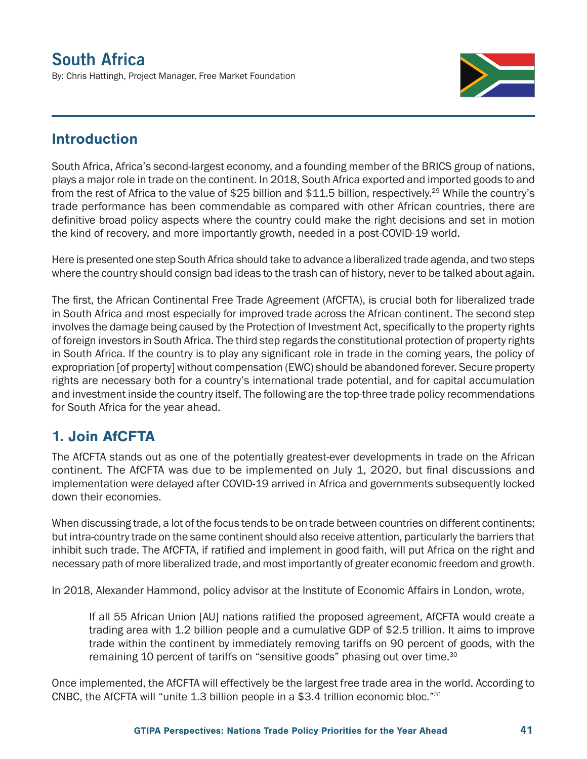# South Africa

By: Chris Hattingh, Project Manager, Free Market Foundation

## Introduction

South Africa, Africa's second-largest economy, and a founding member of the BRICS group of nations, plays a major role in trade on the continent. In 2018, South Africa exported and imported goods to and from the rest of Africa to the value of $25 billion and $11.5 billion, respectively.[29] While the country's trade performance has been commendable as compared with other African countries, there are definitive broad policy aspects where the country could make the right decisions and set in motion the kind of recovery, and more importantly growth, needed in a post-COVID-19 world.

Here is presented one step South Africa should take to advance a liberalized trade agenda, and two steps where the country should consign bad ideas to the trash can of history, never to be talked about again.

The first, the African Continental Free Trade Agreement (AfCFTA), is crucial both for liberalized trade in South Africa and most especially for improved trade across the African continent. The second step involves the damage being caused by the Protection of Investment Act, specifically to the property rights of foreign investors in South Africa. The third step regards the constitutional protection of property rights in South Africa. If the country is to play any significant role in trade in the coming years, the policy of expropriation [of property] without compensation (EWC) should be abandoned forever. Secure property rights are necessary both for a country's international trade potential, and for capital accumulation and investment inside the country itself. The following are the top-three trade policy recommendations for South Africa for the year ahead.

## 1. Join AfCFTA

The AfCFTA stands out as one of the potentially greatest-ever developments in trade on the African continent. The AfCFTA was due to be implemented on July 1, 2020, but final discussions and implementation were delayed after COVID-19 arrived in Africa and governments subsequently locked down their economies.

When discussing trade, a lot of the focus tends to be on trade between countries on different continents; but intra-country trade on the same continent should also receive attention, particularly the barriers that inhibit such trade. The AfCFTA, if ratified and implement in good faith, will put Africa on the right and necessary path of more liberalized trade, and most importantly of greater economic freedom and growth.

In 2018, Alexander Hammond, policy advisor at the Institute of Economic Affairs in London, wrote,

> If all 55 African Union [AU] nations ratified the proposed agreement, AfCFTA would create a trading area with 1.2 billion people and a cumulative GDP of $2.5 trillion. It aims to improve trade within the continent by immediately removing tariffs on 90 percent of goods, with the remaining 10 percent of tariffs on "sensitive goods" phasing out over time.[30]

Once implemented, the AfCFTA will effectively be the largest free trade area in the world. According to CNBC, the AfCFTA will "unite 1.3 billion people in a $3.4 trillion economic bloc."[31]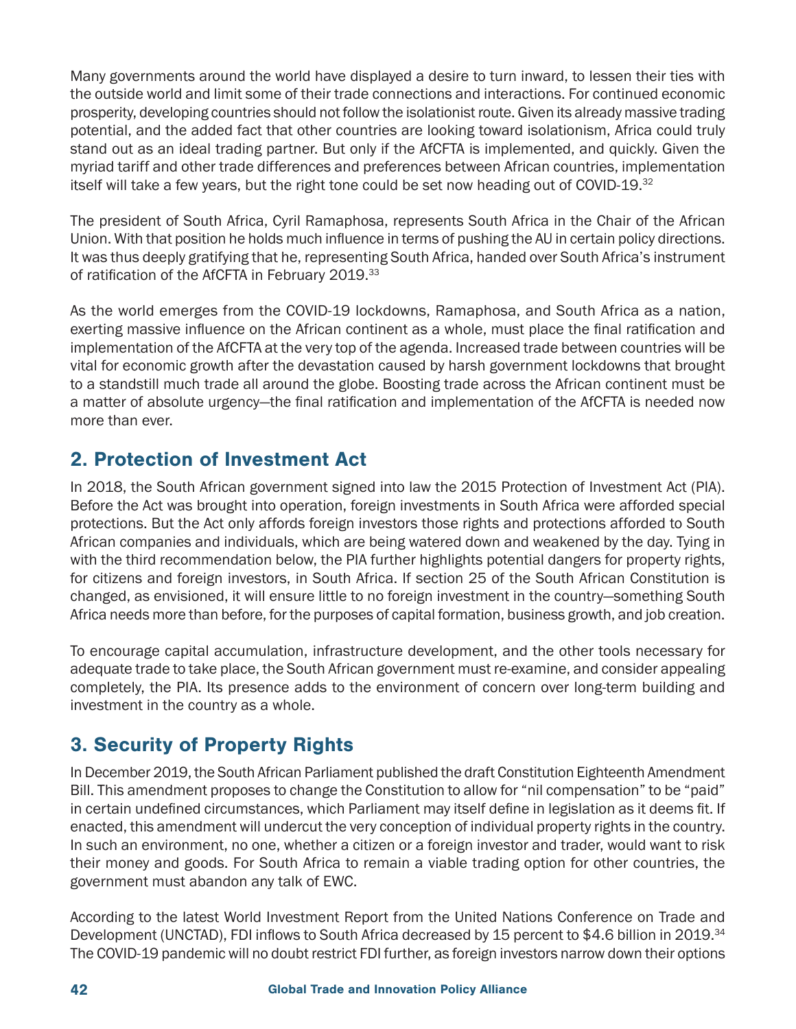Many governments around the world have displayed a desire to turn inward, to lessen their ties with the outside world and limit some of their trade connections and interactions. For continued economic prosperity, developing countries should not follow the isolationist route. Given its already massive trading potential, and the added fact that other countries are looking toward isolationism, Africa could truly stand out as an ideal trading partner. But only if the AfCFTA is implemented, and quickly. Given the myriad tariff and other trade differences and preferences between African countries, implementation itself will take a few years, but the right tone could be set now heading out of COVID-19.[32]

The president of South Africa, Cyril Ramaphosa, represents South Africa in the Chair of the African Union. With that position he holds much influence in terms of pushing the AU in certain policy directions. It was thus deeply gratifying that he, representing South Africa, handed over South Africa's instrument of ratification of the AfCFTA in February 2019.[33]

As the world emerges from the COVID-19 lockdowns, Ramaphosa, and South Africa as a nation, exerting massive influence on the African continent as a whole, must place the final ratification and implementation of the AfCFTA at the very top of the agenda. Increased trade between countries will be vital for economic growth after the devastation caused by harsh government lockdowns that brought to a standstill much trade all around the globe. Boosting trade across the African continent must be a matter of absolute urgency—the final ratification and implementation of the AfCFTA is needed now more than ever.

## 2. Protection of Investment Act

In 2018, the South African government signed into law the 2015 Protection of Investment Act (PIA). Before the Act was brought into operation, foreign investments in South Africa were afforded special protections. But the Act only affords foreign investors those rights and protections afforded to South African companies and individuals, which are being watered down and weakened by the day. Tying in with the third recommendation below, the PIA further highlights potential dangers for property rights, for citizens and foreign investors, in South Africa. If section 25 of the South African Constitution is changed, as envisioned, it will ensure little to no foreign investment in the country—something South Africa needs more than before, for the purposes of capital formation, business growth, and job creation.

To encourage capital accumulation, infrastructure development, and the other tools necessary for adequate trade to take place, the South African government must re-examine, and consider appealing completely, the PIA. Its presence adds to the environment of concern over long-term building and investment in the country as a whole.

## 3. Security of Property Rights

In December 2019, the South African Parliament published the draft Constitution Eighteenth Amendment Bill. This amendment proposes to change the Constitution to allow for "nil compensation" to be "paid" in certain undefined circumstances, which Parliament may itself define in legislation as it deems fit. If enacted, this amendment will undercut the very conception of individual property rights in the country. In such an environment, no one, whether a citizen or a foreign investor and trader, would want to risk their money and goods. For South Africa to remain a viable trading option for other countries, the government must abandon any talk of EWC.

According to the latest World Investment Report from the United Nations Conference on Trade and Development (UNCTAD), FDI inflows to South Africa decreased by 15 percent to $4.6 billion in 2019.[34] The COVID-19 pandemic will no doubt restrict FDI further, as foreign investors narrow down their options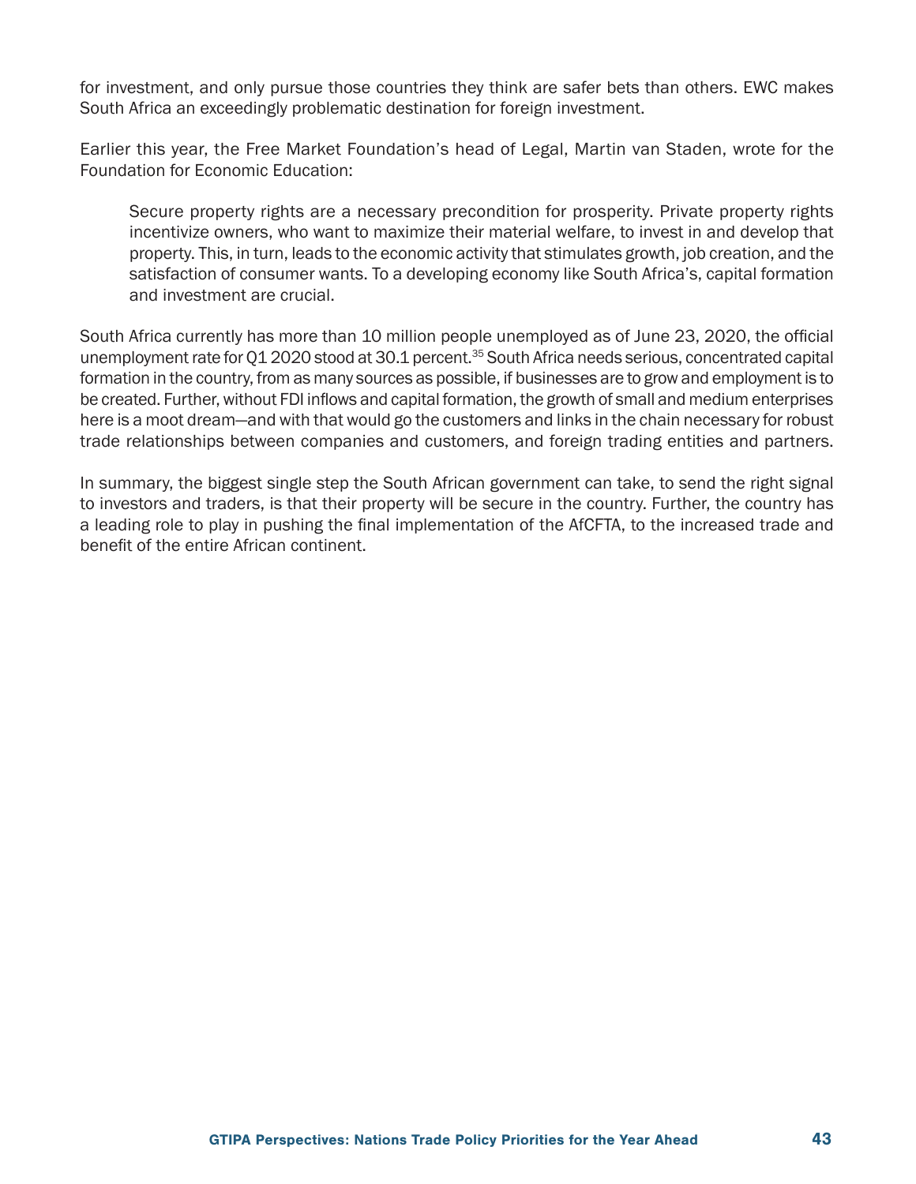for investment, and only pursue those countries they think are safer bets than others. EWC makes South Africa an exceedingly problematic destination for foreign investment.

Earlier this year, the Free Market Foundation's head of Legal, Martin van Staden, wrote for the Foundation for Economic Education:

> Secure property rights are a necessary precondition for prosperity. Private property rights incentivize owners, who want to maximize their material welfare, to invest in and develop that property. This, in turn, leads to the economic activity that stimulates growth, job creation, and the satisfaction of consumer wants. To a developing economy like South Africa's, capital formation and investment are crucial.

South Africa currently has more than 10 million people unemployed as of June 23, 2020, the official unemployment rate for Q1 2020 stood at 30.1 percent.[35] South Africa needs serious, concentrated capital formation in the country, from as many sources as possible, if businesses are to grow and employment is to be created. Further, without FDI inflows and capital formation, the growth of small and medium enterprises here is a moot dream—and with that would go the customers and links in the chain necessary for robust trade relationships between companies and customers, and foreign trading entities and partners.

In summary, the biggest single step the South African government can take, to send the right signal to investors and traders, is that their property will be secure in the country. Further, the country has a leading role to play in pushing the final implementation of the AfCFTA, to the increased trade and benefit of the entire African continent.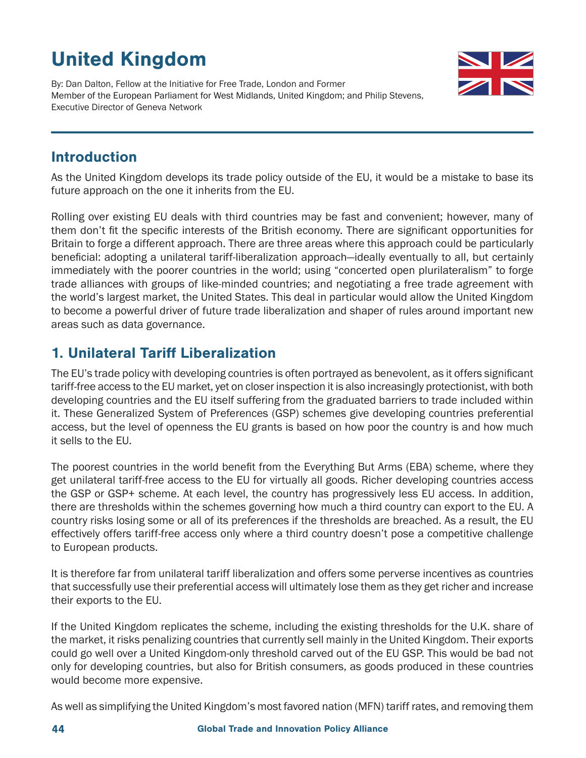# United Kingdom

By: Dan Dalton, Fellow at the Initiative for Free Trade, London and Former Member of the European Parliament for West Midlands, United Kingdom; and Philip Stevens, Executive Director of Geneva Network

## Introduction

As the United Kingdom develops its trade policy outside of the EU, it would be a mistake to base its future approach on the one it inherits from the EU.

Rolling over existing EU deals with third countries may be fast and convenient; however, many of them don't fit the specific interests of the British economy. There are significant opportunities for Britain to forge a different approach. There are three areas where this approach could be particularly beneficial: adopting a unilateral tariff-liberalization approach—ideally eventually to all, but certainly immediately with the poorer countries in the world; using "concerted open plurilateralism" to forge trade alliances with groups of like-minded countries; and negotiating a free trade agreement with the world's largest market, the United States. This deal in particular would allow the United Kingdom to become a powerful driver of future trade liberalization and shaper of rules around important new areas such as data governance.

## 1. Unilateral Tariff Liberalization

The EU's trade policy with developing countries is often portrayed as benevolent, as it offers significant tariff-free access to the EU market, yet on closer inspection it is also increasingly protectionist, with both developing countries and the EU itself suffering from the graduated barriers to trade included within it. These Generalized System of Preferences (GSP) schemes give developing countries preferential access, but the level of openness the EU grants is based on how poor the country is and how much it sells to the EU.

The poorest countries in the world benefit from the Everything But Arms (EBA) scheme, where they get unilateral tariff-free access to the EU for virtually all goods. Richer developing countries access the GSP or GSP+ scheme. At each level, the country has progressively less EU access. In addition, there are thresholds within the schemes governing how much a third country can export to the EU. A country risks losing some or all of its preferences if the thresholds are breached. As a result, the EU effectively offers tariff-free access only where a third country doesn't pose a competitive challenge to European products.

It is therefore far from unilateral tariff liberalization and offers some perverse incentives as countries that successfully use their preferential access will ultimately lose them as they get richer and increase their exports to the EU.

If the United Kingdom replicates the scheme, including the existing thresholds for the U.K. share of the market, it risks penalizing countries that currently sell mainly in the United Kingdom. Their exports could go well over a United Kingdom-only threshold carved out of the EU GSP. This would be bad not only for developing countries, but also for British consumers, as goods produced in these countries would become more expensive.

As well as simplifying the United Kingdom's most favored nation (MFN) tariff rates, and removing them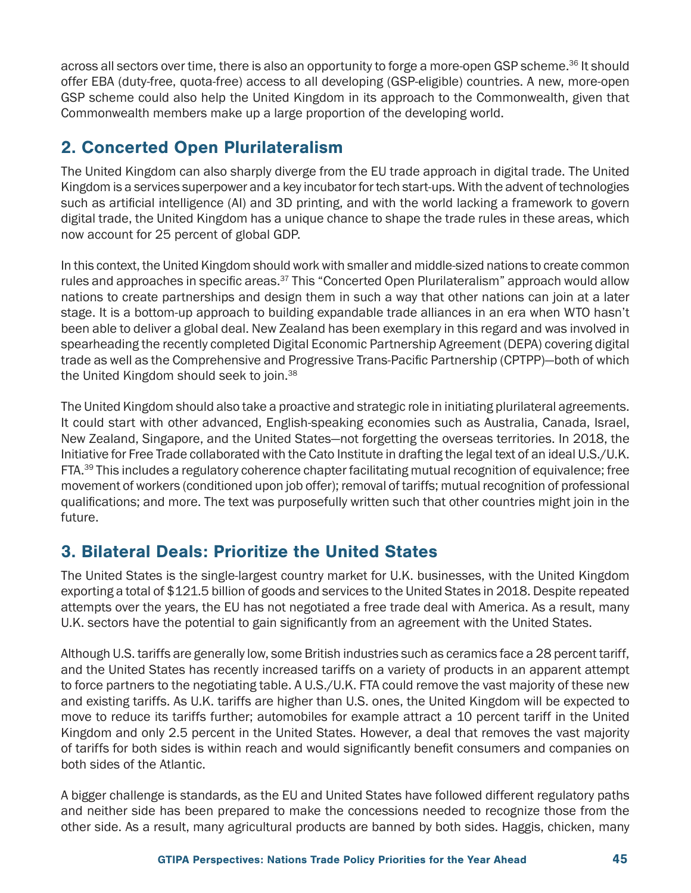across all sectors over time, there is also an opportunity to forge a more-open GSP scheme.[36] It should offer EBA (duty-free, quota-free) access to all developing (GSP-eligible) countries. A new, more-open GSP scheme could also help the United Kingdom in its approach to the Commonwealth, given that Commonwealth members make up a large proportion of the developing world.

## 2. Concerted Open Plurilateralism

The United Kingdom can also sharply diverge from the EU trade approach in digital trade. The United Kingdom is a services superpower and a key incubator for tech start-ups. With the advent of technologies such as artificial intelligence (AI) and 3D printing, and with the world lacking a framework to govern digital trade, the United Kingdom has a unique chance to shape the trade rules in these areas, which now account for 25 percent of global GDP.

In this context, the United Kingdom should work with smaller and middle-sized nations to create common rules and approaches in specific areas.[37] This "Concerted Open Plurilateralism" approach would allow nations to create partnerships and design them in such a way that other nations can join at a later stage. It is a bottom-up approach to building expandable trade alliances in an era when WTO hasn't been able to deliver a global deal. New Zealand has been exemplary in this regard and was involved in spearheading the recently completed Digital Economic Partnership Agreement (DEPA) covering digital trade as well as the Comprehensive and Progressive Trans-Pacific Partnership (CPTPP)—both of which the United Kingdom should seek to join.[38]

The United Kingdom should also take a proactive and strategic role in initiating plurilateral agreements. It could start with other advanced, English-speaking economies such as Australia, Canada, Israel, New Zealand, Singapore, and the United States—not forgetting the overseas territories. In 2018, the Initiative for Free Trade collaborated with the Cato Institute in drafting the legal text of an ideal U.S./U.K. FTA.[39] This includes a regulatory coherence chapter facilitating mutual recognition of equivalence; free movement of workers (conditioned upon job offer); removal of tariffs; mutual recognition of professional qualifications; and more. The text was purposefully written such that other countries might join in the future.

## 3. Bilateral Deals: Prioritize the United States

The United States is the single-largest country market for U.K. businesses, with the United Kingdom exporting a total of $121.5 billion of goods and services to the United States in 2018. Despite repeated attempts over the years, the EU has not negotiated a free trade deal with America. As a result, many U.K. sectors have the potential to gain significantly from an agreement with the United States.

Although U.S. tariffs are generally low, some British industries such as ceramics face a 28 percent tariff, and the United States has recently increased tariffs on a variety of products in an apparent attempt to force partners to the negotiating table. A U.S./U.K. FTA could remove the vast majority of these new and existing tariffs. As U.K. tariffs are higher than U.S. ones, the United Kingdom will be expected to move to reduce its tariffs further; automobiles for example attract a 10 percent tariff in the United Kingdom and only 2.5 percent in the United States. However, a deal that removes the vast majority of tariffs for both sides is within reach and would significantly benefit consumers and companies on both sides of the Atlantic.

A bigger challenge is standards, as the EU and United States have followed different regulatory paths and neither side has been prepared to make the concessions needed to recognize those from the other side. As a result, many agricultural products are banned by both sides. Haggis, chicken, many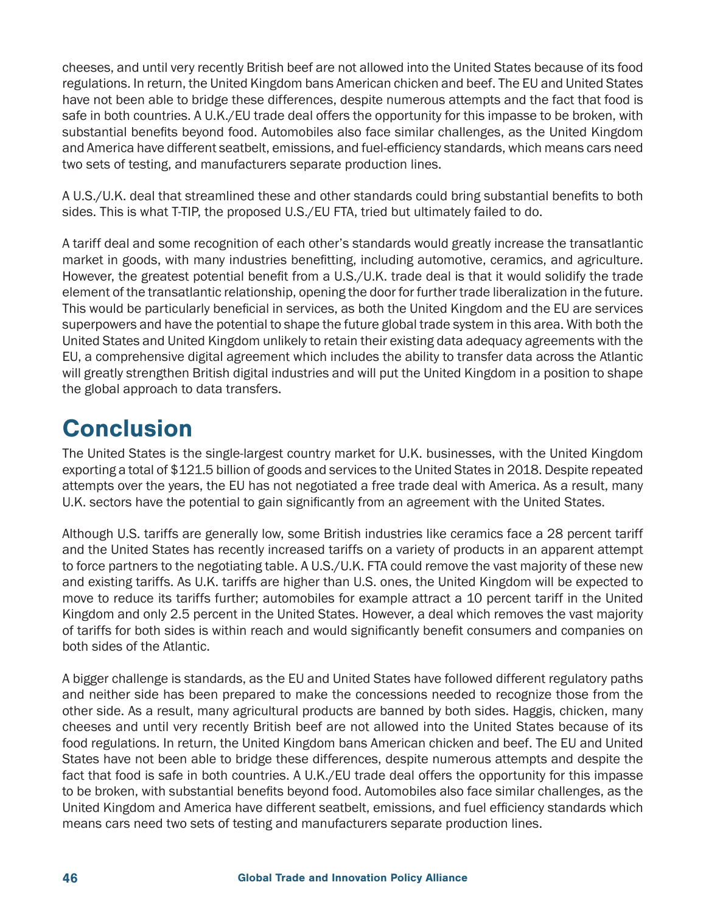cheeses, and until very recently British beef are not allowed into the United States because of its food regulations. In return, the United Kingdom bans American chicken and beef. The EU and United States have not been able to bridge these differences, despite numerous attempts and the fact that food is safe in both countries. A U.K./EU trade deal offers the opportunity for this impasse to be broken, with substantial benefits beyond food. Automobiles also face similar challenges, as the United Kingdom and America have different seatbelt, emissions, and fuel-efficiency standards, which means cars need two sets of testing, and manufacturers separate production lines.

A U.S./U.K. deal that streamlined these and other standards could bring substantial benefits to both sides. This is what T-TIP, the proposed U.S./EU FTA, tried but ultimately failed to do.

A tariff deal and some recognition of each other's standards would greatly increase the transatlantic market in goods, with many industries benefitting, including automotive, ceramics, and agriculture. However, the greatest potential benefit from a U.S./U.K. trade deal is that it would solidify the trade element of the transatlantic relationship, opening the door for further trade liberalization in the future. This would be particularly beneficial in services, as both the United Kingdom and the EU are services superpowers and have the potential to shape the future global trade system in this area. With both the United States and United Kingdom unlikely to retain their existing data adequacy agreements with the EU, a comprehensive digital agreement which includes the ability to transfer data across the Atlantic will greatly strengthen British digital industries and will put the United Kingdom in a position to shape the global approach to data transfers.

# Conclusion

The United States is the single-largest country market for U.K. businesses, with the United Kingdom exporting a total of $121.5 billion of goods and services to the United States in 2018. Despite repeated attempts over the years, the EU has not negotiated a free trade deal with America. As a result, many U.K. sectors have the potential to gain significantly from an agreement with the United States.

Although U.S. tariffs are generally low, some British industries like ceramics face a 28 percent tariff and the United States has recently increased tariffs on a variety of products in an apparent attempt to force partners to the negotiating table. A U.S./U.K. FTA could remove the vast majority of these new and existing tariffs. As U.K. tariffs are higher than U.S. ones, the United Kingdom will be expected to move to reduce its tariffs further; automobiles for example attract a 10 percent tariff in the United Kingdom and only 2.5 percent in the United States. However, a deal which removes the vast majority of tariffs for both sides is within reach and would significantly benefit consumers and companies on both sides of the Atlantic.

A bigger challenge is standards, as the EU and United States have followed different regulatory paths and neither side has been prepared to make the concessions needed to recognize those from the other side. As a result, many agricultural products are banned by both sides. Haggis, chicken, many cheeses and until very recently British beef are not allowed into the United States because of its food regulations. In return, the United Kingdom bans American chicken and beef. The EU and United States have not been able to bridge these differences, despite numerous attempts and despite the fact that food is safe in both countries. A U.K./EU trade deal offers the opportunity for this impasse to be broken, with substantial benefits beyond food. Automobiles also face similar challenges, as the United Kingdom and America have different seatbelt, emissions, and fuel efficiency standards which means cars need two sets of testing and manufacturers separate production lines.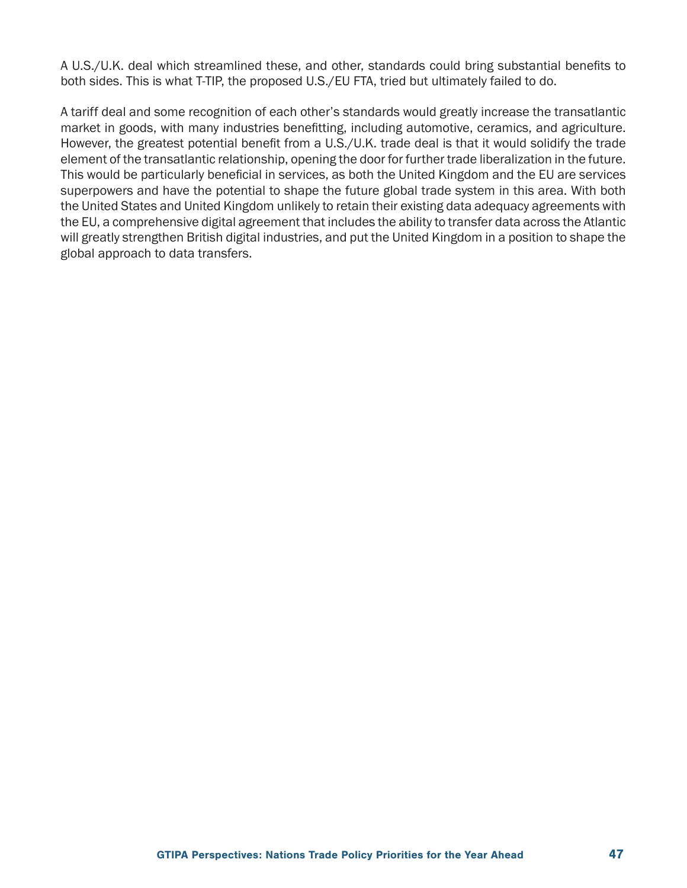A U.S./U.K. deal which streamlined these, and other, standards could bring substantial benefits to both sides. This is what T-TIP, the proposed U.S./EU FTA, tried but ultimately failed to do.

A tariff deal and some recognition of each other's standards would greatly increase the transatlantic market in goods, with many industries benefitting, including automotive, ceramics, and agriculture. However, the greatest potential benefit from a U.S./U.K. trade deal is that it would solidify the trade element of the transatlantic relationship, opening the door for further trade liberalization in the future. This would be particularly beneficial in services, as both the United Kingdom and the EU are services superpowers and have the potential to shape the future global trade system in this area. With both the United States and United Kingdom unlikely to retain their existing data adequacy agreements with the EU, a comprehensive digital agreement that includes the ability to transfer data across the Atlantic will greatly strengthen British digital industries, and put the United Kingdom in a position to shape the global approach to data transfers.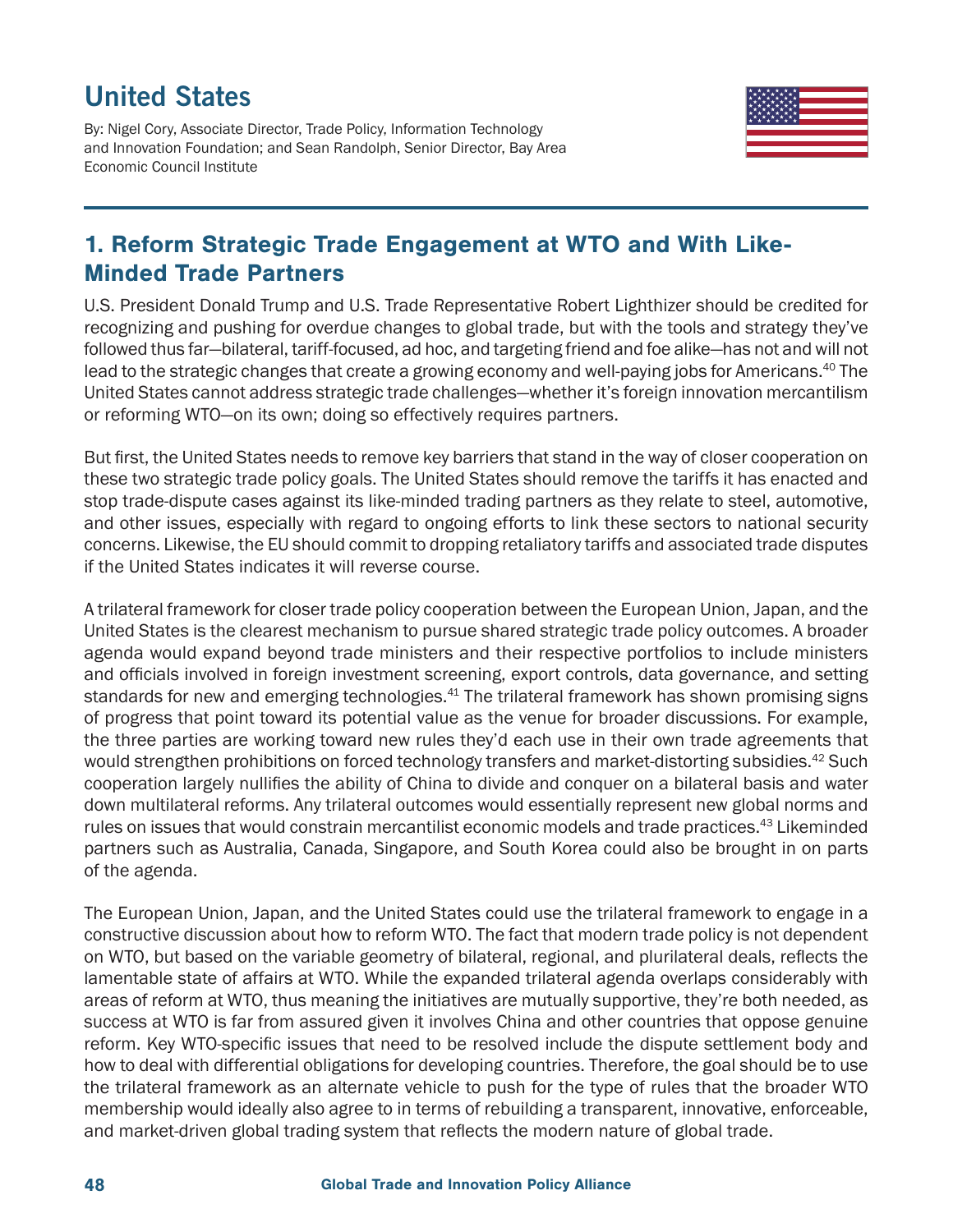# United States

By: Nigel Cory, Associate Director, Trade Policy, Information Technology and Innovation Foundation; and Sean Randolph, Senior Director, Bay Area Economic Council Institute

## 1. Reform Strategic Trade Engagement at WTO and With Like-Minded Trade Partners

U.S. President Donald Trump and U.S. Trade Representative Robert Lighthizer should be credited for recognizing and pushing for overdue changes to global trade, but with the tools and strategy they've followed thus far—bilateral, tariff-focused, ad hoc, and targeting friend and foe alike—has not and will not lead to the strategic changes that create a growing economy and well-paying jobs for Americans.[40] The United States cannot address strategic trade challenges—whether it's foreign innovation mercantilism or reforming WTO—on its own; doing so effectively requires partners.

But first, the United States needs to remove key barriers that stand in the way of closer cooperation on these two strategic trade policy goals. The United States should remove the tariffs it has enacted and stop trade-dispute cases against its like-minded trading partners as they relate to steel, automotive, and other issues, especially with regard to ongoing efforts to link these sectors to national security concerns. Likewise, the EU should commit to dropping retaliatory tariffs and associated trade disputes if the United States indicates it will reverse course.

A trilateral framework for closer trade policy cooperation between the European Union, Japan, and the United States is the clearest mechanism to pursue shared strategic trade policy outcomes. A broader agenda would expand beyond trade ministers and their respective portfolios to include ministers and officials involved in foreign investment screening, export controls, data governance, and setting standards for new and emerging technologies.[41] The trilateral framework has shown promising signs of progress that point toward its potential value as the venue for broader discussions. For example, the three parties are working toward new rules they'd each use in their own trade agreements that would strengthen prohibitions on forced technology transfers and market-distorting subsidies.[42] Such cooperation largely nullifies the ability of China to divide and conquer on a bilateral basis and water down multilateral reforms. Any trilateral outcomes would essentially represent new global norms and rules on issues that would constrain mercantilist economic models and trade practices.[43] Likeminded partners such as Australia, Canada, Singapore, and South Korea could also be brought in on parts of the agenda.

The European Union, Japan, and the United States could use the trilateral framework to engage in a constructive discussion about how to reform WTO. The fact that modern trade policy is not dependent on WTO, but based on the variable geometry of bilateral, regional, and plurilateral deals, reflects the lamentable state of affairs at WTO. While the expanded trilateral agenda overlaps considerably with areas of reform at WTO, thus meaning the initiatives are mutually supportive, they're both needed, as success at WTO is far from assured given it involves China and other countries that oppose genuine reform. Key WTO-specific issues that need to be resolved include the dispute settlement body and how to deal with differential obligations for developing countries. Therefore, the goal should be to use the trilateral framework as an alternate vehicle to push for the type of rules that the broader WTO membership would ideally also agree to in terms of rebuilding a transparent, innovative, enforceable, and market-driven global trading system that reflects the modern nature of global trade.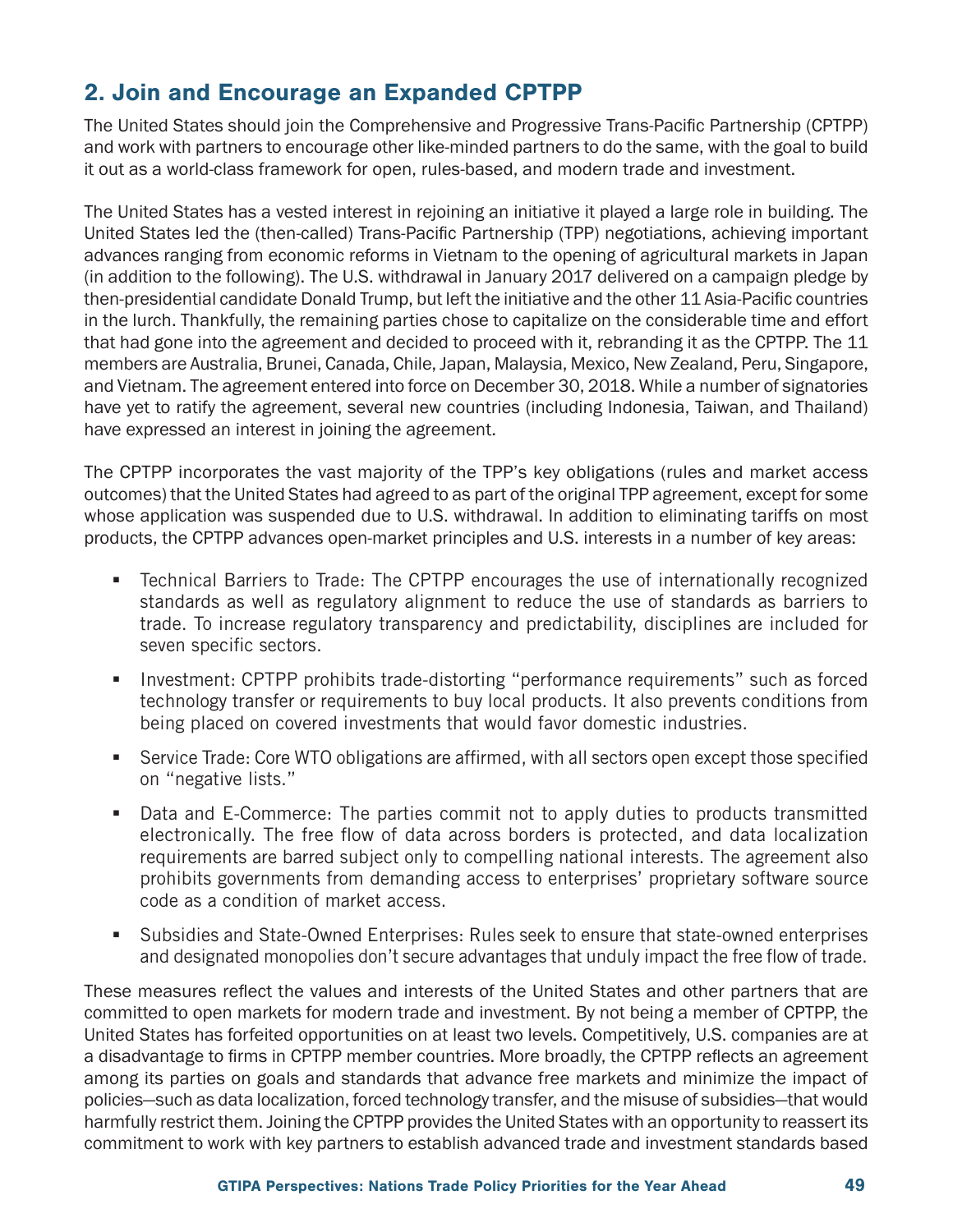## 2. Join and Encourage an Expanded CPTPP

The United States should join the Comprehensive and Progressive Trans-Pacific Partnership (CPTPP) and work with partners to encourage other like-minded partners to do the same, with the goal to build it out as a world-class framework for open, rules-based, and modern trade and investment.

The United States has a vested interest in rejoining an initiative it played a large role in building. The United States led the (then-called) Trans-Pacific Partnership (TPP) negotiations, achieving important advances ranging from economic reforms in Vietnam to the opening of agricultural markets in Japan (in addition to the following). The U.S. withdrawal in January 2017 delivered on a campaign pledge by then-presidential candidate Donald Trump, but left the initiative and the other 11 Asia-Pacific countries in the lurch. Thankfully, the remaining parties chose to capitalize on the considerable time and effort that had gone into the agreement and decided to proceed with it, rebranding it as the CPTPP. The 11 members are Australia, Brunei, Canada, Chile, Japan, Malaysia, Mexico, New Zealand, Peru, Singapore, and Vietnam. The agreement entered into force on December 30, 2018. While a number of signatories have yet to ratify the agreement, several new countries (including Indonesia, Taiwan, and Thailand) have expressed an interest in joining the agreement.

The CPTPP incorporates the vast majority of the TPP's key obligations (rules and market access outcomes) that the United States had agreed to as part of the original TPP agreement, except for some whose application was suspended due to U.S. withdrawal. In addition to eliminating tariffs on most products, the CPTPP advances open-market principles and U.S. interests in a number of key areas:

- Technical Barriers to Trade: The CPTPP encourages the use of internationally recognized standards as well as regulatory alignment to reduce the use of standards as barriers to trade. To increase regulatory transparency and predictability, disciplines are included for seven specific sectors.
- Investment: CPTPP prohibits trade-distorting "performance requirements" such as forced technology transfer or requirements to buy local products. It also prevents conditions from being placed on covered investments that would favor domestic industries.
- Service Trade: Core WTO obligations are affirmed, with all sectors open except those specified on "negative lists."
- Data and E-Commerce: The parties commit not to apply duties to products transmitted electronically. The free flow of data across borders is protected, and data localization requirements are barred subject only to compelling national interests. The agreement also prohibits governments from demanding access to enterprises' proprietary software source code as a condition of market access.
- Subsidies and State-Owned Enterprises: Rules seek to ensure that state-owned enterprises and designated monopolies don't secure advantages that unduly impact the free flow of trade.

These measures reflect the values and interests of the United States and other partners that are committed to open markets for modern trade and investment. By not being a member of CPTPP, the United States has forfeited opportunities on at least two levels. Competitively, U.S. companies are at a disadvantage to firms in CPTPP member countries. More broadly, the CPTPP reflects an agreement among its parties on goals and standards that advance free markets and minimize the impact of policies—such as data localization, forced technology transfer, and the misuse of subsidies—that would harmfully restrict them. Joining the CPTPP provides the United States with an opportunity to reassert its commitment to work with key partners to establish advanced trade and investment standards based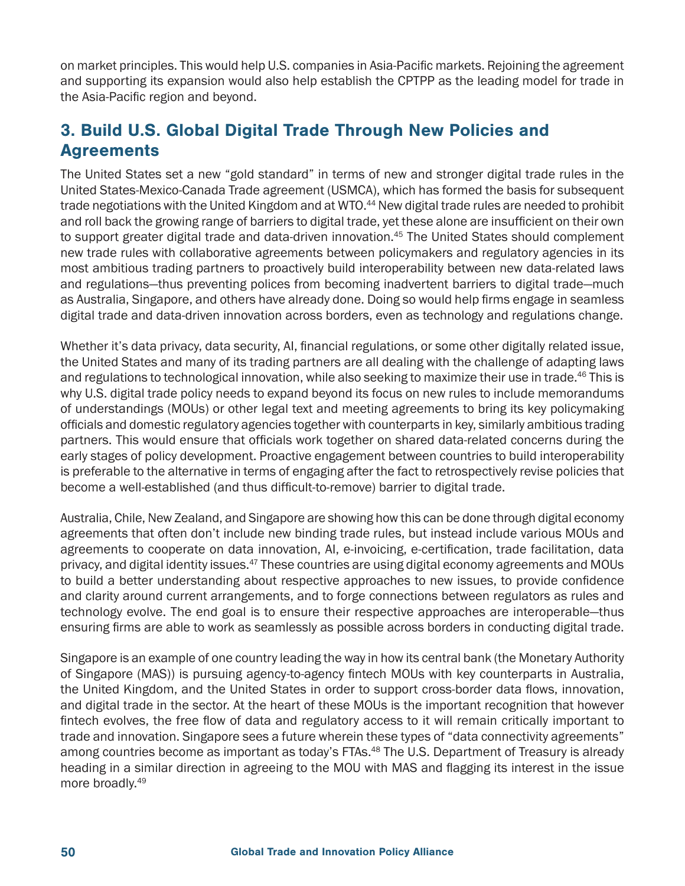on market principles. This would help U.S. companies in Asia-Pacific markets. Rejoining the agreement and supporting its expansion would also help establish the CPTPP as the leading model for trade in the Asia-Pacific region and beyond.

## 3. Build U.S. Global Digital Trade Through New Policies and Agreements

The United States set a new "gold standard" in terms of new and stronger digital trade rules in the United States-Mexico-Canada Trade agreement (USMCA), which has formed the basis for subsequent trade negotiations with the United Kingdom and at WTO.[44] New digital trade rules are needed to prohibit and roll back the growing range of barriers to digital trade, yet these alone are insufficient on their own to support greater digital trade and data-driven innovation.[45] The United States should complement new trade rules with collaborative agreements between policymakers and regulatory agencies in its most ambitious trading partners to proactively build interoperability between new data-related laws and regulations—thus preventing polices from becoming inadvertent barriers to digital trade—much as Australia, Singapore, and others have already done. Doing so would help firms engage in seamless digital trade and data-driven innovation across borders, even as technology and regulations change.

Whether it's data privacy, data security, AI, financial regulations, or some other digitally related issue, the United States and many of its trading partners are all dealing with the challenge of adapting laws and regulations to technological innovation, while also seeking to maximize their use in trade.[46] This is why U.S. digital trade policy needs to expand beyond its focus on new rules to include memorandums of understandings (MOUs) or other legal text and meeting agreements to bring its key policymaking officials and domestic regulatory agencies together with counterparts in key, similarly ambitious trading partners. This would ensure that officials work together on shared data-related concerns during the early stages of policy development. Proactive engagement between countries to build interoperability is preferable to the alternative in terms of engaging after the fact to retrospectively revise policies that become a well-established (and thus difficult-to-remove) barrier to digital trade.

Australia, Chile, New Zealand, and Singapore are showing how this can be done through digital economy agreements that often don't include new binding trade rules, but instead include various MOUs and agreements to cooperate on data innovation, AI, e-invoicing, e-certification, trade facilitation, data privacy, and digital identity issues.[47] These countries are using digital economy agreements and MOUs to build a better understanding about respective approaches to new issues, to provide confidence and clarity around current arrangements, and to forge connections between regulators as rules and technology evolve. The end goal is to ensure their respective approaches are interoperable—thus ensuring firms are able to work as seamlessly as possible across borders in conducting digital trade.

Singapore is an example of one country leading the way in how its central bank (the Monetary Authority of Singapore (MAS)) is pursuing agency-to-agency fintech MOUs with key counterparts in Australia, the United Kingdom, and the United States in order to support cross-border data flows, innovation, and digital trade in the sector. At the heart of these MOUs is the important recognition that however fintech evolves, the free flow of data and regulatory access to it will remain critically important to trade and innovation. Singapore sees a future wherein these types of "data connectivity agreements" among countries become as important as today's FTAs.[48] The U.S. Department of Treasury is already heading in a similar direction in agreeing to the MOU with MAS and flagging its interest in the issue more broadly.[49]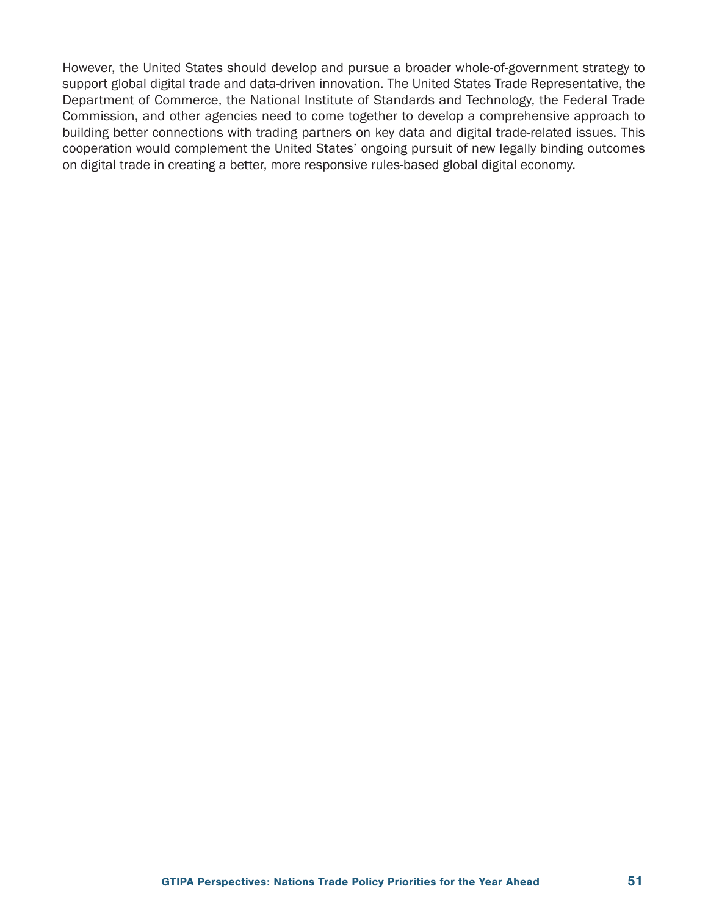However, the United States should develop and pursue a broader whole-of-government strategy to support global digital trade and data-driven innovation. The United States Trade Representative, the Department of Commerce, the National Institute of Standards and Technology, the Federal Trade Commission, and other agencies need to come together to develop a comprehensive approach to building better connections with trading partners on key data and digital trade-related issues. This cooperation would complement the United States' ongoing pursuit of new legally binding outcomes on digital trade in creating a better, more responsive rules-based global digital economy.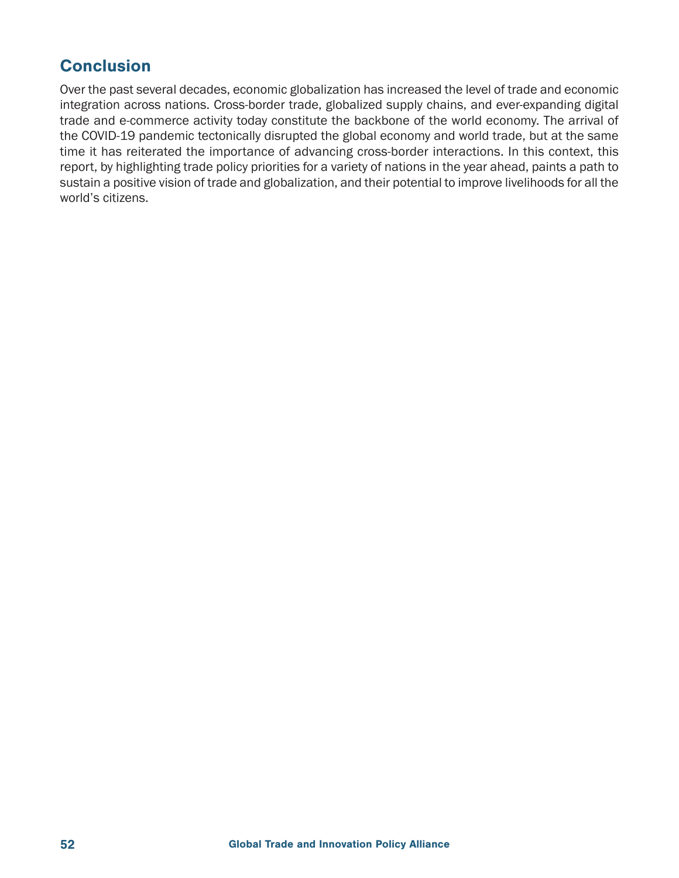## Conclusion

Over the past several decades, economic globalization has increased the level of trade and economic integration across nations. Cross-border trade, globalized supply chains, and ever-expanding digital trade and e-commerce activity today constitute the backbone of the world economy. The arrival of the COVID-19 pandemic tectonically disrupted the global economy and world trade, but at the same time it has reiterated the importance of advancing cross-border interactions. In this context, this report, by highlighting trade policy priorities for a variety of nations in the year ahead, paints a path to sustain a positive vision of trade and globalization, and their potential to improve livelihoods for all the world's citizens.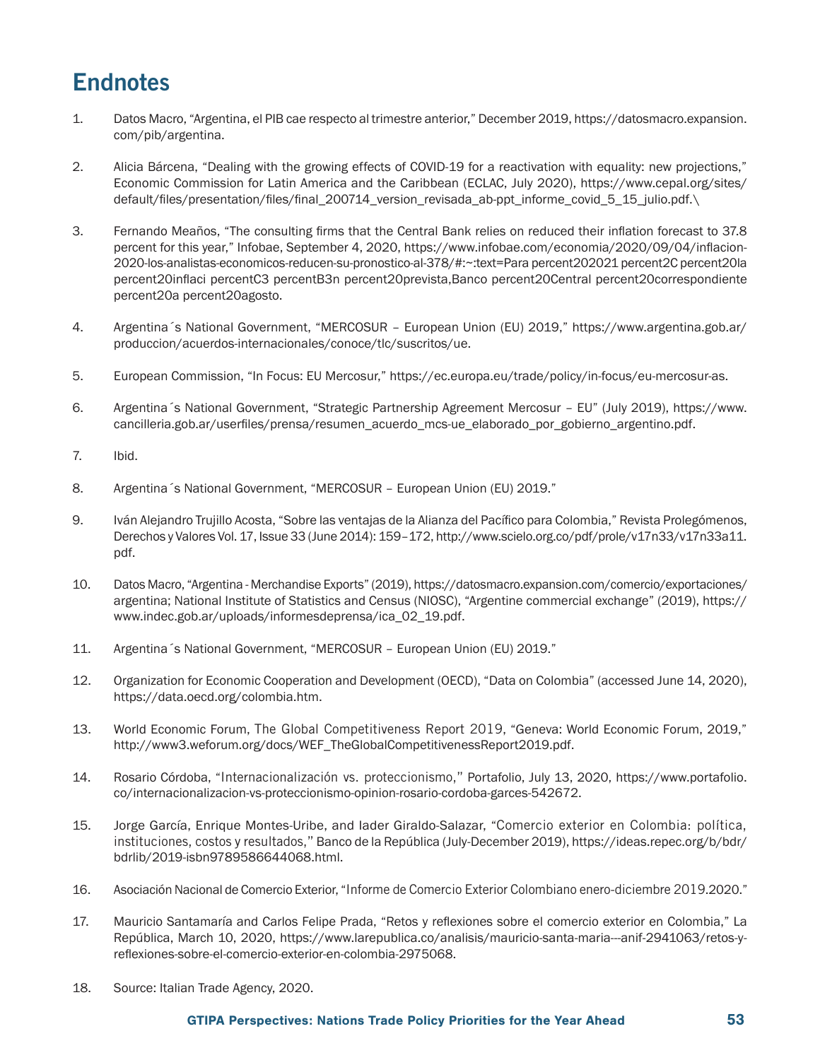# Endnotes

1. Datos Macro, "Argentina, el PIB cae respecto al trimestre anterior," December 2019, https://datosmacro.expansion.com/pib/argentina.

2. Alicia Bárcena, "Dealing with the growing effects of COVID-19 for a reactivation with equality: new projections," Economic Commission for Latin America and the Caribbean (ECLAC, July 2020), https://www.cepal.org/sites/default/files/presentation/files/final_200714_version_revisada_ab-ppt_informe_covid_5_15_julio.pdf.\

3. Fernando Meaños, "The consulting firms that the Central Bank relies on reduced their inflation forecast to 37.8 percent for this year," Infobae, September 4, 2020, https://www.infobae.com/economia/2020/09/04/inflacion-2020-los-analistas-economicos-reducen-su-pronostico-al-378/#:~:text=Para percent202021 percent2C percent20la percent20inflaci percentC3 percentB3n percent20prevista,Banco percent20Central percent20correspondiente percent20a percent20agosto.

4. Argentina´s National Government, "MERCOSUR – European Union (EU) 2019," https://www.argentina.gob.ar/produccion/acuerdos-internacionales/conoce/tlc/suscritos/ue.

5. European Commission, "In Focus: EU Mercosur," https://ec.europa.eu/trade/policy/in-focus/eu-mercosur-as.

6. Argentina´s National Government, "Strategic Partnership Agreement Mercosur – EU" (July 2019), https://www.cancilleria.gob.ar/userfiles/prensa/resumen_acuerdo_mcs-ue_elaborado_por_gobierno_argentino.pdf.

7. Ibid.

8. Argentina´s National Government, "MERCOSUR – European Union (EU) 2019."

9. Iván Alejandro Trujillo Acosta, "Sobre las ventajas de la Alianza del Pacífico para Colombia," Revista Prolegómenos, Derechos y Valores Vol. 17, Issue 33 (June 2014): 159–172, http://www.scielo.org.co/pdf/prole/v17n33/v17n33a11.pdf.

10. Datos Macro, "Argentina - Merchandise Exports" (2019), https://datosmacro.expansion.com/comercio/exportaciones/argentina; National Institute of Statistics and Census (NIOSC), "Argentine commercial exchange" (2019), https://www.indec.gob.ar/uploads/informesdeprensa/ica_02_19.pdf.

11. Argentina´s National Government, "MERCOSUR – European Union (EU) 2019."

12. Organization for Economic Cooperation and Development (OECD), "Data on Colombia" (accessed June 14, 2020), https://data.oecd.org/colombia.htm.

13. World Economic Forum, The Global Competitiveness Report 2019, "Geneva: World Economic Forum, 2019," http://www3.weforum.org/docs/WEF_TheGlobalCompetitivenessReport2019.pdf.

14. Rosario Córdoba, "Internacionalización vs. proteccionismo," Portafolio, July 13, 2020, https://www.portafolio.co/internacionalizacion-vs-proteccionismo-opinion-rosario-cordoba-garces-542672.

15. Jorge García, Enrique Montes-Uribe, and Iader Giraldo-Salazar, "Comercio exterior en Colombia: política, instituciones, costos y resultados," Banco de la República (July-December 2019), https://ideas.repec.org/b/bdr/bdrlib/2019-isbn9789586644068.html.

16. Asociación Nacional de Comercio Exterior, "Informe de Comercio Exterior Colombiano enero-diciembre 2019.2020."

17. Mauricio Santamaría and Carlos Felipe Prada, "Retos y reflexiones sobre el comercio exterior en Colombia," La República, March 10, 2020, https://www.larepublica.co/analisis/mauricio-santa-maria---anif-2941063/retos-y-reflexiones-sobre-el-comercio-exterior-en-colombia-2975068.

18. Source: Italian Trade Agency, 2020.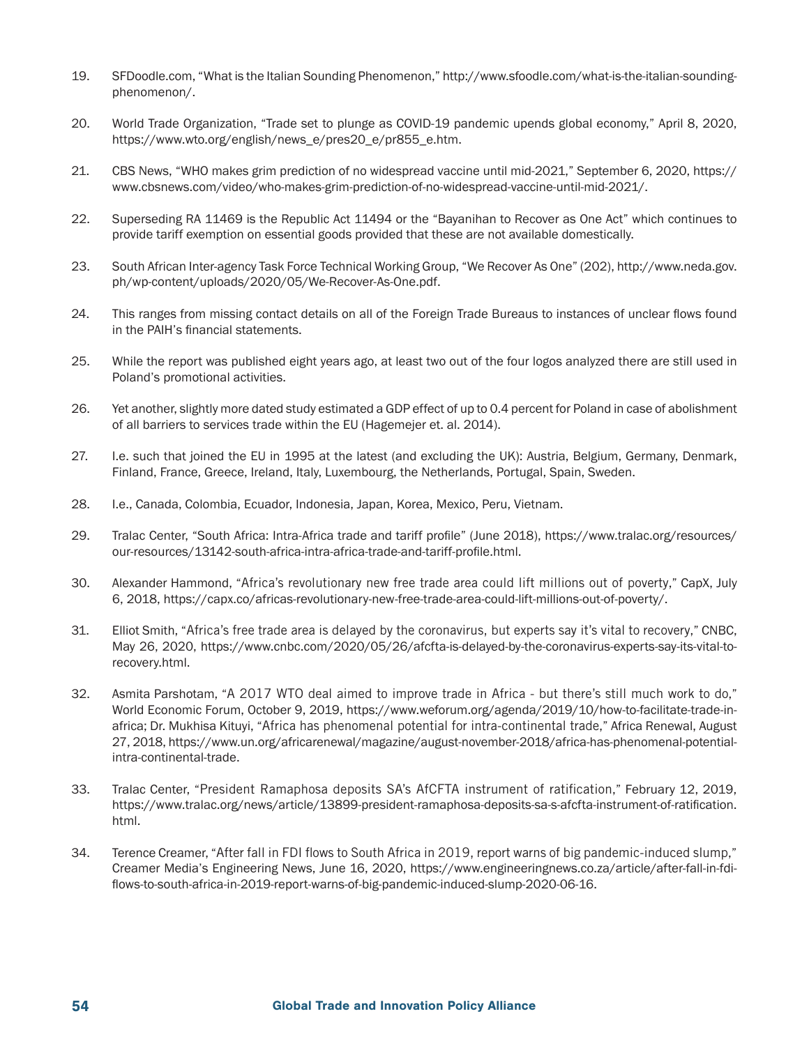19. SFDoodle.com, "What is the Italian Sounding Phenomenon," http://www.sfoodle.com/what-is-the-italian-sounding-phenomenon/.

20. World Trade Organization, "Trade set to plunge as COVID-19 pandemic upends global economy," April 8, 2020, https://www.wto.org/english/news_e/pres20_e/pr855_e.htm.

21. CBS News, "WHO makes grim prediction of no widespread vaccine until mid-2021," September 6, 2020, https://www.cbsnews.com/video/who-makes-grim-prediction-of-no-widespread-vaccine-until-mid-2021/.

22. Superseding RA 11469 is the Republic Act 11494 or the "Bayanihan to Recover as One Act" which continues to provide tariff exemption on essential goods provided that these are not available domestically.

23. South African Inter-agency Task Force Technical Working Group, "We Recover As One" (202), http://www.neda.gov.ph/wp-content/uploads/2020/05/We-Recover-As-One.pdf.

24. This ranges from missing contact details on all of the Foreign Trade Bureaus to instances of unclear flows found in the PAIH's financial statements.

25. While the report was published eight years ago, at least two out of the four logos analyzed there are still used in Poland's promotional activities.

26. Yet another, slightly more dated study estimated a GDP effect of up to 0.4 percent for Poland in case of abolishment of all barriers to services trade within the EU (Hagemejer et. al. 2014).

27. I.e. such that joined the EU in 1995 at the latest (and excluding the UK): Austria, Belgium, Germany, Denmark, Finland, France, Greece, Ireland, Italy, Luxembourg, the Netherlands, Portugal, Spain, Sweden.

28. I.e., Canada, Colombia, Ecuador, Indonesia, Japan, Korea, Mexico, Peru, Vietnam.

29. Tralac Center, "South Africa: Intra-Africa trade and tariff profile" (June 2018), https://www.tralac.org/resources/our-resources/13142-south-africa-intra-africa-trade-and-tariff-profile.html.

30. Alexander Hammond, "Africa's revolutionary new free trade area could lift millions out of poverty," CapX, July 6, 2018, https://capx.co/africas-revolutionary-new-free-trade-area-could-lift-millions-out-of-poverty/.

31. Elliot Smith, "Africa's free trade area is delayed by the coronavirus, but experts say it's vital to recovery," CNBC, May 26, 2020, https://www.cnbc.com/2020/05/26/afcfta-is-delayed-by-the-coronavirus-experts-say-its-vital-to-recovery.html.

32. Asmita Parshotam, "A 2017 WTO deal aimed to improve trade in Africa - but there's still much work to do," World Economic Forum, October 9, 2019, https://www.weforum.org/agenda/2019/10/how-to-facilitate-trade-in-africa; Dr. Mukhisa Kituyi, "Africa has phenomenal potential for intra-continental trade," Africa Renewal, August 27, 2018, https://www.un.org/africarenewal/magazine/august-november-2018/africa-has-phenomenal-potential-intra-continental-trade.

33. Tralac Center, "President Ramaphosa deposits SA's AfCFTA instrument of ratification," February 12, 2019, https://www.tralac.org/news/article/13899-president-ramaphosa-deposits-sa-s-afcfta-instrument-of-ratification.html.

34. Terence Creamer, "After fall in FDI flows to South Africa in 2019, report warns of big pandemic-induced slump," Creamer Media's Engineering News, June 16, 2020, https://www.engineeringnews.co.za/article/after-fall-in-fdi-flows-to-south-africa-in-2019-report-warns-of-big-pandemic-induced-slump-2020-06-16.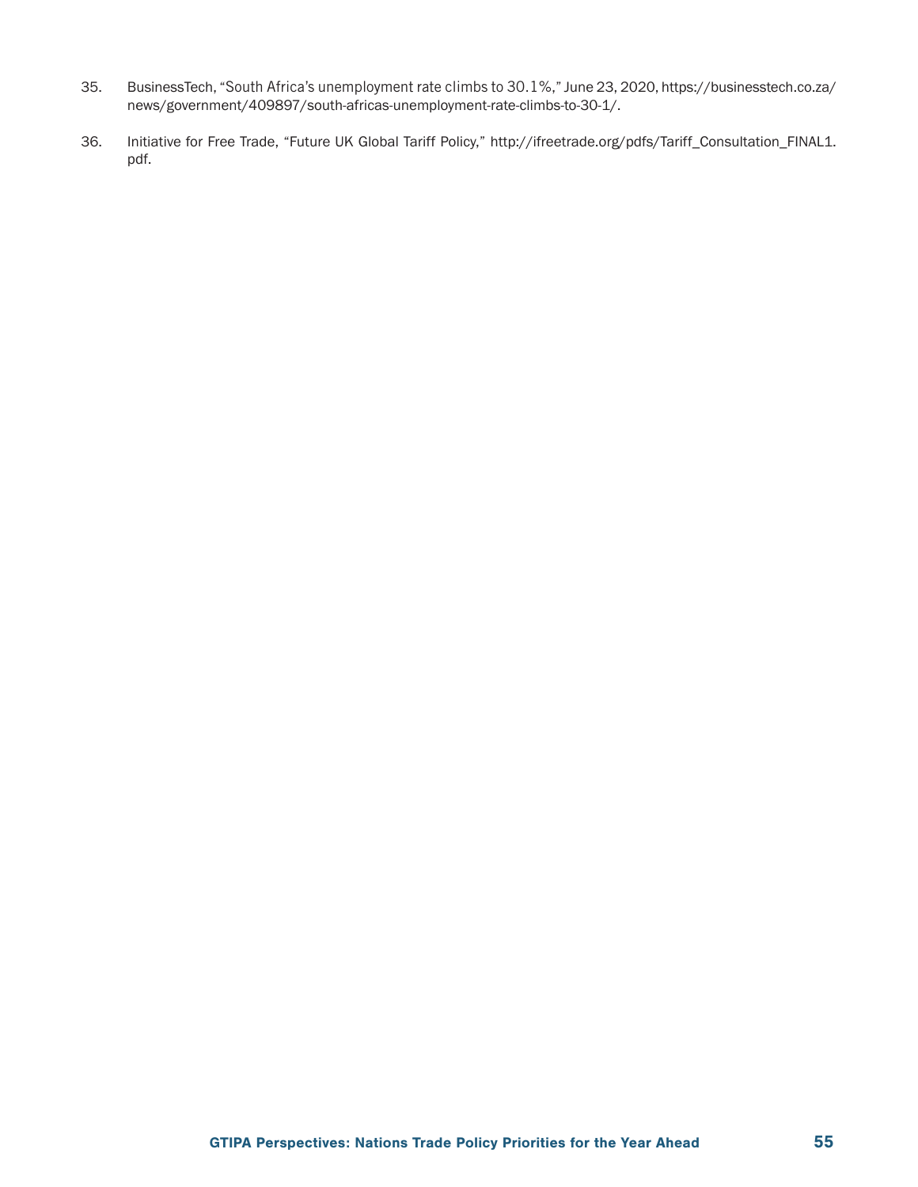35. BusinessTech, "South Africa's unemployment rate climbs to 30.1%," June 23, 2020, https://businesstech.co.za/news/government/409897/south-africas-unemployment-rate-climbs-to-30-1/.

36. Initiative for Free Trade, "Future UK Global Tariff Policy," http://ifreetrade.org/pdfs/Tariff_Consultation_FINAL1.pdf.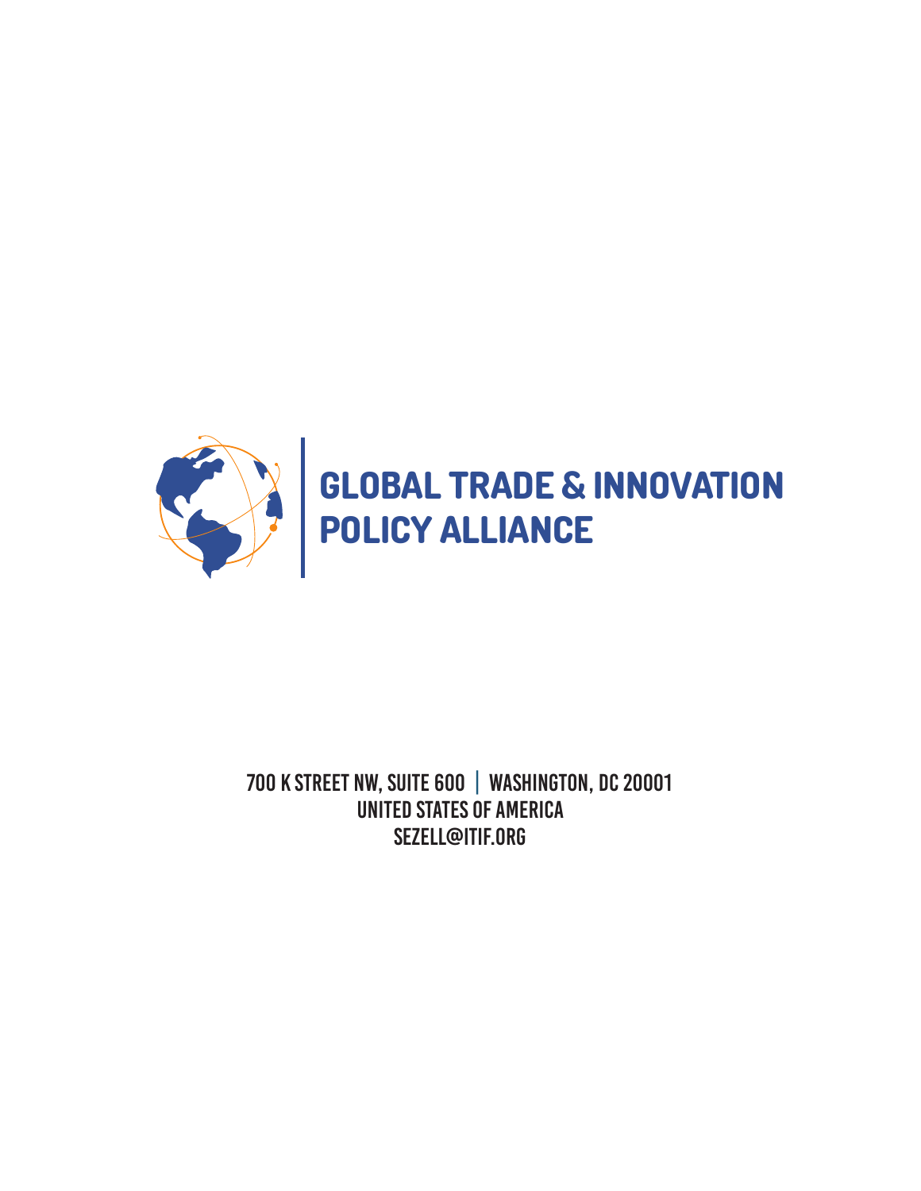GLOBAL TRADE & INNOVATION POLICY ALLIANCE

700 K STREET NW, SUITE 600 | WASHINGTON, DC 20001
UNITED STATES OF AMERICA
SEZELL@ITIF.ORG